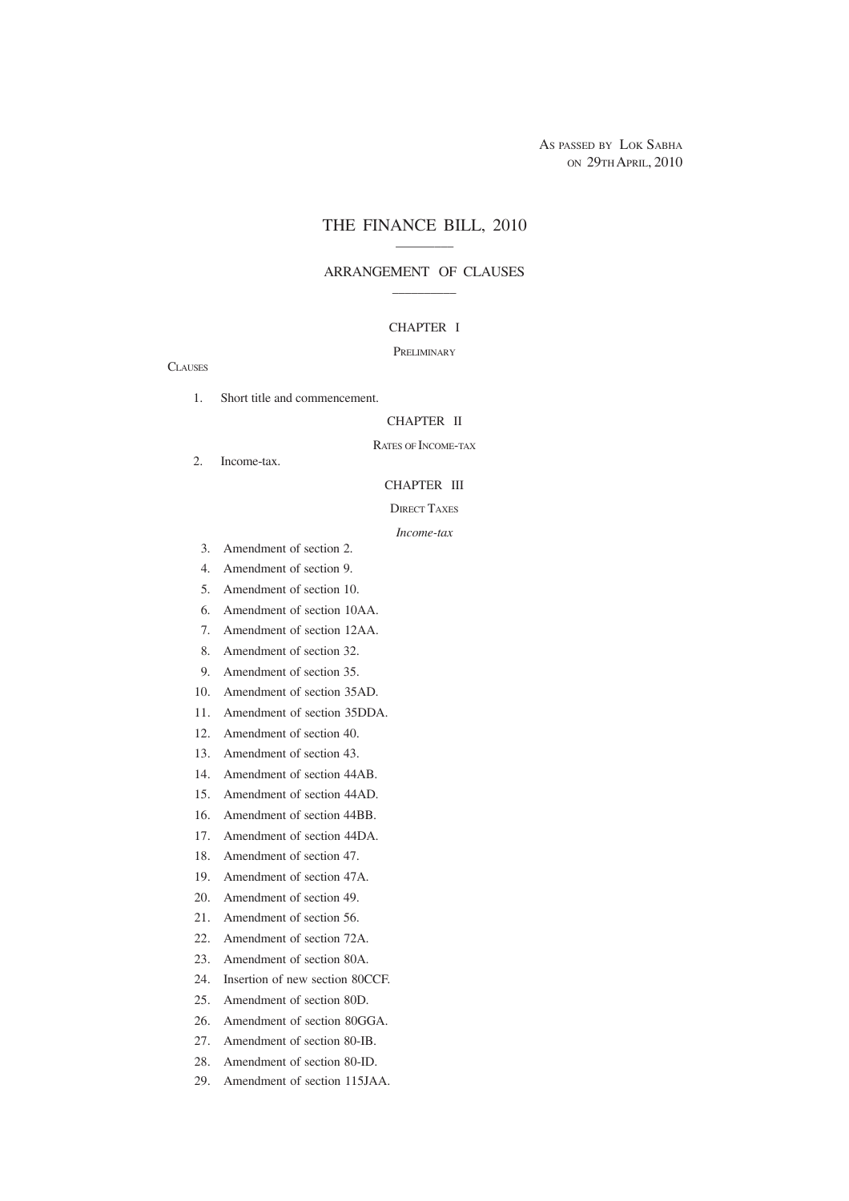AS PASSED BY LOK SABHA
ON 29TH APRIL, 2010

# THE FINANCE BILL, 2010

## ARRANGEMENT OF CLAUSES

### CHAPTER I

PRELIMINARY

CLAUSES

1. Short title and commencement.

### CHAPTER II

RATES OF INCOME-TAX

2. Income-tax.

### CHAPTER III

DIRECT TAXES

*Income-tax*

3. Amendment of section 2.
4. Amendment of section 9.
5. Amendment of section 10.
6. Amendment of section 10AA.
7. Amendment of section 12AA.
8. Amendment of section 32.
9. Amendment of section 35.
10. Amendment of section 35AD.
11. Amendment of section 35DDA.
12. Amendment of section 40.
13. Amendment of section 43.
14. Amendment of section 44AB.
15. Amendment of section 44AD.
16. Amendment of section 44BB.
17. Amendment of section 44DA.
18. Amendment of section 47.
19. Amendment of section 47A.
20. Amendment of section 49.
21. Amendment of section 56.
22. Amendment of section 72A.
23. Amendment of section 80A.
24. Insertion of new section 80CCF.
25. Amendment of section 80D.
26. Amendment of section 80GGA.
27. Amendment of section 80-IB.
28. Amendment of section 80-ID.
29. Amendment of section 115JAA.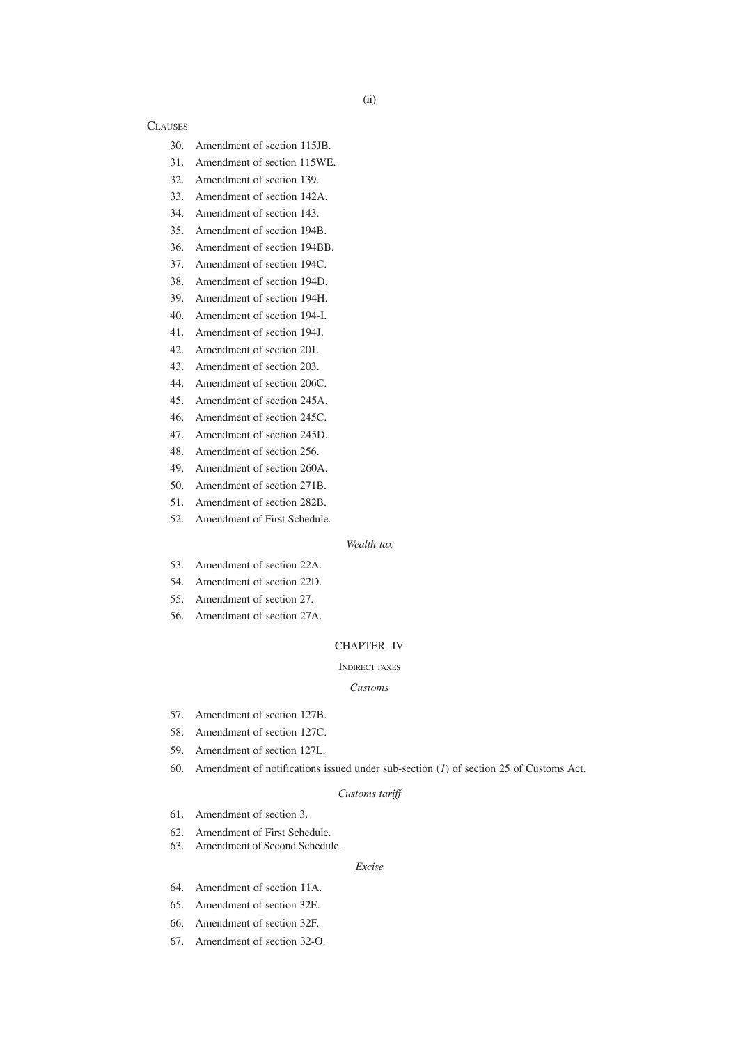CLAUSES

30. Amendment of section 115JB.
31. Amendment of section 115WE.
32. Amendment of section 139.
33. Amendment of section 142A.
34. Amendment of section 143.
35. Amendment of section 194B.
36. Amendment of section 194BB.
37. Amendment of section 194C.
38. Amendment of section 194D.
39. Amendment of section 194H.
40. Amendment of section 194-I.
41. Amendment of section 194J.
42. Amendment of section 201.
43. Amendment of section 203.
44. Amendment of section 206C.
45. Amendment of section 245A.
46. Amendment of section 245C.
47. Amendment of section 245D.
48. Amendment of section 256.
49. Amendment of section 260A.
50. Amendment of section 271B.
51. Amendment of section 282B.
52. Amendment of First Schedule.

*Wealth-tax*

53. Amendment of section 22A.
54. Amendment of section 22D.
55. Amendment of section 27.
56. Amendment of section 27A.

## CHAPTER IV

### INDIRECT TAXES

*Customs*

57. Amendment of section 127B.
58. Amendment of section 127C.
59. Amendment of section 127L.
60. Amendment of notifications issued under sub-section (*1*) of section 25 of Customs Act.

*Customs tariff*

61. Amendment of section 3.
62. Amendment of First Schedule.
63. Amendment of Second Schedule.

*Excise*

64. Amendment of section 11A.
65. Amendment of section 32E.
66. Amendment of section 32F.
67. Amendment of section 32-O.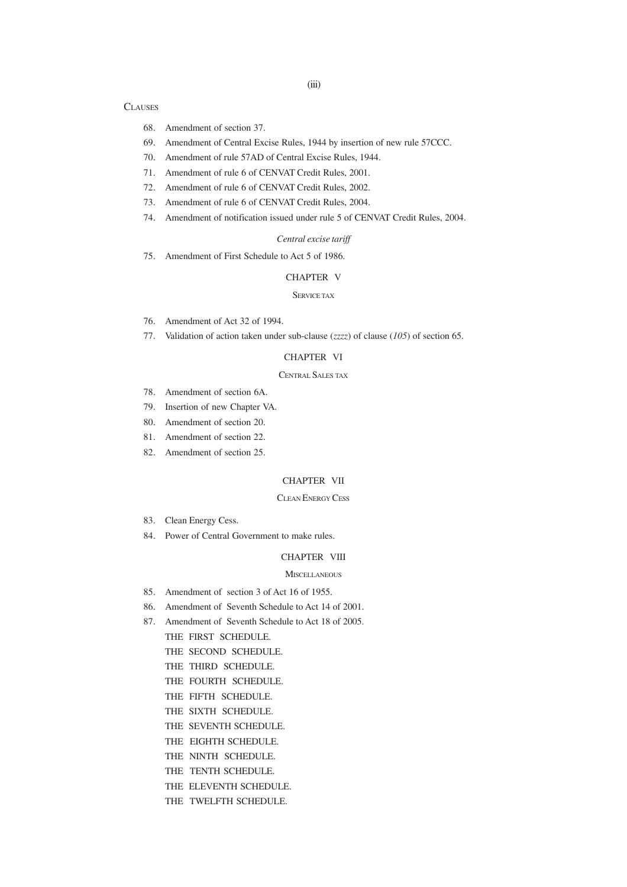CLAUSES

68. Amendment of section 37.
69. Amendment of Central Excise Rules, 1944 by insertion of new rule 57CCC.
70. Amendment of rule 57AD of Central Excise Rules, 1944.
71. Amendment of rule 6 of CENVAT Credit Rules, 2001.
72. Amendment of rule 6 of CENVAT Credit Rules, 2002.
73. Amendment of rule 6 of CENVAT Credit Rules, 2004.
74. Amendment of notification issued under rule 5 of CENVAT Credit Rules, 2004.

*Central excise tariff*

75. Amendment of First Schedule to Act 5 of 1986.

## CHAPTER V

### SERVICE TAX

76. Amendment of Act 32 of 1994.
77. Validation of action taken under sub-clause (*zzzz*) of clause (*105*) of section 65.

## CHAPTER VI

### CENTRAL SALES TAX

78. Amendment of section 6A.
79. Insertion of new Chapter VA.
80. Amendment of section 20.
81. Amendment of section 22.
82. Amendment of section 25.

## CHAPTER VII

### CLEAN ENERGY CESS

83. Clean Energy Cess.
84. Power of Central Government to make rules.

## CHAPTER VIII

### MISCELLANEOUS

85. Amendment of section 3 of Act 16 of 1955.
86. Amendment of Seventh Schedule to Act 14 of 2001.
87. Amendment of Seventh Schedule to Act 18 of 2005.

THE FIRST SCHEDULE.

THE SECOND SCHEDULE.

THE THIRD SCHEDULE.

THE FOURTH SCHEDULE.

THE FIFTH SCHEDULE.

THE SIXTH SCHEDULE.

THE SEVENTH SCHEDULE.

THE EIGHTH SCHEDULE.

THE NINTH SCHEDULE.

THE TENTH SCHEDULE.

THE ELEVENTH SCHEDULE.

THE TWELFTH SCHEDULE.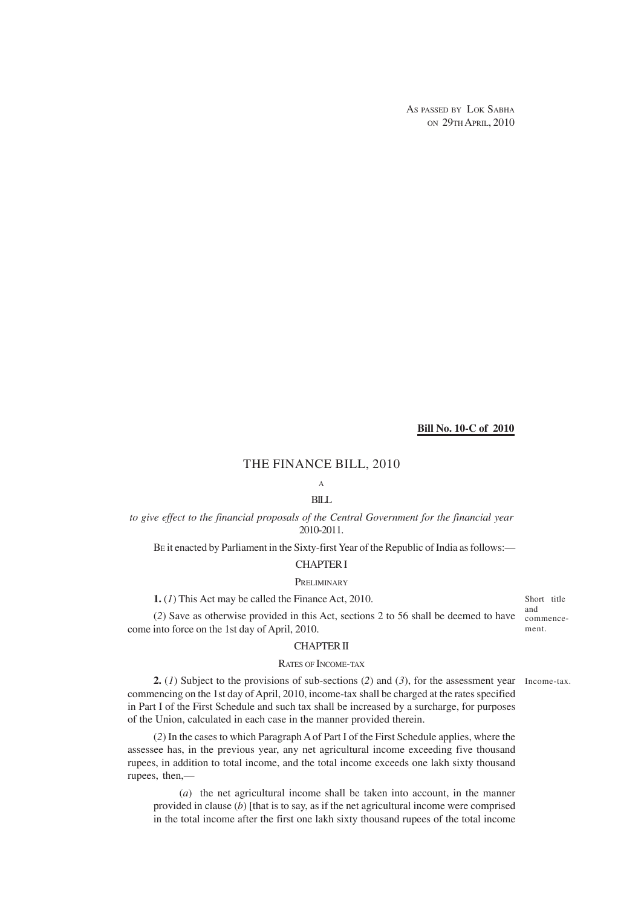AS PASSED BY LOK SABHA
ON 29TH APRIL, 2010

**Bill No. 10-C of 2010**

# THE FINANCE BILL, 2010

A

BILL

*to give effect to the financial proposals of the Central Government for the financial year* 2010-2011.

BE it enacted by Parliament in the Sixty-first Year of the Republic of India as follows:—

## CHAPTER I

### PRELIMINARY

Short title and commencement.

**1.** (*1*) This Act may be called the Finance Act, 2010.

(*2*) Save as otherwise provided in this Act, sections 2 to 56 shall be deemed to have come into force on the 1st day of April, 2010.

## CHAPTER II

### RATES OF INCOME-TAX

Income-tax.

**2.** (*1*) Subject to the provisions of sub-sections (*2*) and (*3*), for the assessment year commencing on the 1st day of April, 2010, income-tax shall be charged at the rates specified in Part I of the First Schedule and such tax shall be increased by a surcharge, for purposes of the Union, calculated in each case in the manner provided therein.

(*2*) In the cases to which Paragraph A of Part I of the First Schedule applies, where the assessee has, in the previous year, any net agricultural income exceeding five thousand rupees, in addition to total income, and the total income exceeds one lakh sixty thousand rupees, then,—

(*a*) the net agricultural income shall be taken into account, in the manner provided in clause (*b*) [that is to say, as if the net agricultural income were comprised in the total income after the first one lakh sixty thousand rupees of the total income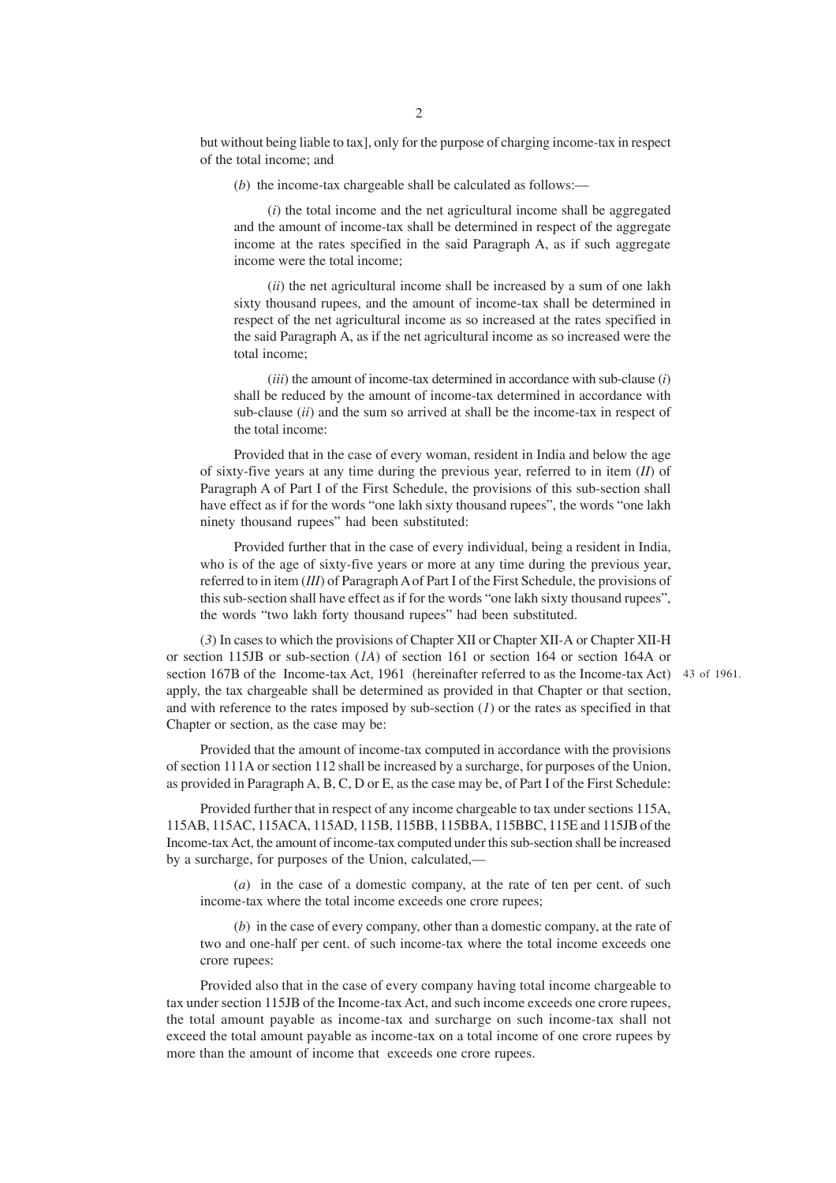but without being liable to tax], only for the purpose of charging income-tax in respect of the total income; and

(*b*) the income-tax chargeable shall be calculated as follows:—

(*i*) the total income and the net agricultural income shall be aggregated and the amount of income-tax shall be determined in respect of the aggregate income at the rates specified in the said Paragraph A, as if such aggregate income were the total income;

(*ii*) the net agricultural income shall be increased by a sum of one lakh sixty thousand rupees, and the amount of income-tax shall be determined in respect of the net agricultural income as so increased at the rates specified in the said Paragraph A, as if the net agricultural income as so increased were the total income;

(*iii*) the amount of income-tax determined in accordance with sub-clause (*i*) shall be reduced by the amount of income-tax determined in accordance with sub-clause (*ii*) and the sum so arrived at shall be the income-tax in respect of the total income:

Provided that in the case of every woman, resident in India and below the age of sixty-five years at any time during the previous year, referred to in item (*II*) of Paragraph A of Part I of the First Schedule, the provisions of this sub-section shall have effect as if for the words "one lakh sixty thousand rupees", the words "one lakh ninety thousand rupees" had been substituted:

Provided further that in the case of every individual, being a resident in India, who is of the age of sixty-five years or more at any time during the previous year, referred to in item (*III*) of Paragraph A of Part I of the First Schedule, the provisions of this sub-section shall have effect as if for the words "one lakh sixty thousand rupees", the words "two lakh forty thousand rupees" had been substituted.

(*3*) In cases to which the provisions of Chapter XII or Chapter XII-A or Chapter XII-H or section 115JB or sub-section (*1A*) of section 161 or section 164 or section 164A or section 167B of the Income-tax Act, 1961 (hereinafter referred to as the Income-tax Act) apply, the tax chargeable shall be determined as provided in that Chapter or that section, and with reference to the rates imposed by sub-section (*1*) or the rates as specified in that Chapter or section, as the case may be:

43 of 1961.

Provided that the amount of income-tax computed in accordance with the provisions of section 111A or section 112 shall be increased by a surcharge, for purposes of the Union, as provided in Paragraph A, B, C, D or E, as the case may be, of Part I of the First Schedule:

Provided further that in respect of any income chargeable to tax under sections 115A, 115AB, 115AC, 115ACA, 115AD, 115B, 115BB, 115BBA, 115BBC, 115E and 115JB of the Income-tax Act, the amount of income-tax computed under this sub-section shall be increased by a surcharge, for purposes of the Union, calculated,—

(*a*) in the case of a domestic company, at the rate of ten per cent. of such income-tax where the total income exceeds one crore rupees;

(*b*) in the case of every company, other than a domestic company, at the rate of two and one-half per cent. of such income-tax where the total income exceeds one crore rupees:

Provided also that in the case of every company having total income chargeable to tax under section 115JB of the Income-tax Act, and such income exceeds one crore rupees, the total amount payable as income-tax and surcharge on such income-tax shall not exceed the total amount payable as income-tax on a total income of one crore rupees by more than the amount of income that exceeds one crore rupees.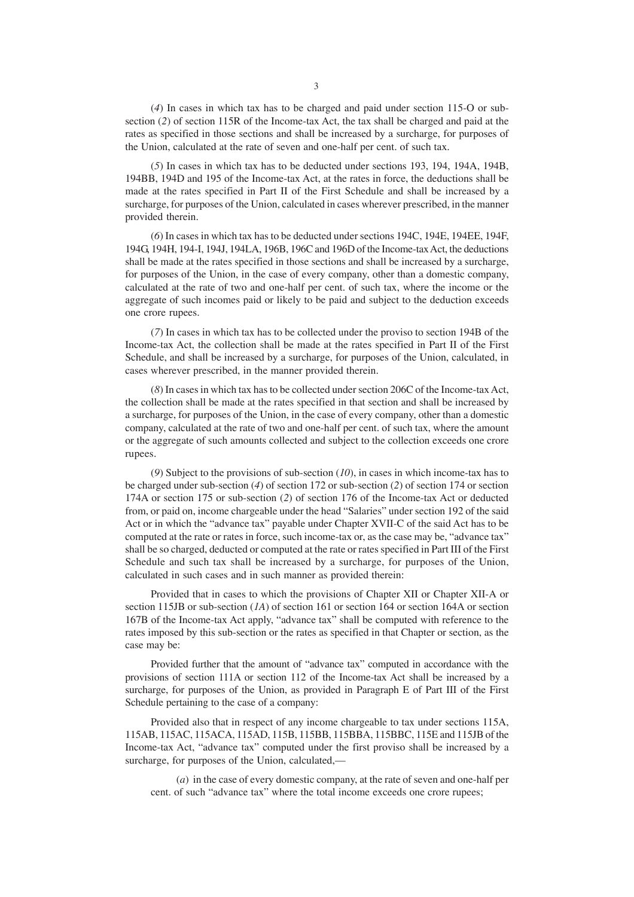(*4*) In cases in which tax has to be charged and paid under section 115-O or sub-section (*2*) of section 115R of the Income-tax Act, the tax shall be charged and paid at the rates as specified in those sections and shall be increased by a surcharge, for purposes of the Union, calculated at the rate of seven and one-half per cent. of such tax.

(*5*) In cases in which tax has to be deducted under sections 193, 194, 194A, 194B, 194BB, 194D and 195 of the Income-tax Act, at the rates in force, the deductions shall be made at the rates specified in Part II of the First Schedule and shall be increased by a surcharge, for purposes of the Union, calculated in cases wherever prescribed, in the manner provided therein.

(*6*) In cases in which tax has to be deducted under sections 194C, 194E, 194EE, 194F, 194G, 194H, 194-I, 194J, 194LA, 196B, 196C and 196D of the Income-tax Act, the deductions shall be made at the rates specified in those sections and shall be increased by a surcharge, for purposes of the Union, in the case of every company, other than a domestic company, calculated at the rate of two and one-half per cent. of such tax, where the income or the aggregate of such incomes paid or likely to be paid and subject to the deduction exceeds one crore rupees.

(*7*) In cases in which tax has to be collected under the proviso to section 194B of the Income-tax Act, the collection shall be made at the rates specified in Part II of the First Schedule, and shall be increased by a surcharge, for purposes of the Union, calculated, in cases wherever prescribed, in the manner provided therein.

(*8*) In cases in which tax has to be collected under section 206C of the Income-tax Act, the collection shall be made at the rates specified in that section and shall be increased by a surcharge, for purposes of the Union, in the case of every company, other than a domestic company, calculated at the rate of two and one-half per cent. of such tax, where the amount or the aggregate of such amounts collected and subject to the collection exceeds one crore rupees.

(*9*) Subject to the provisions of sub-section (*10*), in cases in which income-tax has to be charged under sub-section (*4*) of section 172 or sub-section (*2*) of section 174 or section 174A or section 175 or sub-section (*2*) of section 176 of the Income-tax Act or deducted from, or paid on, income chargeable under the head "Salaries" under section 192 of the said Act or in which the "advance tax" payable under Chapter XVII-C of the said Act has to be computed at the rate or rates in force, such income-tax or, as the case may be, "advance tax" shall be so charged, deducted or computed at the rate or rates specified in Part III of the First Schedule and such tax shall be increased by a surcharge, for purposes of the Union, calculated in such cases and in such manner as provided therein:

Provided that in cases to which the provisions of Chapter XII or Chapter XII-A or section 115JB or sub-section (*1A*) of section 161 or section 164 or section 164A or section 167B of the Income-tax Act apply, "advance tax" shall be computed with reference to the rates imposed by this sub-section or the rates as specified in that Chapter or section, as the case may be:

Provided further that the amount of "advance tax" computed in accordance with the provisions of section 111A or section 112 of the Income-tax Act shall be increased by a surcharge, for purposes of the Union, as provided in Paragraph E of Part III of the First Schedule pertaining to the case of a company:

Provided also that in respect of any income chargeable to tax under sections 115A, 115AB, 115AC, 115ACA, 115AD, 115B, 115BB, 115BBA, 115BBC, 115E and 115JB of the Income-tax Act, "advance tax" computed under the first proviso shall be increased by a surcharge, for purposes of the Union, calculated,—

(*a*) in the case of every domestic company, at the rate of seven and one-half per cent. of such "advance tax" where the total income exceeds one crore rupees;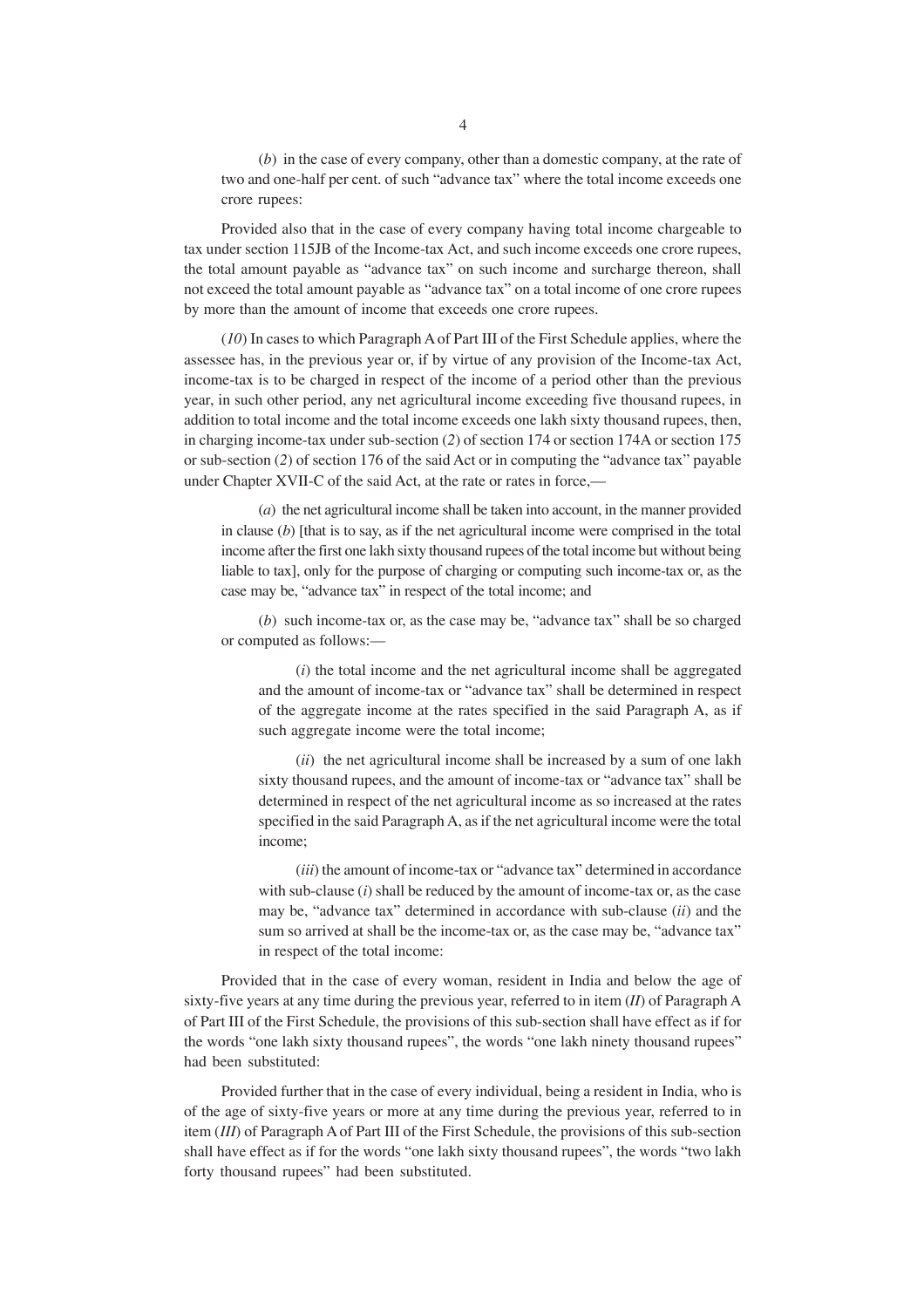(*b*) in the case of every company, other than a domestic company, at the rate of two and one-half per cent. of such "advance tax" where the total income exceeds one crore rupees:

Provided also that in the case of every company having total income chargeable to tax under section 115JB of the Income-tax Act, and such income exceeds one crore rupees, the total amount payable as "advance tax" on such income and surcharge thereon, shall not exceed the total amount payable as "advance tax" on a total income of one crore rupees by more than the amount of income that exceeds one crore rupees.

(*10*) In cases to which Paragraph A of Part III of the First Schedule applies, where the assessee has, in the previous year or, if by virtue of any provision of the Income-tax Act, income-tax is to be charged in respect of the income of a period other than the previous year, in such other period, any net agricultural income exceeding five thousand rupees, in addition to total income and the total income exceeds one lakh sixty thousand rupees, then, in charging income-tax under sub-section (*2*) of section 174 or section 174A or section 175 or sub-section (*2*) of section 176 of the said Act or in computing the "advance tax" payable under Chapter XVII-C of the said Act, at the rate or rates in force,—

(*a*) the net agricultural income shall be taken into account, in the manner provided in clause (*b*) [that is to say, as if the net agricultural income were comprised in the total income after the first one lakh sixty thousand rupees of the total income but without being liable to tax], only for the purpose of charging or computing such income-tax or, as the case may be, "advance tax" in respect of the total income; and

(*b*) such income-tax or, as the case may be, "advance tax" shall be so charged or computed as follows:—

(*i*) the total income and the net agricultural income shall be aggregated and the amount of income-tax or "advance tax" shall be determined in respect of the aggregate income at the rates specified in the said Paragraph A, as if such aggregate income were the total income;

(*ii*) the net agricultural income shall be increased by a sum of one lakh sixty thousand rupees, and the amount of income-tax or "advance tax" shall be determined in respect of the net agricultural income as so increased at the rates specified in the said Paragraph A, as if the net agricultural income were the total income;

(*iii*) the amount of income-tax or "advance tax" determined in accordance with sub-clause (*i*) shall be reduced by the amount of income-tax or, as the case may be, "advance tax" determined in accordance with sub-clause (*ii*) and the sum so arrived at shall be the income-tax or, as the case may be, "advance tax" in respect of the total income:

Provided that in the case of every woman, resident in India and below the age of sixty-five years at any time during the previous year, referred to in item (*II*) of Paragraph A of Part III of the First Schedule, the provisions of this sub-section shall have effect as if for the words "one lakh sixty thousand rupees", the words "one lakh ninety thousand rupees" had been substituted:

Provided further that in the case of every individual, being a resident in India, who is of the age of sixty-five years or more at any time during the previous year, referred to in item (*III*) of Paragraph A of Part III of the First Schedule, the provisions of this sub-section shall have effect as if for the words "one lakh sixty thousand rupees", the words "two lakh forty thousand rupees" had been substituted.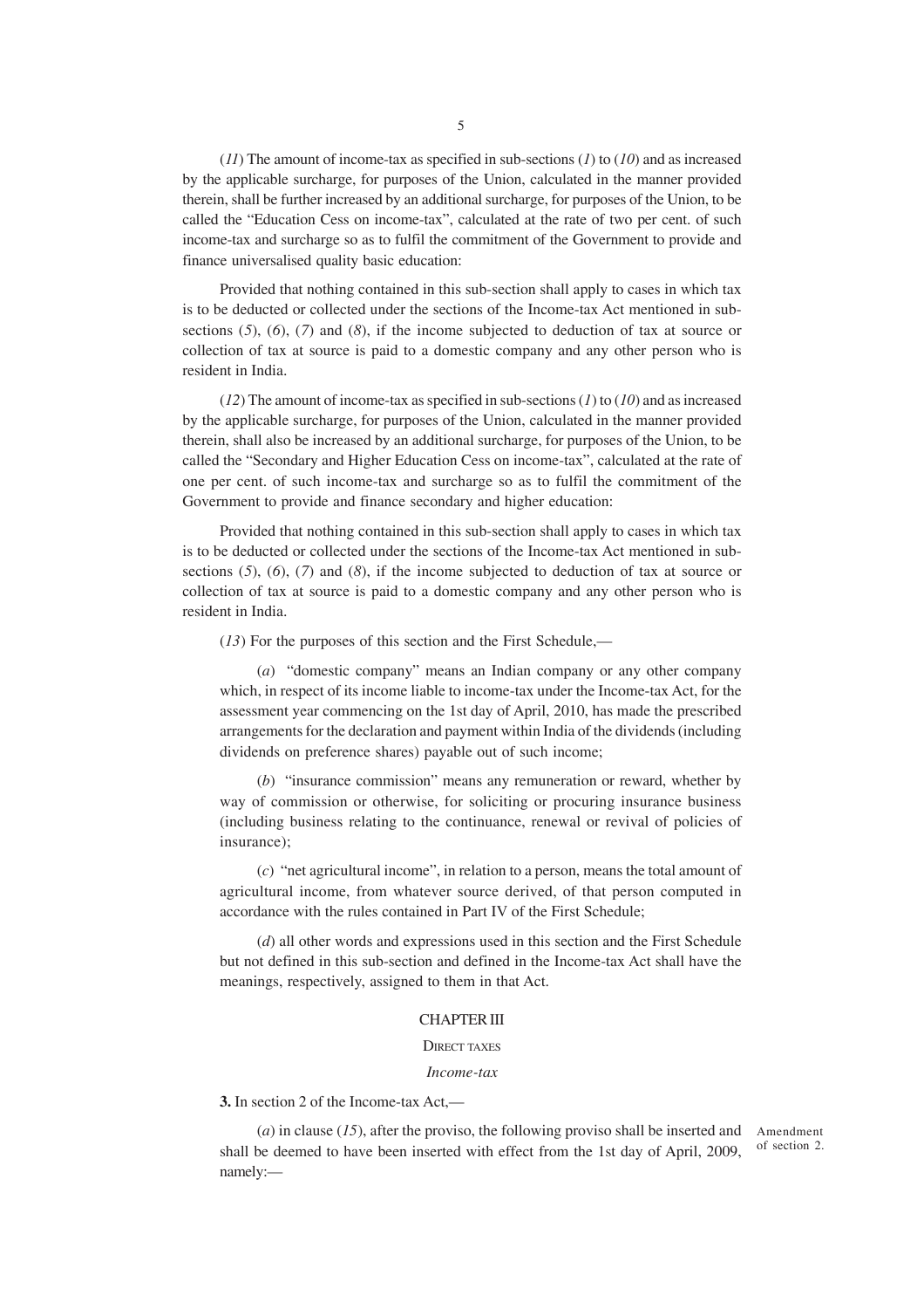(*11*) The amount of income-tax as specified in sub-sections (*1*) to (*10*) and as increased by the applicable surcharge, for purposes of the Union, calculated in the manner provided therein, shall be further increased by an additional surcharge, for purposes of the Union, to be called the "Education Cess on income-tax", calculated at the rate of two per cent. of such income-tax and surcharge so as to fulfil the commitment of the Government to provide and finance universalised quality basic education:

Provided that nothing contained in this sub-section shall apply to cases in which tax is to be deducted or collected under the sections of the Income-tax Act mentioned in sub-sections (*5*), (*6*), (*7*) and (*8*), if the income subjected to deduction of tax at source or collection of tax at source is paid to a domestic company and any other person who is resident in India.

(*12*) The amount of income-tax as specified in sub-sections (*1*) to (*10*) and as increased by the applicable surcharge, for purposes of the Union, calculated in the manner provided therein, shall also be increased by an additional surcharge, for purposes of the Union, to be called the "Secondary and Higher Education Cess on income-tax", calculated at the rate of one per cent. of such income-tax and surcharge so as to fulfil the commitment of the Government to provide and finance secondary and higher education:

Provided that nothing contained in this sub-section shall apply to cases in which tax is to be deducted or collected under the sections of the Income-tax Act mentioned in sub-sections (*5*), (*6*), (*7*) and (*8*), if the income subjected to deduction of tax at source or collection of tax at source is paid to a domestic company and any other person who is resident in India.

(*13*) For the purposes of this section and the First Schedule,—

(*a*) "domestic company" means an Indian company or any other company which, in respect of its income liable to income-tax under the Income-tax Act, for the assessment year commencing on the 1st day of April, 2010, has made the prescribed arrangements for the declaration and payment within India of the dividends (including dividends on preference shares) payable out of such income;

(*b*) "insurance commission" means any remuneration or reward, whether by way of commission or otherwise, for soliciting or procuring insurance business (including business relating to the continuance, renewal or revival of policies of insurance);

(*c*) "net agricultural income", in relation to a person, means the total amount of agricultural income, from whatever source derived, of that person computed in accordance with the rules contained in Part IV of the First Schedule;

(*d*) all other words and expressions used in this section and the First Schedule but not defined in this sub-section and defined in the Income-tax Act shall have the meanings, respectively, assigned to them in that Act.

## CHAPTER III

### DIRECT TAXES

### *Income-tax*

**3.** In section 2 of the Income-tax Act,—

Amendment of section 2.

(*a*) in clause (*15*), after the proviso, the following proviso shall be inserted and shall be deemed to have been inserted with effect from the 1st day of April, 2009, namely:—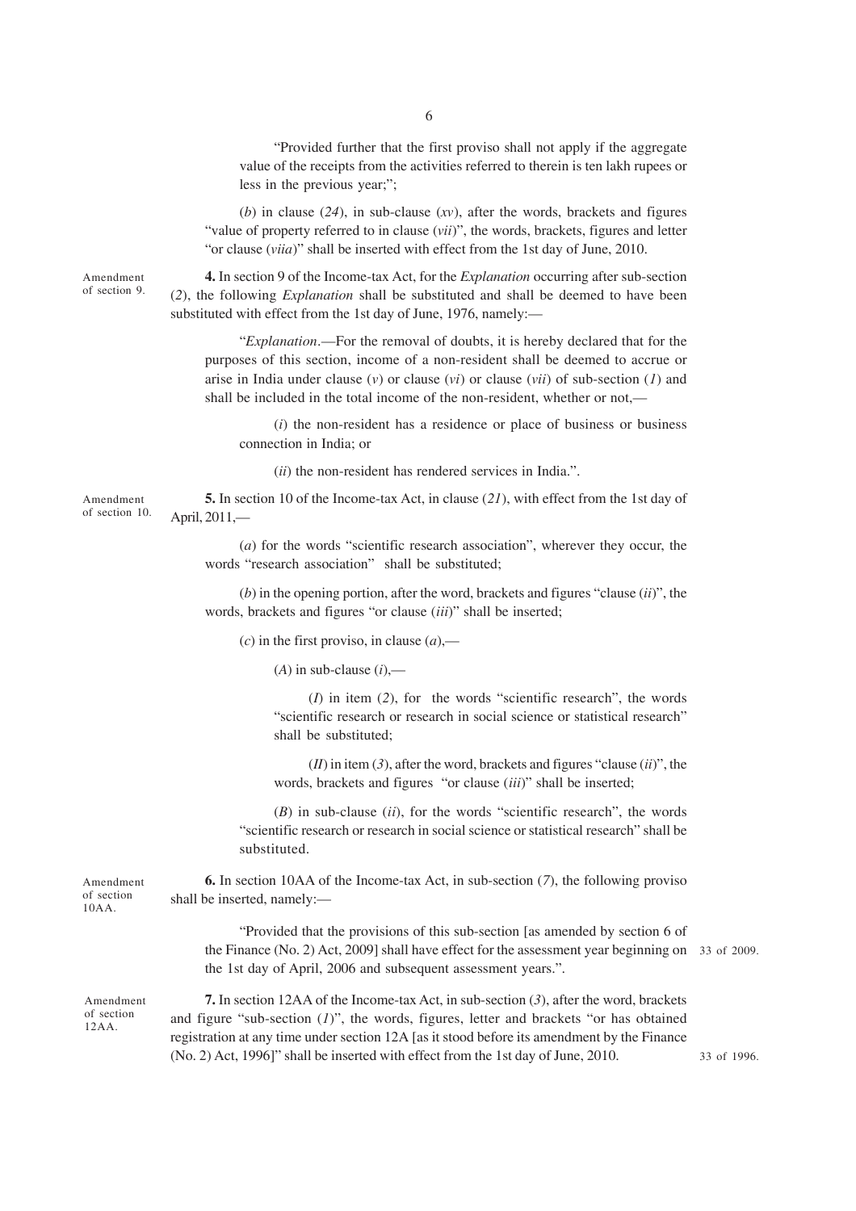"Provided further that the first proviso shall not apply if the aggregate value of the receipts from the activities referred to therein is ten lakh rupees or less in the previous year;";

(*b*) in clause (*24*), in sub-clause (*xv*), after the words, brackets and figures "value of property referred to in clause (*vii*)", the words, brackets, figures and letter "or clause (*viia*)" shall be inserted with effect from the 1st day of June, 2010.

Amendment of section 9.

**4.** In section 9 of the Income-tax Act, for the *Explanation* occurring after sub-section (*2*), the following *Explanation* shall be substituted and shall be deemed to have been substituted with effect from the 1st day of June, 1976, namely:—

"*Explanation*.—For the removal of doubts, it is hereby declared that for the purposes of this section, income of a non-resident shall be deemed to accrue or arise in India under clause (*v*) or clause (*vi*) or clause (*vii*) of sub-section (*1*) and shall be included in the total income of the non-resident, whether or not,—

(*i*) the non-resident has a residence or place of business or business connection in India; or

(*ii*) the non-resident has rendered services in India.".

Amendment of section 10.

**5.** In section 10 of the Income-tax Act, in clause (*21*), with effect from the 1st day of April, 2011,—

(*a*) for the words "scientific research association", wherever they occur, the words "research association" shall be substituted;

(*b*) in the opening portion, after the word, brackets and figures "clause (*ii*)", the words, brackets and figures "or clause (*iii*)" shall be inserted;

(*c*) in the first proviso, in clause (*a*),—

(*A*) in sub-clause (*i*),—

(*I*) in item (*2*), for the words "scientific research", the words "scientific research or research in social science or statistical research" shall be substituted;

(*II*) in item (*3*), after the word, brackets and figures "clause (*ii*)", the words, brackets and figures "or clause (*iii*)" shall be inserted;

(*B*) in sub-clause (*ii*), for the words "scientific research", the words "scientific research or research in social science or statistical research" shall be substituted.

Amendment of section 10AA.

**6.** In section 10AA of the Income-tax Act, in sub-section (*7*), the following proviso shall be inserted, namely:—

"Provided that the provisions of this sub-section [as amended by section 6 of the Finance (No. 2) Act, 2009] shall have effect for the assessment year beginning on the 1st day of April, 2006 and subsequent assessment years.".

33 of 2009.

Amendment of section 12AA.

**7.** In section 12AA of the Income-tax Act, in sub-section (*3*), after the word, brackets and figure "sub-section (*1*)", the words, figures, letter and brackets "or has obtained registration at any time under section 12A [as it stood before its amendment by the Finance (No. 2) Act, 1996]" shall be inserted with effect from the 1st day of June, 2010.

33 of 1996.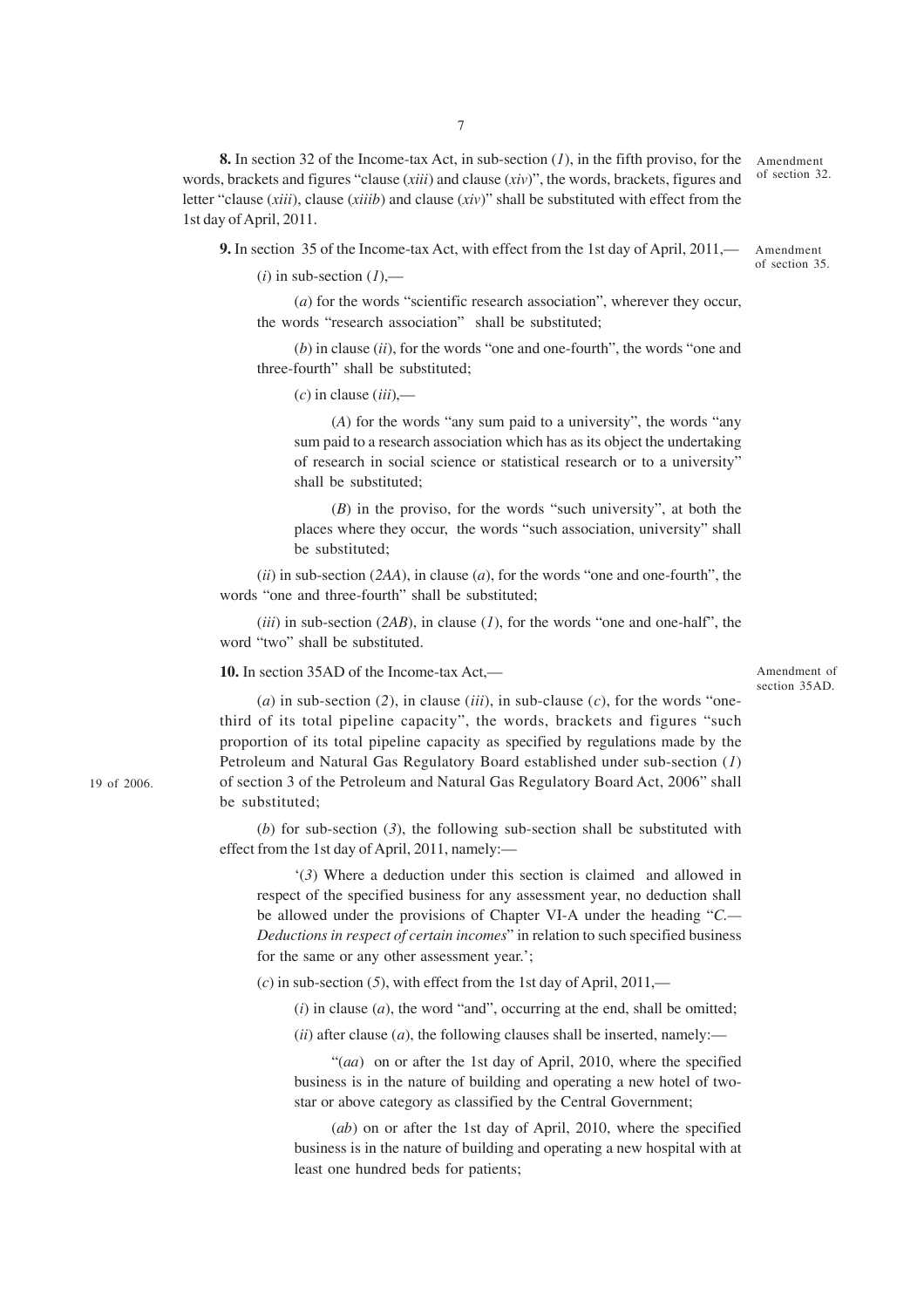**8.** In section 32 of the Income-tax Act, in sub-section (*1*), in the fifth proviso, for the words, brackets and figures "clause (*xiii*) and clause (*xiv*)", the words, brackets, figures and letter "clause (*xiii*), clause (*xiiib*) and clause (*xiv*)" shall be substituted with effect from the 1st day of April, 2011.

Amendment of section 32.

**9.** In section 35 of the Income-tax Act, with effect from the 1st day of April, 2011,—

Amendment of section 35.

(*i*) in sub-section (*1*),—

(*a*) for the words "scientific research association", wherever they occur, the words "research association" shall be substituted;

(*b*) in clause (*ii*), for the words "one and one-fourth", the words "one and three-fourth" shall be substituted;

(*c*) in clause (*iii*),—

(*A*) for the words "any sum paid to a university", the words "any sum paid to a research association which has as its object the undertaking of research in social science or statistical research or to a university" shall be substituted;

(*B*) in the proviso, for the words "such university", at both the places where they occur, the words "such association, university" shall be substituted;

(*ii*) in sub-section (*2AA*), in clause (*a*), for the words "one and one-fourth", the words "one and three-fourth" shall be substituted;

(*iii*) in sub-section (*2AB*), in clause (*1*), for the words "one and one-half", the word "two" shall be substituted.

**10.** In section 35AD of the Income-tax Act,—

Amendment of section 35AD.

(*a*) in sub-section (*2*), in clause (*iii*), in sub-clause (*c*), for the words "one-third of its total pipeline capacity", the words, brackets and figures "such proportion of its total pipeline capacity as specified by regulations made by the Petroleum and Natural Gas Regulatory Board established under sub-section (*1*) of section 3 of the Petroleum and Natural Gas Regulatory Board Act, 2006" shall be substituted;

19 of 2006.

(*b*) for sub-section (*3*), the following sub-section shall be substituted with effect from the 1st day of April, 2011, namely:—

'(*3*) Where a deduction under this section is claimed and allowed in respect of the specified business for any assessment year, no deduction shall be allowed under the provisions of Chapter VI-A under the heading "*C.—Deductions in respect of certain incomes*" in relation to such specified business for the same or any other assessment year.';

(*c*) in sub-section (*5*), with effect from the 1st day of April, 2011,—

(*i*) in clause (*a*), the word "and", occurring at the end, shall be omitted;

(*ii*) after clause (*a*), the following clauses shall be inserted, namely:—

"(*aa*) on or after the 1st day of April, 2010, where the specified business is in the nature of building and operating a new hotel of two-star or above category as classified by the Central Government;

(*ab*) on or after the 1st day of April, 2010, where the specified business is in the nature of building and operating a new hospital with at least one hundred beds for patients;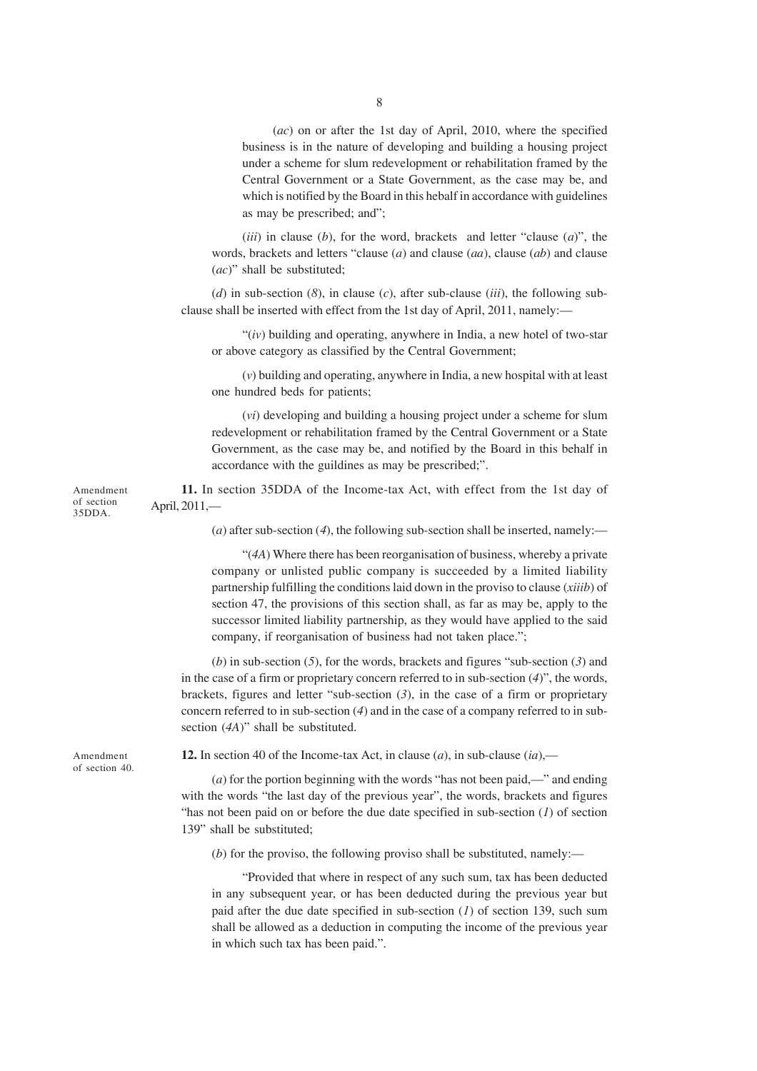(*ac*) on or after the 1st day of April, 2010, where the specified business is in the nature of developing and building a housing project under a scheme for slum redevelopment or rehabilitation framed by the Central Government or a State Government, as the case may be, and which is notified by the Board in this hebalf in accordance with guidelines as may be prescribed; and";

(*iii*) in clause (*b*), for the word, brackets and letter "clause (*a*)", the words, brackets and letters "clause (*a*) and clause (*aa*), clause (*ab*) and clause (*ac*)" shall be substituted;

(*d*) in sub-section (*8*), in clause (*c*), after sub-clause (*iii*), the following sub-clause shall be inserted with effect from the 1st day of April, 2011, namely:—

"(*iv*) building and operating, anywhere in India, a new hotel of two-star or above category as classified by the Central Government;

(*v*) building and operating, anywhere in India, a new hospital with at least one hundred beds for patients;

(*vi*) developing and building a housing project under a scheme for slum redevelopment or rehabilitation framed by the Central Government or a State Government, as the case may be, and notified by the Board in this behalf in accordance with the guildines as may be prescribed;".

Amendment of section 35DDA.

**11.** In section 35DDA of the Income-tax Act, with effect from the 1st day of April, 2011,—

(*a*) after sub-section (*4*), the following sub-section shall be inserted, namely:—

"(*4A*) Where there has been reorganisation of business, whereby a private company or unlisted public company is succeeded by a limited liability partnership fulfilling the conditions laid down in the proviso to clause (*xiiib*) of section 47, the provisions of this section shall, as far as may be, apply to the successor limited liability partnership, as they would have applied to the said company, if reorganisation of business had not taken place.";

(*b*) in sub-section (*5*), for the words, brackets and figures "sub-section (*3*) and in the case of a firm or proprietary concern referred to in sub-section (*4*)", the words, brackets, figures and letter "sub-section (*3*), in the case of a firm or proprietary concern referred to in sub-section (*4*) and in the case of a company referred to in sub-section (*4A*)" shall be substituted.

Amendment of section 40.

**12.** In section 40 of the Income-tax Act, in clause (*a*), in sub-clause (*ia*),—

(*a*) for the portion beginning with the words "has not been paid,—" and ending with the words "the last day of the previous year", the words, brackets and figures "has not been paid on or before the due date specified in sub-section (*1*) of section 139" shall be substituted;

(*b*) for the proviso, the following proviso shall be substituted, namely:—

"Provided that where in respect of any such sum, tax has been deducted in any subsequent year, or has been deducted during the previous year but paid after the due date specified in sub-section (*1*) of section 139, such sum shall be allowed as a deduction in computing the income of the previous year in which such tax has been paid.".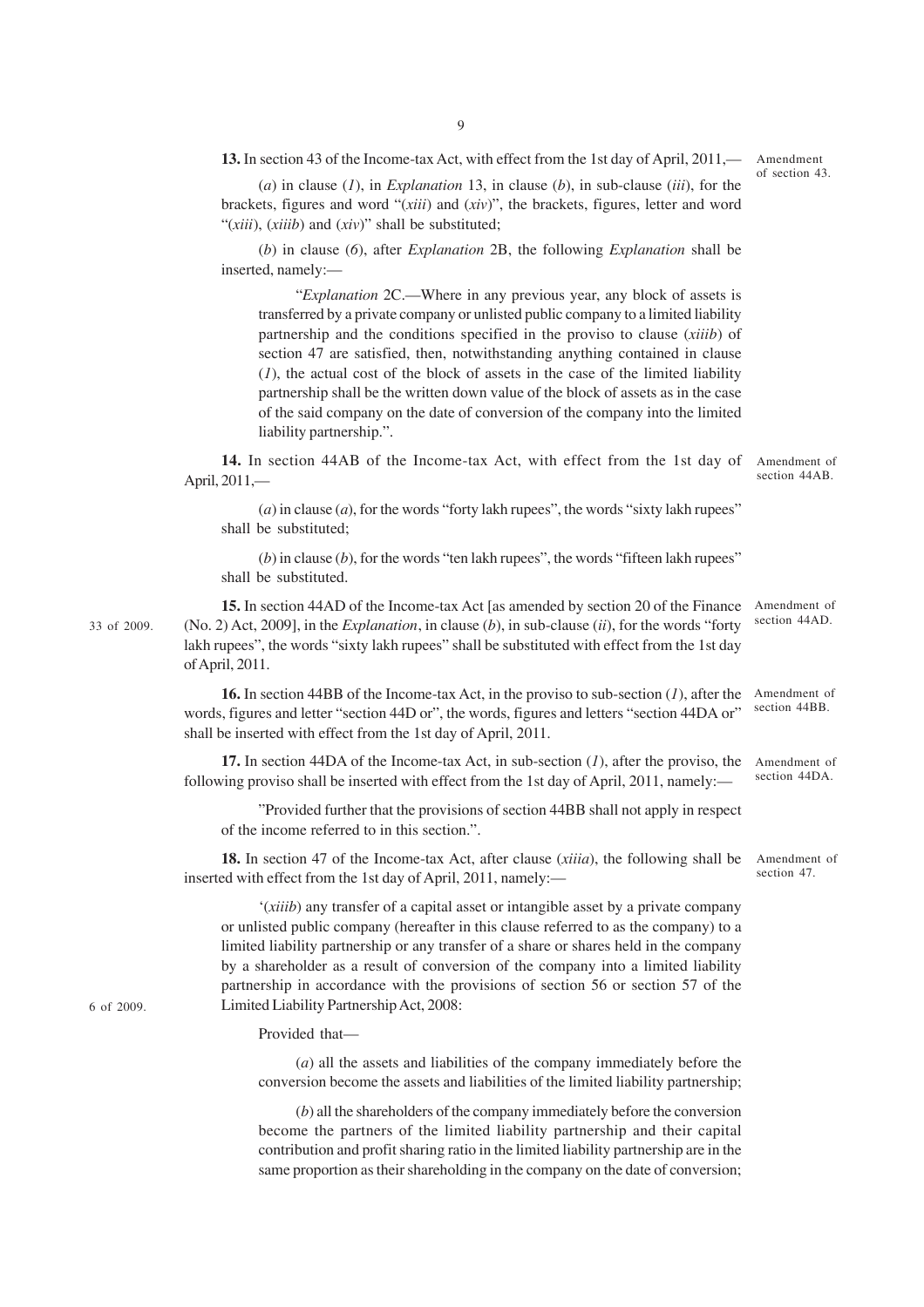**13.** In section 43 of the Income-tax Act, with effect from the 1st day of April, 2011,—

Amendment of section 43.

(*a*) in clause (*1*), in *Explanation* 13, in clause (*b*), in sub-clause (*iii*), for the brackets, figures and word "(*xiii*) and (*xiv*)", the brackets, figures, letter and word "(*xiii*), (*xiiib*) and (*xiv*)" shall be substituted;

(*b*) in clause (*6*), after *Explanation* 2B, the following *Explanation* shall be inserted, namely:—

"*Explanation* 2C.—Where in any previous year, any block of assets is transferred by a private company or unlisted public company to a limited liability partnership and the conditions specified in the proviso to clause (*xiiib*) of section 47 are satisfied, then, notwithstanding anything contained in clause (*1*), the actual cost of the block of assets in the case of the limited liability partnership shall be the written down value of the block of assets as in the case of the said company on the date of conversion of the company into the limited liability partnership.".

**14.** In section 44AB of the Income-tax Act, with effect from the 1st day of April, 2011,—

Amendment of section 44AB.

(*a*) in clause (*a*), for the words "forty lakh rupees", the words "sixty lakh rupees" shall be substituted;

(*b*) in clause (*b*), for the words "ten lakh rupees", the words "fifteen lakh rupees" shall be substituted.

**15.** In section 44AD of the Income-tax Act [as amended by section 20 of the Finance (No. 2) Act, 2009], in the *Explanation*, in clause (*b*), in sub-clause (*ii*), for the words "forty lakh rupees", the words "sixty lakh rupees" shall be substituted with effect from the 1st day of April, 2011.

33 of 2009.

Amendment of section 44AD.

**16.** In section 44BB of the Income-tax Act, in the proviso to sub-section (*1*), after the words, figures and letter "section 44D or", the words, figures and letters "section 44DA or" shall be inserted with effect from the 1st day of April, 2011.

Amendment of section 44BB.

**17.** In section 44DA of the Income-tax Act, in sub-section (*1*), after the proviso, the following proviso shall be inserted with effect from the 1st day of April, 2011, namely:—

Amendment of section 44DA.

"Provided further that the provisions of section 44BB shall not apply in respect of the income referred to in this section.".

**18.** In section 47 of the Income-tax Act, after clause (*xiiia*), the following shall be inserted with effect from the 1st day of April, 2011, namely:—

Amendment of section 47.

'(*xiiib*) any transfer of a capital asset or intangible asset by a private company or unlisted public company (hereafter in this clause referred to as the company) to a limited liability partnership or any transfer of a share or shares held in the company by a shareholder as a result of conversion of the company into a limited liability partnership in accordance with the provisions of section 56 or section 57 of the Limited Liability Partnership Act, 2008:

6 of 2009.

Provided that—

(*a*) all the assets and liabilities of the company immediately before the conversion become the assets and liabilities of the limited liability partnership;

(*b*) all the shareholders of the company immediately before the conversion become the partners of the limited liability partnership and their capital contribution and profit sharing ratio in the limited liability partnership are in the same proportion as their shareholding in the company on the date of conversion;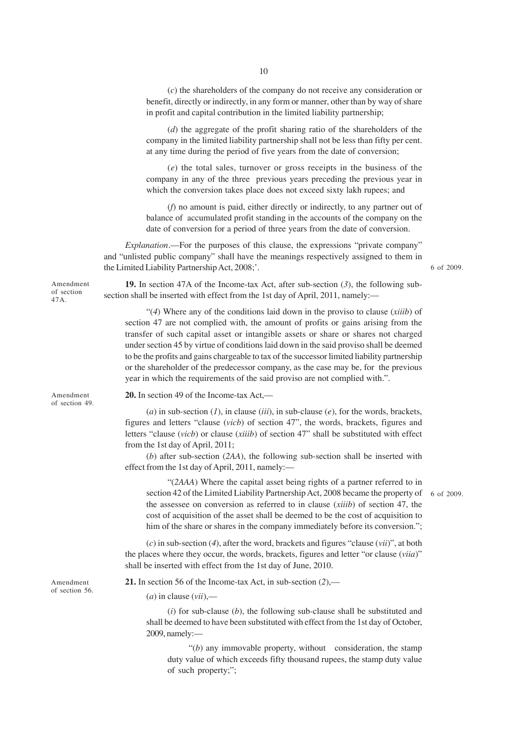(*c*) the shareholders of the company do not receive any consideration or benefit, directly or indirectly, in any form or manner, other than by way of share in profit and capital contribution in the limited liability partnership;

(*d*) the aggregate of the profit sharing ratio of the shareholders of the company in the limited liability partnership shall not be less than fifty per cent. at any time during the period of five years from the date of conversion;

(*e*) the total sales, turnover or gross receipts in the business of the company in any of the three previous years preceding the previous year in which the conversion takes place does not exceed sixty lakh rupees; and

(*f*) no amount is paid, either directly or indirectly, to any partner out of balance of accumulated profit standing in the accounts of the company on the date of conversion for a period of three years from the date of conversion.

*Explanation*.—For the purposes of this clause, the expressions "private company" and "unlisted public company" shall have the meanings respectively assigned to them in the Limited Liability Partnership Act, 2008;'. 6 of 2009.

Amendment of section 47A.

**19.** In section 47A of the Income-tax Act, after sub-section (*3*), the following sub-section shall be inserted with effect from the 1st day of April, 2011, namely:—

"(*4*) Where any of the conditions laid down in the proviso to clause (*xiiib*) of section 47 are not complied with, the amount of profits or gains arising from the transfer of such capital asset or intangible assets or share or shares not charged under section 45 by virtue of conditions laid down in the said proviso shall be deemed to be the profits and gains chargeable to tax of the successor limited liability partnership or the shareholder of the predecessor company, as the case may be, for the previous year in which the requirements of the said proviso are not complied with.".

Amendment of section 49.

**20.** In section 49 of the Income-tax Act,—

(*a*) in sub-section (*1*), in clause (*iii*), in sub-clause (*e*), for the words, brackets, figures and letters "clause (*vicb*) of section 47", the words, brackets, figures and letters "clause (*vicb*) or clause (*xiiib*) of section 47" shall be substituted with effect from the 1st day of April, 2011;

(*b*) after sub-section (*2AA*), the following sub-section shall be inserted with effect from the 1st day of April, 2011, namely:—

"(*2AAA*) Where the capital asset being rights of a partner referred to in section 42 of the Limited Liability Partnership Act, 2008 became the property of the assessee on conversion as referred to in clause (*xiiib*) of section 47, the cost of acquisition of the asset shall be deemed to be the cost of acquisition to him of the share or shares in the company immediately before its conversion."; 6 of 2009.

(*c*) in sub-section (*4*), after the word, brackets and figures "clause (*vii*)", at both the places where they occur, the words, brackets, figures and letter "or clause (*viia*)" shall be inserted with effect from the 1st day of June, 2010.

Amendment of section 56.

**21.** In section 56 of the Income-tax Act, in sub-section (*2*),—

(*a*) in clause (*vii*),—

(*i*) for sub-clause (*b*), the following sub-clause shall be substituted and shall be deemed to have been substituted with effect from the 1st day of October, 2009, namely:—

"(*b*) any immovable property, without consideration, the stamp duty value of which exceeds fifty thousand rupees, the stamp duty value of such property;";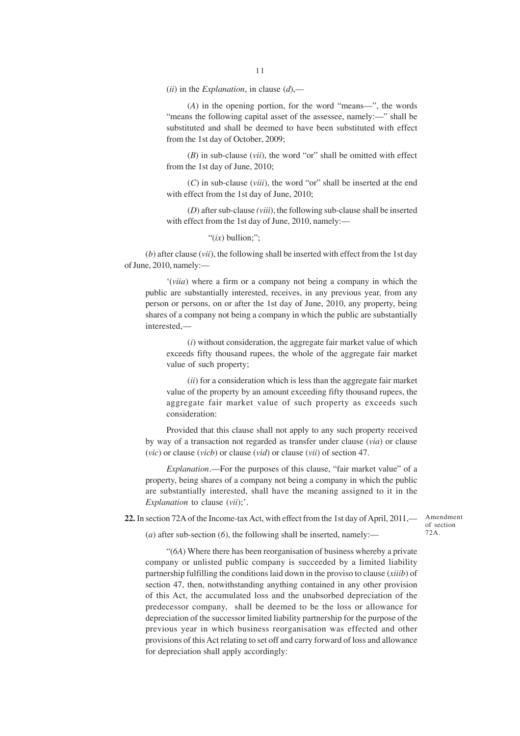(*ii*) in the *Explanation*, in clause (*d*),—

(*A*) in the opening portion, for the word "means—", the words "means the following capital asset of the assessee, namely:—" shall be substituted and shall be deemed to have been substituted with effect from the 1st day of October, 2009;

(*B*) in sub-clause (*vii*), the word "or" shall be omitted with effect from the 1st day of June, 2010;

(*C*) in sub-clause (*viii*), the word "or" shall be inserted at the end with effect from the 1st day of June, 2010;

(*D*) after sub-clause *(viii*), the following sub-clause shall be inserted with effect from the 1st day of June, 2010, namely:—

"(*ix*) bullion;";

(*b*) after clause (*vii*), the following shall be inserted with effect from the 1st day of June, 2010, namely:—

'(*viia*) where a firm or a company not being a company in which the public are substantially interested, receives, in any previous year, from any person or persons, on or after the 1st day of June, 2010, any property, being shares of a company not being a company in which the public are substantially interested,—

(*i*) without consideration, the aggregate fair market value of which exceeds fifty thousand rupees, the whole of the aggregate fair market value of such property;

(*ii*) for a consideration which is less than the aggregate fair market value of the property by an amount exceeding fifty thousand rupees, the aggregate fair market value of such property as exceeds such consideration:

Provided that this clause shall not apply to any such property received by way of a transaction not regarded as transfer under clause (*via*) or clause (*vic*) or clause (*vicb*) or clause (*vid*) or clause (*vii*) of section 47.

*Explanation*.—For the purposes of this clause, "fair market value" of a property, being shares of a company not being a company in which the public are substantially interested, shall have the meaning assigned to it in the *Explanation* to clause (*vii*);'.

Amendment of section 72A.

**22.** In section 72A of the Income-tax Act, with effect from the 1st day of April, 2011,—

(*a*) after sub-section (*6*), the following shall be inserted, namely:—

"(*6A*) Where there has been reorganisation of business whereby a private company or unlisted public company is succeeded by a limited liability partnership fulfilling the conditions laid down in the proviso to clause (*xiiib*) of section 47, then, notwithstanding anything contained in any other provision of this Act, the accumulated loss and the unabsorbed depreciation of the predecessor company, shall be deemed to be the loss or allowance for depreciation of the successor limited liability partnership for the purpose of the previous year in which business reorganisation was effected and other provisions of this Act relating to set off and carry forward of loss and allowance for depreciation shall apply accordingly: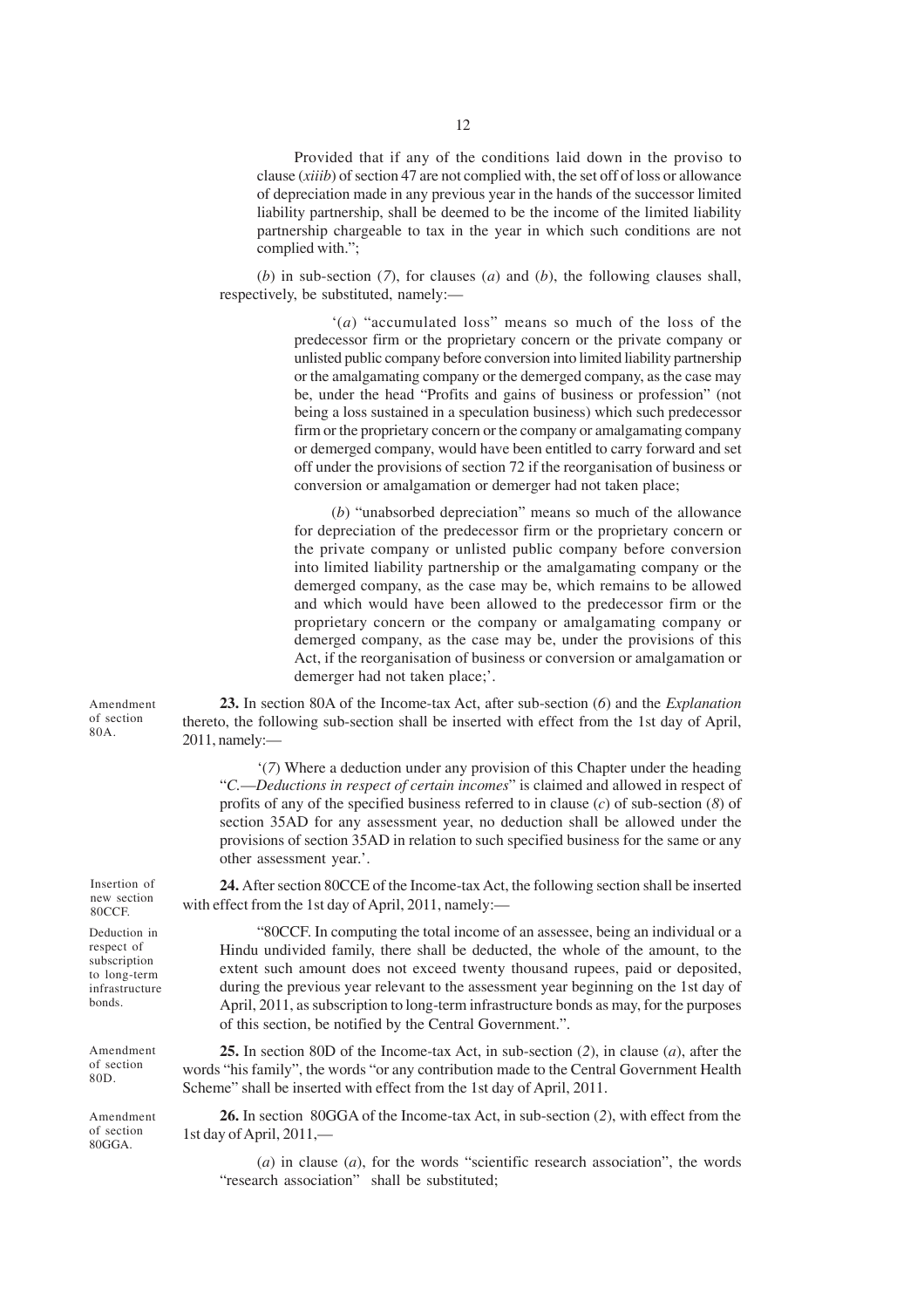Provided that if any of the conditions laid down in the proviso to clause (*xiiib*) of section 47 are not complied with, the set off of loss or allowance of depreciation made in any previous year in the hands of the successor limited liability partnership, shall be deemed to be the income of the limited liability partnership chargeable to tax in the year in which such conditions are not complied with.";

(*b*) in sub-section (*7*), for clauses (*a*) and (*b*), the following clauses shall, respectively, be substituted, namely:—

'(*a*) "accumulated loss" means so much of the loss of the predecessor firm or the proprietary concern or the private company or unlisted public company before conversion into limited liability partnership or the amalgamating company or the demerged company, as the case may be, under the head "Profits and gains of business or profession" (not being a loss sustained in a speculation business) which such predecessor firm or the proprietary concern or the company or amalgamating company or demerged company, would have been entitled to carry forward and set off under the provisions of section 72 if the reorganisation of business or conversion or amalgamation or demerger had not taken place;

(*b*) "unabsorbed depreciation" means so much of the allowance for depreciation of the predecessor firm or the proprietary concern or the private company or unlisted public company before conversion into limited liability partnership or the amalgamating company or the demerged company, as the case may be, which remains to be allowed and which would have been allowed to the predecessor firm or the proprietary concern or the company or amalgamating company or demerged company, as the case may be, under the provisions of this Act, if the reorganisation of business or conversion or amalgamation or demerger had not taken place;'.

Amendment of section 80A.

**23.** In section 80A of the Income-tax Act, after sub-section (*6*) and the *Explanation* thereto, the following sub-section shall be inserted with effect from the 1st day of April, 2011, namely:—

'(*7*) Where a deduction under any provision of this Chapter under the heading "*C.—Deductions in respect of certain incomes*" is claimed and allowed in respect of profits of any of the specified business referred to in clause (*c*) of sub-section (*8*) of section 35AD for any assessment year, no deduction shall be allowed under the provisions of section 35AD in relation to such specified business for the same or any other assessment year.'.

Insertion of new section 80CCF.

**24.** After section 80CCE of the Income-tax Act, the following section shall be inserted with effect from the 1st day of April, 2011, namely:—

Deduction in respect of subscription to long-term infrastructure bonds.

"80CCF. In computing the total income of an assessee, being an individual or a Hindu undivided family, there shall be deducted, the whole of the amount, to the extent such amount does not exceed twenty thousand rupees, paid or deposited, during the previous year relevant to the assessment year beginning on the 1st day of April, 2011, as subscription to long-term infrastructure bonds as may, for the purposes of this section, be notified by the Central Government.".

Amendment of section 80D.

**25.** In section 80D of the Income-tax Act, in sub-section (*2*), in clause (*a*), after the words "his family", the words "or any contribution made to the Central Government Health Scheme" shall be inserted with effect from the 1st day of April, 2011.

Amendment of section 80GGA.

**26.** In section 80GGA of the Income-tax Act, in sub-section (*2*), with effect from the 1st day of April, 2011,—

(*a*) in clause (*a*), for the words "scientific research association", the words "research association" shall be substituted;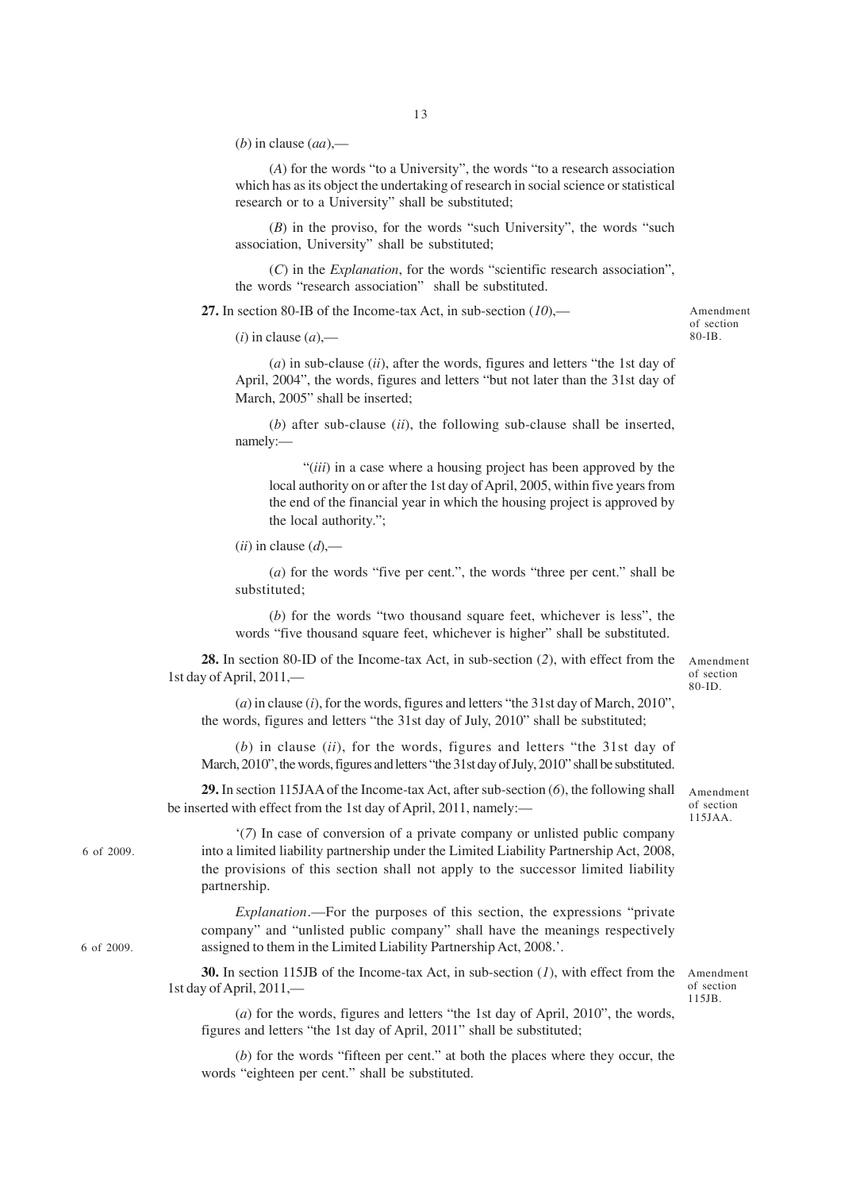(*b*) in clause (*aa*),—

(*A*) for the words "to a University", the words "to a research association which has as its object the undertaking of research in social science or statistical research or to a University" shall be substituted;

(*B*) in the proviso, for the words "such University", the words "such association, University" shall be substituted;

(*C*) in the *Explanation*, for the words "scientific research association", the words "research association" shall be substituted.

Amendment of section 80-IB.

**27.** In section 80-IB of the Income-tax Act, in sub-section (*10*),—

(*i*) in clause (*a*),—

(*a*) in sub-clause (*ii*), after the words, figures and letters "the 1st day of April, 2004", the words, figures and letters "but not later than the 31st day of March, 2005" shall be inserted;

(*b*) after sub-clause (*ii*), the following sub-clause shall be inserted, namely:—

"(*iii*) in a case where a housing project has been approved by the local authority on or after the 1st day of April, 2005, within five years from the end of the financial year in which the housing project is approved by the local authority.";

(*ii*) in clause (*d*),—

(*a*) for the words "five per cent.", the words "three per cent." shall be substituted;

(*b*) for the words "two thousand square feet, whichever is less", the words "five thousand square feet, whichever is higher" shall be substituted.

Amendment of section 80-ID.

**28.** In section 80-ID of the Income-tax Act, in sub-section (*2*), with effect from the 1st day of April, 2011,—

(*a*) in clause (*i*), for the words, figures and letters "the 31st day of March, 2010", the words, figures and letters "the 31st day of July, 2010" shall be substituted;

(*b*) in clause (*ii*), for the words, figures and letters "the 31st day of March, 2010", the words, figures and letters "the 31st day of July, 2010" shall be substituted.

Amendment of section 115JAA.

**29.** In section 115JAA of the Income-tax Act, after sub-section (*6*), the following shall be inserted with effect from the 1st day of April, 2011, namely:—

'(*7*) In case of conversion of a private company or unlisted public company into a limited liability partnership under the Limited Liability Partnership Act, 2008, the provisions of this section shall not apply to the successor limited liability partnership.

6 of 2009.

*Explanation*.—For the purposes of this section, the expressions "private company" and "unlisted public company" shall have the meanings respectively assigned to them in the Limited Liability Partnership Act, 2008.'.

6 of 2009.

Amendment of section 115JB.

**30.** In section 115JB of the Income-tax Act, in sub-section (*1*), with effect from the 1st day of April, 2011,—

(*a*) for the words, figures and letters "the 1st day of April, 2010", the words, figures and letters "the 1st day of April, 2011" shall be substituted;

(*b*) for the words "fifteen per cent." at both the places where they occur, the words "eighteen per cent." shall be substituted.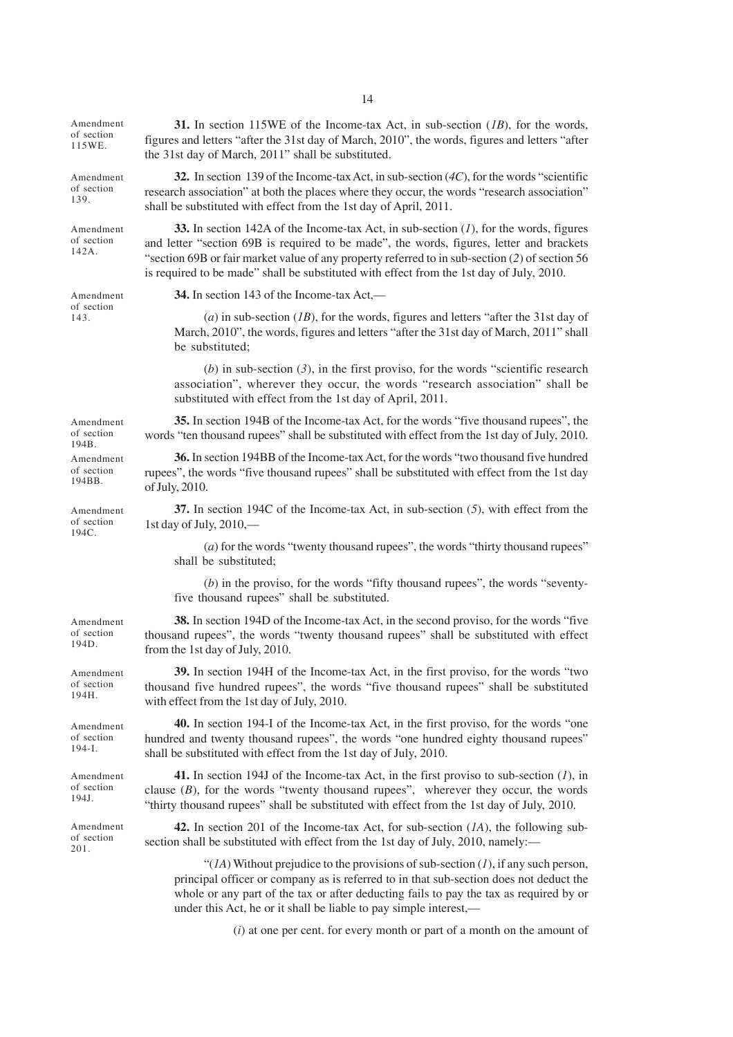Amendment of section 115WE.

**31.** In section 115WE of the Income-tax Act, in sub-section (*1B*), for the words, figures and letters "after the 31st day of March, 2010", the words, figures and letters "after the 31st day of March, 2011" shall be substituted.

Amendment of section 139.

**32.** In section 139 of the Income-tax Act, in sub-section (*4C*), for the words "scientific research association" at both the places where they occur, the words "research association" shall be substituted with effect from the 1st day of April, 2011.

Amendment of section 142A.

**33.** In section 142A of the Income-tax Act, in sub-section (*1*), for the words, figures and letter "section 69B is required to be made", the words, figures, letter and brackets "section 69B or fair market value of any property referred to in sub-section (*2*) of section 56 is required to be made" shall be substituted with effect from the 1st day of July, 2010.

Amendment of section 143.

**34.** In section 143 of the Income-tax Act,—

(*a*) in sub-section (*1B*), for the words, figures and letters "after the 31st day of March, 2010", the words, figures and letters "after the 31st day of March, 2011" shall be substituted;

(*b*) in sub-section (*3*), in the first proviso, for the words "scientific research association", wherever they occur, the words "research association" shall be substituted with effect from the 1st day of April, 2011.

Amendment of section 194B.

**35.** In section 194B of the Income-tax Act, for the words "five thousand rupees", the words "ten thousand rupees" shall be substituted with effect from the 1st day of July, 2010.

Amendment of section 194BB.

**36.** In section 194BB of the Income-tax Act, for the words "two thousand five hundred rupees", the words "five thousand rupees" shall be substituted with effect from the 1st day of July, 2010.

Amendment of section 194C.

**37.** In section 194C of the Income-tax Act, in sub-section (*5*), with effect from the 1st day of July, 2010,—

(*a*) for the words "twenty thousand rupees", the words "thirty thousand rupees" shall be substituted;

(*b*) in the proviso, for the words "fifty thousand rupees", the words "seventy-five thousand rupees" shall be substituted.

Amendment of section 194D.

**38.** In section 194D of the Income-tax Act, in the second proviso, for the words "five thousand rupees", the words "twenty thousand rupees" shall be substituted with effect from the 1st day of July, 2010.

Amendment of section 194H.

**39.** In section 194H of the Income-tax Act, in the first proviso, for the words "two thousand five hundred rupees", the words "five thousand rupees" shall be substituted with effect from the 1st day of July, 2010.

Amendment of section 194-I.

**40.** In section 194-I of the Income-tax Act, in the first proviso, for the words "one hundred and twenty thousand rupees", the words "one hundred eighty thousand rupees" shall be substituted with effect from the 1st day of July, 2010.

Amendment of section 194J.

**41.** In section 194J of the Income-tax Act, in the first proviso to sub-section (*1*), in clause (*B*), for the words "twenty thousand rupees", wherever they occur, the words "thirty thousand rupees" shall be substituted with effect from the 1st day of July, 2010.

Amendment of section 201.

**42.** In section 201 of the Income-tax Act, for sub-section (*1A*), the following sub-section shall be substituted with effect from the 1st day of July, 2010, namely:—

"(*1A*) Without prejudice to the provisions of sub-section (*1*), if any such person, principal officer or company as is referred to in that sub-section does not deduct the whole or any part of the tax or after deducting fails to pay the tax as required by or under this Act, he or it shall be liable to pay simple interest,—

(*i*) at one per cent. for every month or part of a month on the amount of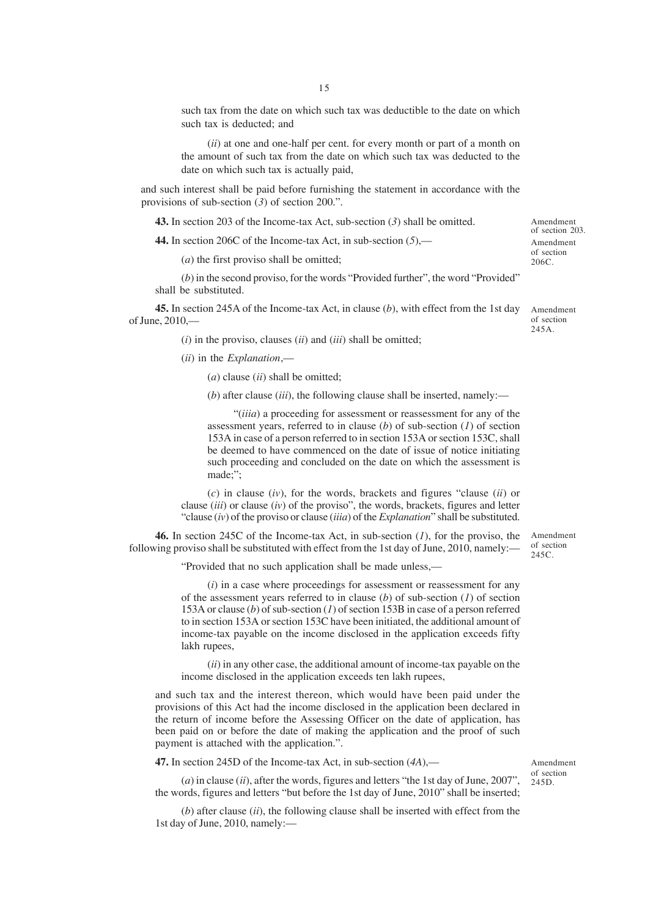such tax from the date on which such tax was deductible to the date on which such tax is deducted; and

(*ii*) at one and one-half per cent. for every month or part of a month on the amount of such tax from the date on which such tax was deducted to the date on which such tax is actually paid,

and such interest shall be paid before furnishing the statement in accordance with the provisions of sub-section (*3*) of section 200.".

Amendment of section 203.

**43.** In section 203 of the Income-tax Act, sub-section (*3*) shall be omitted.

Amendment of section 206C.

**44.** In section 206C of the Income-tax Act, in sub-section (*5*),—

(*a*) the first proviso shall be omitted;

(*b*) in the second proviso, for the words "Provided further", the word "Provided" shall be substituted.

Amendment of section 245A.

**45.** In section 245A of the Income-tax Act, in clause (*b*), with effect from the 1st day of June, 2010,—

(*i*) in the proviso, clauses (*ii*) and (*iii*) shall be omitted;

(*ii*) in the *Explanation*,—

(*a*) clause (*ii*) shall be omitted;

(*b*) after clause (*iii*), the following clause shall be inserted, namely:—

"(*iiia*) a proceeding for assessment or reassessment for any of the assessment years, referred to in clause (*b*) of sub-section (*1*) of section 153A in case of a person referred to in section 153A or section 153C, shall be deemed to have commenced on the date of issue of notice initiating such proceeding and concluded on the date on which the assessment is made;";

(*c*) in clause (*iv*), for the words, brackets and figures "clause (*ii*) or clause (*iii*) or clause (*iv*) of the proviso", the words, brackets, figures and letter "clause (*iv*) of the proviso or clause (*iiia*) of the *Explanation*" shall be substituted.

Amendment of section 245C.

**46.** In section 245C of the Income-tax Act, in sub-section (*1*), for the proviso, the following proviso shall be substituted with effect from the 1st day of June, 2010, namely:—

"Provided that no such application shall be made unless,—

(*i*) in a case where proceedings for assessment or reassessment for any of the assessment years referred to in clause (*b*) of sub-section (*1*) of section 153A or clause (*b*) of sub-section (*1*) of section 153B in case of a person referred to in section 153A or section 153C have been initiated, the additional amount of income-tax payable on the income disclosed in the application exceeds fifty lakh rupees,

(*ii*) in any other case, the additional amount of income-tax payable on the income disclosed in the application exceeds ten lakh rupees,

and such tax and the interest thereon, which would have been paid under the provisions of this Act had the income disclosed in the application been declared in the return of income before the Assessing Officer on the date of application, has been paid on or before the date of making the application and the proof of such payment is attached with the application.".

Amendment of section 245D.

**47.** In section 245D of the Income-tax Act, in sub-section (*4A*),—

(*a*) in clause (*ii*), after the words, figures and letters "the 1st day of June, 2007", the words, figures and letters "but before the 1st day of June, 2010" shall be inserted;

(*b*) after clause (*ii*), the following clause shall be inserted with effect from the 1st day of June, 2010, namely:—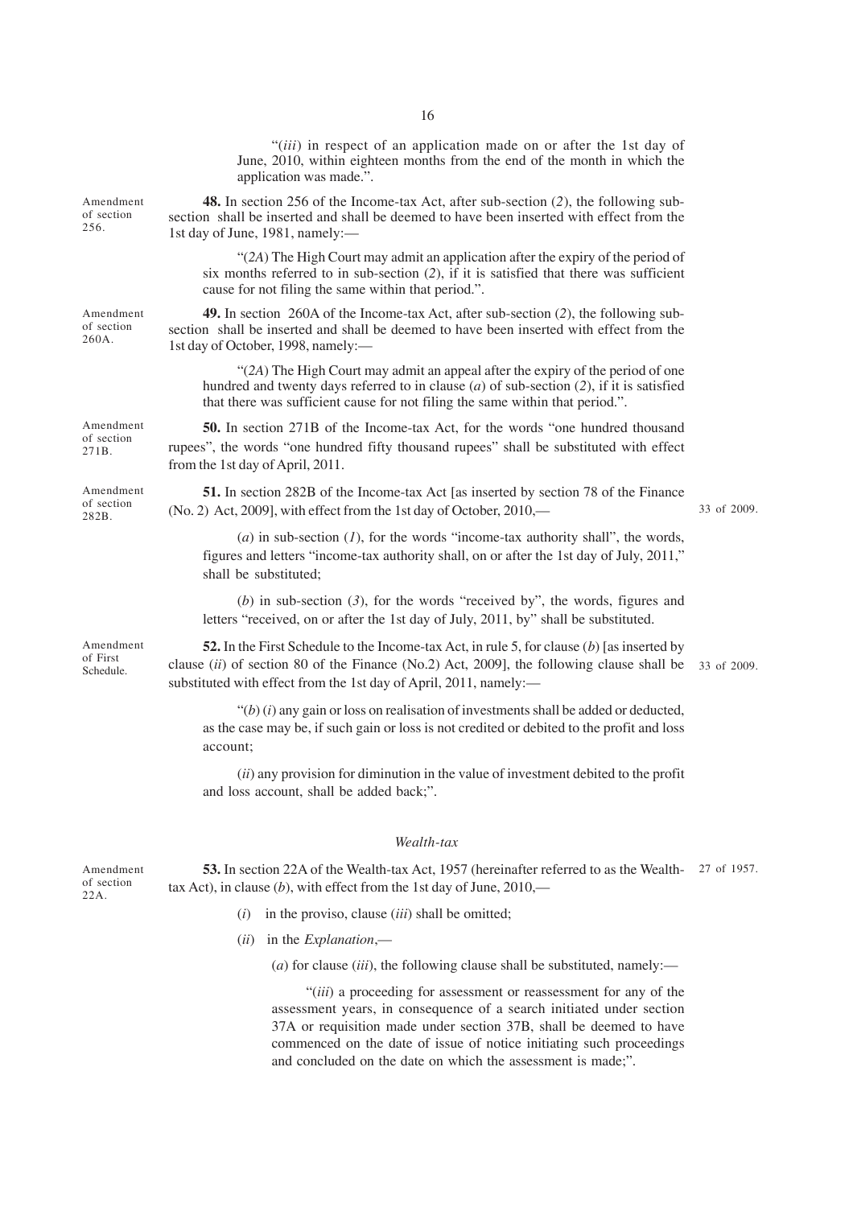"(*iii*) in respect of an application made on or after the 1st day of June, 2010, within eighteen months from the end of the month in which the application was made.".

Amendment of section 256.

**48.** In section 256 of the Income-tax Act, after sub-section (*2*), the following sub-section shall be inserted and shall be deemed to have been inserted with effect from the 1st day of June, 1981, namely:—

"(*2A*) The High Court may admit an application after the expiry of the period of six months referred to in sub-section (*2*), if it is satisfied that there was sufficient cause for not filing the same within that period.".

Amendment of section 260A.

**49.** In section 260A of the Income-tax Act, after sub-section (*2*), the following sub-section shall be inserted and shall be deemed to have been inserted with effect from the 1st day of October, 1998, namely:—

"(*2A*) The High Court may admit an appeal after the expiry of the period of one hundred and twenty days referred to in clause (*a*) of sub-section (*2*), if it is satisfied that there was sufficient cause for not filing the same within that period.".

Amendment of section 271B.

**50.** In section 271B of the Income-tax Act, for the words "one hundred thousand rupees", the words "one hundred fifty thousand rupees" shall be substituted with effect from the 1st day of April, 2011.

Amendment of section 282B.

**51.** In section 282B of the Income-tax Act [as inserted by section 78 of the Finance (No. 2) Act, 2009], with effect from the 1st day of October, 2010,—

33 of 2009.

(*a*) in sub-section (*1*), for the words "income-tax authority shall", the words, figures and letters "income-tax authority shall, on or after the 1st day of July, 2011," shall be substituted;

(*b*) in sub-section (*3*), for the words "received by", the words, figures and letters "received, on or after the 1st day of July, 2011, by" shall be substituted.

Amendment of First Schedule.

**52.** In the First Schedule to the Income-tax Act, in rule 5, for clause (*b*) [as inserted by clause (*ii*) of section 80 of the Finance (No.2) Act, 2009], the following clause shall be substituted with effect from the 1st day of April, 2011, namely:—

33 of 2009.

"(*b*) (*i*) any gain or loss on realisation of investments shall be added or deducted, as the case may be, if such gain or loss is not credited or debited to the profit and loss account;

(*ii*) any provision for diminution in the value of investment debited to the profit and loss account, shall be added back;".

### *Wealth-tax*

Amendment of section 22A.

**53.** In section 22A of the Wealth-tax Act, 1957 (hereinafter referred to as the Wealth-tax Act), in clause (*b*), with effect from the 1st day of June, 2010,—

27 of 1957.

(*i*) in the proviso, clause (*iii*) shall be omitted;

(*ii*) in the *Explanation*,—

(*a*) for clause (*iii*), the following clause shall be substituted, namely:—

"(*iii*) a proceeding for assessment or reassessment for any of the assessment years, in consequence of a search initiated under section 37A or requisition made under section 37B, shall be deemed to have commenced on the date of issue of notice initiating such proceedings and concluded on the date on which the assessment is made;".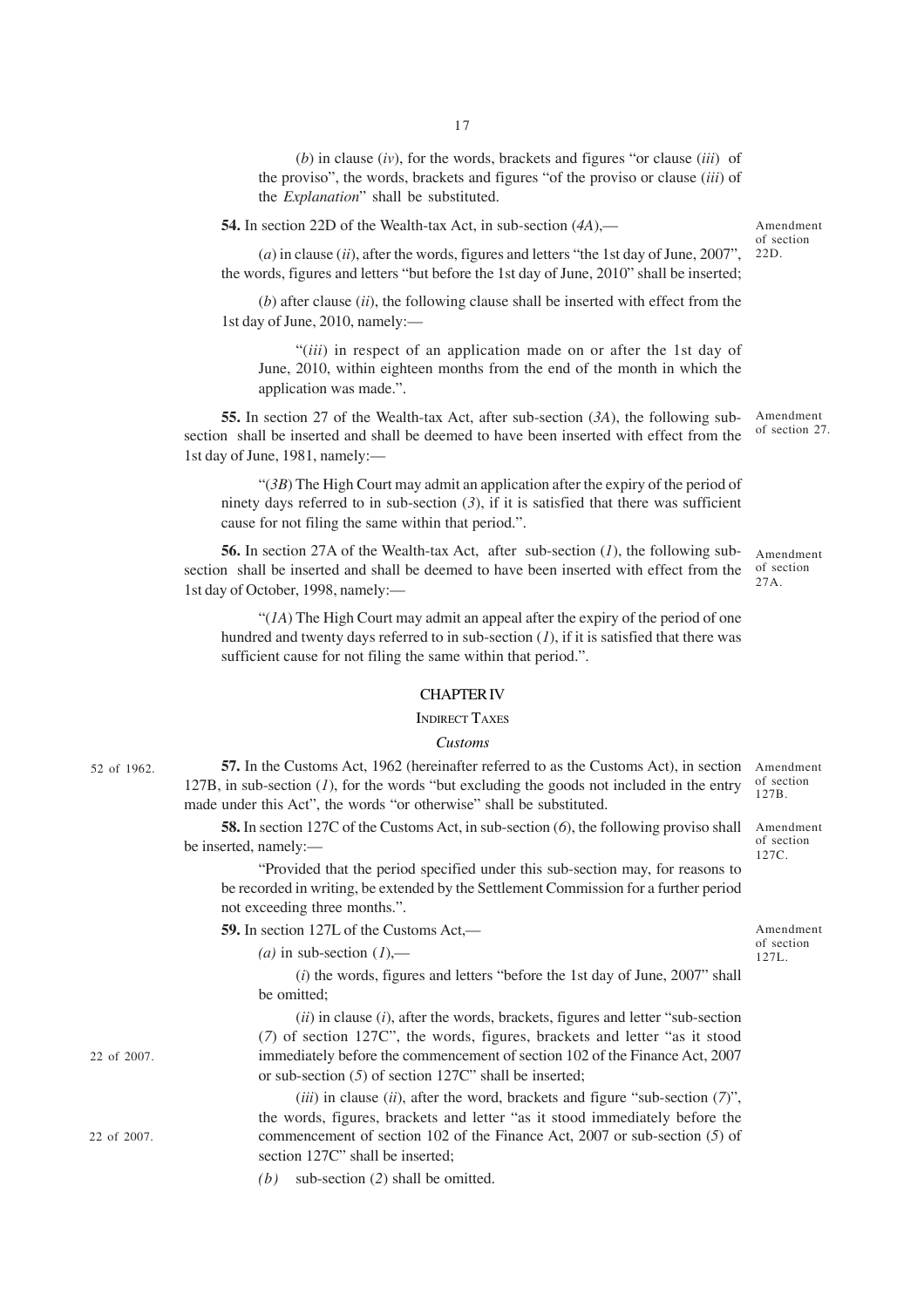(*b*) in clause (*iv*), for the words, brackets and figures "or clause (*iii*) of the proviso", the words, brackets and figures "of the proviso or clause (*iii*) of the *Explanation*" shall be substituted.

Amendment of section 22D.

**54.** In section 22D of the Wealth-tax Act, in sub-section (*4A*),—

(*a*) in clause (*ii*), after the words, figures and letters "the 1st day of June, 2007", the words, figures and letters "but before the 1st day of June, 2010" shall be inserted;

(*b*) after clause (*ii*), the following clause shall be inserted with effect from the 1st day of June, 2010, namely:—

"(*iii*) in respect of an application made on or after the 1st day of June, 2010, within eighteen months from the end of the month in which the application was made.".

Amendment of section 27.

**55.** In section 27 of the Wealth-tax Act, after sub-section (*3A*), the following sub-section shall be inserted and shall be deemed to have been inserted with effect from the 1st day of June, 1981, namely:—

"(*3B*) The High Court may admit an application after the expiry of the period of ninety days referred to in sub-section (*3*), if it is satisfied that there was sufficient cause for not filing the same within that period.".

Amendment of section 27A.

**56.** In section 27A of the Wealth-tax Act, after sub-section (*1*), the following sub-section shall be inserted and shall be deemed to have been inserted with effect from the 1st day of October, 1998, namely:—

"(*1A*) The High Court may admit an appeal after the expiry of the period of one hundred and twenty days referred to in sub-section (*1*), if it is satisfied that there was sufficient cause for not filing the same within that period.".

## CHAPTER IV

### INDIRECT TAXES

### *Customs*

52 of 1962.

Amendment of section 127B.

**57.** In the Customs Act, 1962 (hereinafter referred to as the Customs Act), in section 127B, in sub-section (*1*), for the words "but excluding the goods not included in the entry made under this Act", the words "or otherwise" shall be substituted.

Amendment of section 127C.

**58.** In section 127C of the Customs Act, in sub-section (*6*), the following proviso shall be inserted, namely:—

"Provided that the period specified under this sub-section may, for reasons to be recorded in writing, be extended by the Settlement Commission for a further period not exceeding three months.".

Amendment of section 127L.

**59.** In section 127L of the Customs Act,—

*(a)* in sub-section (*1*),—

(*i*) the words, figures and letters "before the 1st day of June, 2007" shall be omitted;

22 of 2007.

(*ii*) in clause (*i*), after the words, brackets, figures and letter "sub-section (*7*) of section 127C", the words, figures, brackets and letter "as it stood immediately before the commencement of section 102 of the Finance Act, 2007 or sub-section (*5*) of section 127C" shall be inserted;

22 of 2007.

(*iii*) in clause (*ii*), after the word, brackets and figure "sub-section (*7*)", the words, figures, brackets and letter "as it stood immediately before the commencement of section 102 of the Finance Act, 2007 or sub-section (*5*) of section 127C" shall be inserted;

*(b)* sub-section (*2*) shall be omitted.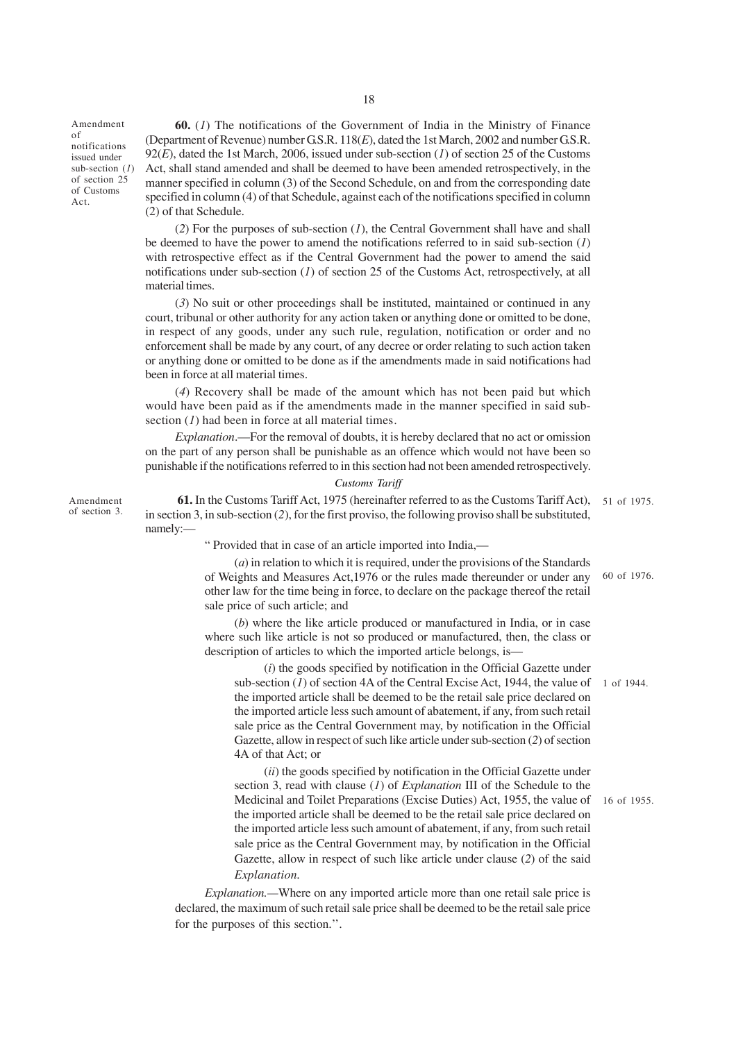Amendment of notifications issued under sub-section (*1*) of section 25 of Customs Act.

**60.** (*1*) The notifications of the Government of India in the Ministry of Finance (Department of Revenue) number G.S.R. 118(*E*), dated the 1st March, 2002 and number G.S.R. 92(*E*), dated the 1st March, 2006, issued under sub-section (*1*) of section 25 of the Customs Act, shall stand amended and shall be deemed to have been amended retrospectively, in the manner specified in column (3) of the Second Schedule, on and from the corresponding date specified in column (4) of that Schedule, against each of the notifications specified in column (2) of that Schedule.

(*2*) For the purposes of sub-section (*1*), the Central Government shall have and shall be deemed to have the power to amend the notifications referred to in said sub-section (*1*) with retrospective effect as if the Central Government had the power to amend the said notifications under sub-section (*1*) of section 25 of the Customs Act, retrospectively, at all material times.

(*3*) No suit or other proceedings shall be instituted, maintained or continued in any court, tribunal or other authority for any action taken or anything done or omitted to be done, in respect of any goods, under any such rule, regulation, notification or order and no enforcement shall be made by any court, of any decree or order relating to such action taken or anything done or omitted to be done as if the amendments made in said notifications had been in force at all material times.

(*4*) Recovery shall be made of the amount which has not been paid but which would have been paid as if the amendments made in the manner specified in said sub-section (*1*) had been in force at all material times.

*Explanation*.—For the removal of doubts, it is hereby declared that no act or omission on the part of any person shall be punishable as an offence which would not have been so punishable if the notifications referred to in this section had not been amended retrospectively.

*Customs Tariff*

Amendment of section 3.

**61.** In the Customs Tariff Act, 1975 (hereinafter referred to as the Customs Tariff Act), in section 3, in sub-section (*2*), for the first proviso, the following proviso shall be substituted, namely:— 51 of 1975.

" Provided that in case of an article imported into India,—

(*a*) in relation to which it is required, under the provisions of the Standards of Weights and Measures Act,1976 or the rules made thereunder or under any other law for the time being in force, to declare on the package thereof the retail sale price of such article; and 60 of 1976.

(*b*) where the like article produced or manufactured in India, or in case where such like article is not so produced or manufactured, then, the class or description of articles to which the imported article belongs, is—

(*i*) the goods specified by notification in the Official Gazette under sub-section (*1*) of section 4A of the Central Excise Act, 1944, the value of the imported article shall be deemed to be the retail sale price declared on the imported article less such amount of abatement, if any, from such retail sale price as the Central Government may, by notification in the Official Gazette, allow in respect of such like article under sub-section (*2*) of section 4A of that Act; or 1 of 1944.

(*ii*) the goods specified by notification in the Official Gazette under section 3, read with clause (*1*) of *Explanation* III of the Schedule to the Medicinal and Toilet Preparations (Excise Duties) Act, 1955, the value of the imported article shall be deemed to be the retail sale price declared on the imported article less such amount of abatement, if any, from such retail sale price as the Central Government may, by notification in the Official Gazette, allow in respect of such like article under clause (*2*) of the said *Explanation*. 16 of 1955.

*Explanation.*—Where on any imported article more than one retail sale price is declared, the maximum of such retail sale price shall be deemed to be the retail sale price for the purposes of this section.''.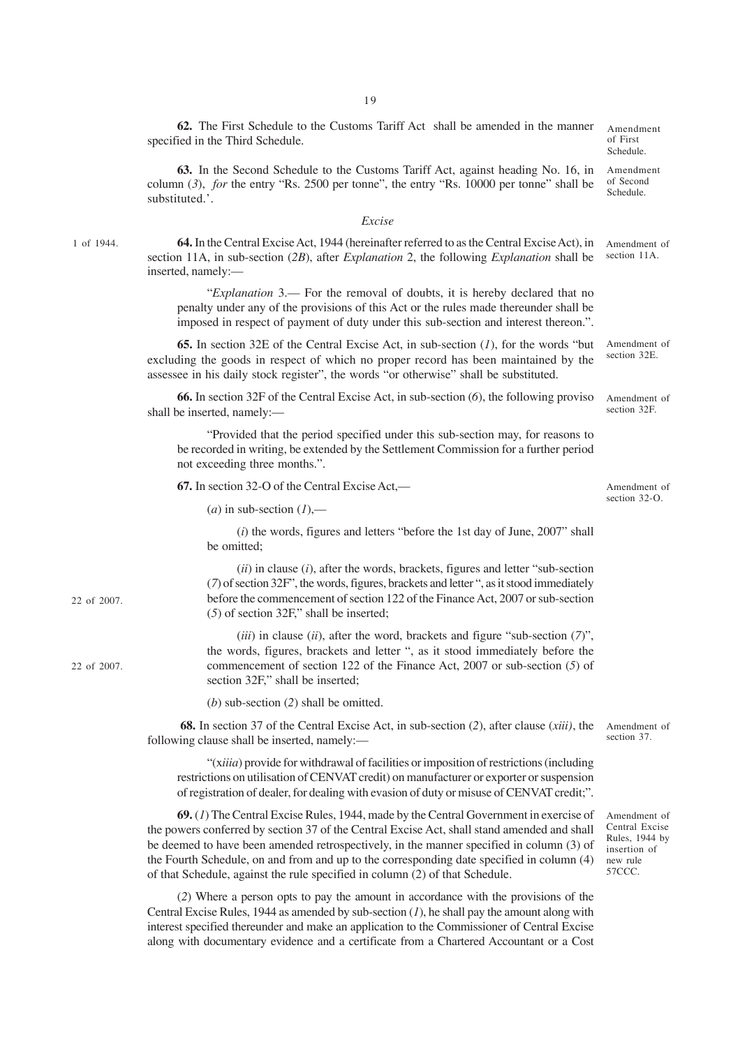**62.** The First Schedule to the Customs Tariff Act shall be amended in the manner specified in the Third Schedule.

Amendment of First Schedule.

**63.** In the Second Schedule to the Customs Tariff Act, against heading No. 16, in column (*3*), *for* the entry "Rs. 2500 per tonne", the entry "Rs. 10000 per tonne" shall be substituted.'.

Amendment of Second Schedule.

*Excise*

1 of 1944.

**64.** In the Central Excise Act, 1944 (hereinafter referred to as the Central Excise Act), in section 11A, in sub-section (*2B*), after *Explanation* 2, the following *Explanation* shall be inserted, namely:—

Amendment of section 11A.

"*Explanation* 3.— For the removal of doubts, it is hereby declared that no penalty under any of the provisions of this Act or the rules made thereunder shall be imposed in respect of payment of duty under this sub-section and interest thereon.".

**65.** In section 32E of the Central Excise Act, in sub-section (*1*), for the words "but excluding the goods in respect of which no proper record has been maintained by the assessee in his daily stock register", the words "or otherwise" shall be substituted.

Amendment of section 32E.

**66.** In section 32F of the Central Excise Act, in sub-section (*6*), the following proviso shall be inserted, namely:—

Amendment of section 32F.

"Provided that the period specified under this sub-section may, for reasons to be recorded in writing, be extended by the Settlement Commission for a further period not exceeding three months.".

**67.** In section 32-O of the Central Excise Act,—

Amendment of section 32-O.

(*a*) in sub-section (*1*),—

(*i*) the words, figures and letters "before the 1st day of June, 2007" shall be omitted;

(*ii*) in clause (*i*), after the words, brackets, figures and letter "sub-section (*7*) of section 32F", the words, figures, brackets and letter ", as it stood immediately before the commencement of section 122 of the Finance Act, 2007 or sub-section (*5*) of section 32F," shall be inserted;

22 of 2007.

(*iii*) in clause (*ii*), after the word, brackets and figure "sub-section (*7*)", the words, figures, brackets and letter ", as it stood immediately before the commencement of section 122 of the Finance Act, 2007 or sub-section (*5*) of section 32F," shall be inserted;

22 of 2007.

(*b*) sub-section (*2*) shall be omitted.

**68.** In section 37 of the Central Excise Act, in sub-section (*2*), after clause (*xiii)*, the following clause shall be inserted, namely:—

Amendment of section 37.

"(x*iiia*) provide for withdrawal of facilities or imposition of restrictions (including restrictions on utilisation of CENVAT credit) on manufacturer or exporter or suspension of registration of dealer, for dealing with evasion of duty or misuse of CENVAT credit;".

**69.** (*1*) The Central Excise Rules, 1944, made by the Central Government in exercise of the powers conferred by section 37 of the Central Excise Act, shall stand amended and shall be deemed to have been amended retrospectively, in the manner specified in column (3) of the Fourth Schedule, on and from and up to the corresponding date specified in column (4) of that Schedule, against the rule specified in column (2) of that Schedule.

Amendment of Central Excise Rules, 1944 by insertion of new rule 57CCC.

(*2*) Where a person opts to pay the amount in accordance with the provisions of the Central Excise Rules, 1944 as amended by sub-section (*1*), he shall pay the amount along with interest specified thereunder and make an application to the Commissioner of Central Excise along with documentary evidence and a certificate from a Chartered Accountant or a Cost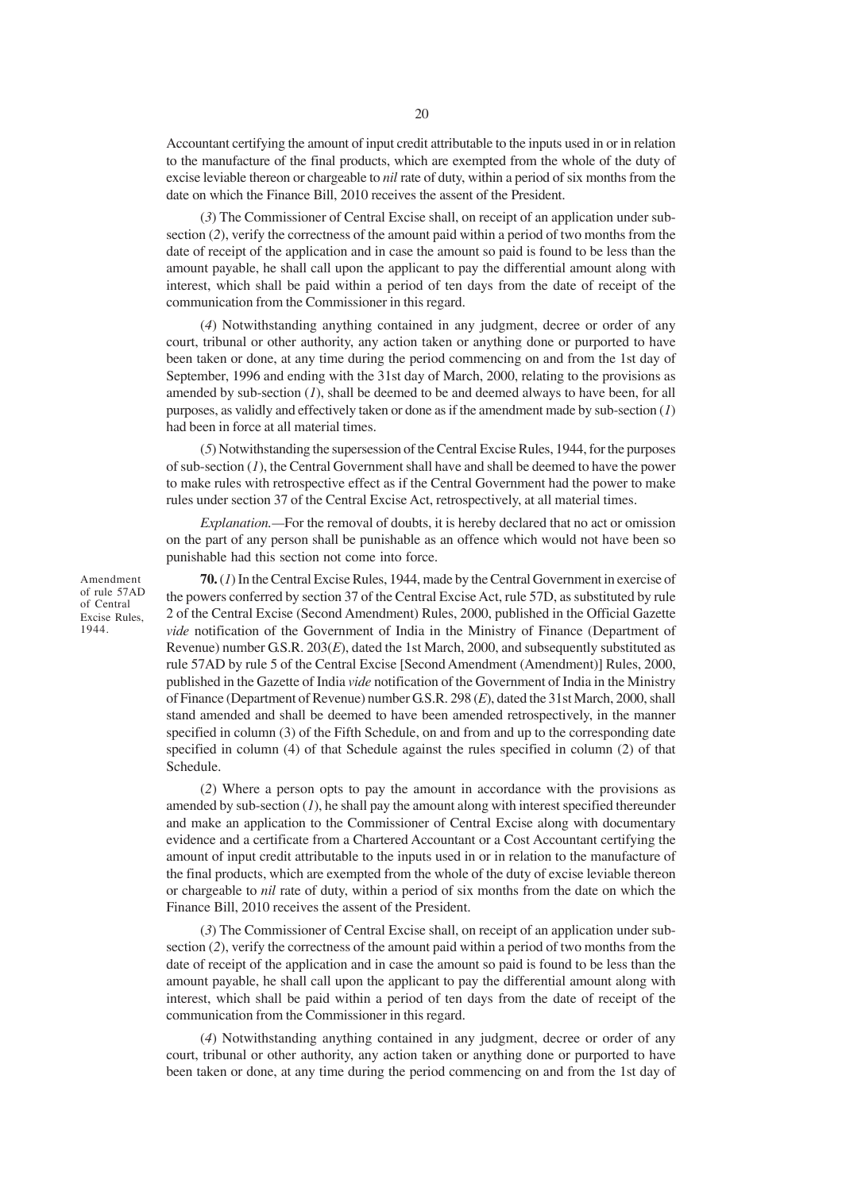Accountant certifying the amount of input credit attributable to the inputs used in or in relation to the manufacture of the final products, which are exempted from the whole of the duty of excise leviable thereon or chargeable to *nil* rate of duty, within a period of six months from the date on which the Finance Bill, 2010 receives the assent of the President.

(*3*) The Commissioner of Central Excise shall, on receipt of an application under sub-section (*2*), verify the correctness of the amount paid within a period of two months from the date of receipt of the application and in case the amount so paid is found to be less than the amount payable, he shall call upon the applicant to pay the differential amount along with interest, which shall be paid within a period of ten days from the date of receipt of the communication from the Commissioner in this regard.

(*4*) Notwithstanding anything contained in any judgment, decree or order of any court, tribunal or other authority, any action taken or anything done or purported to have been taken or done, at any time during the period commencing on and from the 1st day of September, 1996 and ending with the 31st day of March, 2000, relating to the provisions as amended by sub-section (*1*), shall be deemed to be and deemed always to have been, for all purposes, as validly and effectively taken or done as if the amendment made by sub-section (*1*) had been in force at all material times.

(*5*) Notwithstanding the supersession of the Central Excise Rules, 1944, for the purposes of sub-section (*1*), the Central Government shall have and shall be deemed to have the power to make rules with retrospective effect as if the Central Government had the power to make rules under section 37 of the Central Excise Act, retrospectively, at all material times.

*Explanation.*—For the removal of doubts, it is hereby declared that no act or omission on the part of any person shall be punishable as an offence which would not have been so punishable had this section not come into force.

Amendment of rule 57AD of Central Excise Rules, 1944.

**70.** (*1*) In the Central Excise Rules, 1944, made by the Central Government in exercise of the powers conferred by section 37 of the Central Excise Act, rule 57D, as substituted by rule 2 of the Central Excise (Second Amendment) Rules, 2000, published in the Official Gazette *vide* notification of the Government of India in the Ministry of Finance (Department of Revenue) number G.S.R. 203(*E*), dated the 1st March, 2000, and subsequently substituted as rule 57AD by rule 5 of the Central Excise [Second Amendment (Amendment)] Rules, 2000, published in the Gazette of India *vide* notification of the Government of India in the Ministry of Finance (Department of Revenue) number G.S.R. 298 (*E*), dated the 31st March, 2000, shall stand amended and shall be deemed to have been amended retrospectively, in the manner specified in column (3) of the Fifth Schedule, on and from and up to the corresponding date specified in column (4) of that Schedule against the rules specified in column (2) of that Schedule.

(*2*) Where a person opts to pay the amount in accordance with the provisions as amended by sub-section (*1*), he shall pay the amount along with interest specified thereunder and make an application to the Commissioner of Central Excise along with documentary evidence and a certificate from a Chartered Accountant or a Cost Accountant certifying the amount of input credit attributable to the inputs used in or in relation to the manufacture of the final products, which are exempted from the whole of the duty of excise leviable thereon or chargeable to *nil* rate of duty, within a period of six months from the date on which the Finance Bill, 2010 receives the assent of the President.

(*3*) The Commissioner of Central Excise shall, on receipt of an application under sub-section (*2*), verify the correctness of the amount paid within a period of two months from the date of receipt of the application and in case the amount so paid is found to be less than the amount payable, he shall call upon the applicant to pay the differential amount along with interest, which shall be paid within a period of ten days from the date of receipt of the communication from the Commissioner in this regard.

(*4*) Notwithstanding anything contained in any judgment, decree or order of any court, tribunal or other authority, any action taken or anything done or purported to have been taken or done, at any time during the period commencing on and from the 1st day of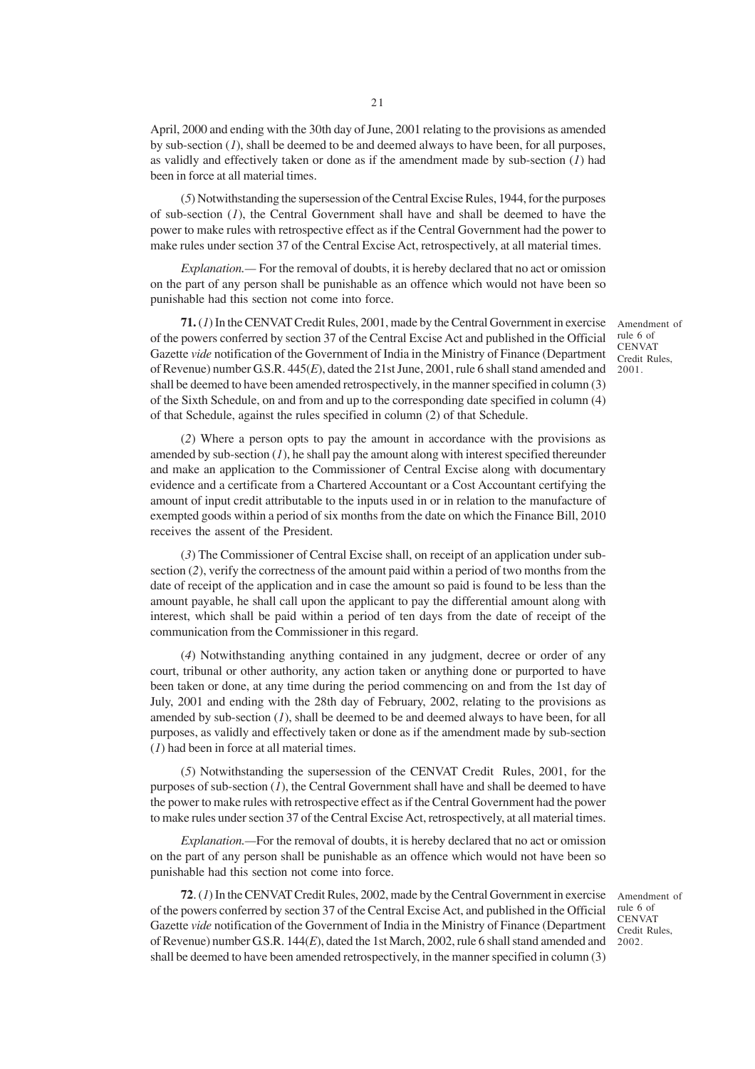April, 2000 and ending with the 30th day of June, 2001 relating to the provisions as amended by sub-section (*1*), shall be deemed to be and deemed always to have been, for all purposes, as validly and effectively taken or done as if the amendment made by sub-section (*1*) had been in force at all material times.

(*5*) Notwithstanding the supersession of the Central Excise Rules, 1944, for the purposes of sub-section (*1*), the Central Government shall have and shall be deemed to have the power to make rules with retrospective effect as if the Central Government had the power to make rules under section 37 of the Central Excise Act, retrospectively, at all material times.

*Explanation.*— For the removal of doubts, it is hereby declared that no act or omission on the part of any person shall be punishable as an offence which would not have been so punishable had this section not come into force.

Amendment of rule 6 of CENVAT Credit Rules, 2001.

**71.** (*1*) In the CENVAT Credit Rules, 2001, made by the Central Government in exercise of the powers conferred by section 37 of the Central Excise Act and published in the Official Gazette *vide* notification of the Government of India in the Ministry of Finance (Department of Revenue) number G.S.R. 445(*E*), dated the 21st June, 2001, rule 6 shall stand amended and shall be deemed to have been amended retrospectively, in the manner specified in column (3) of the Sixth Schedule, on and from and up to the corresponding date specified in column (4) of that Schedule, against the rules specified in column (2) of that Schedule.

(*2*) Where a person opts to pay the amount in accordance with the provisions as amended by sub-section (*1*), he shall pay the amount along with interest specified thereunder and make an application to the Commissioner of Central Excise along with documentary evidence and a certificate from a Chartered Accountant or a Cost Accountant certifying the amount of input credit attributable to the inputs used in or in relation to the manufacture of exempted goods within a period of six months from the date on which the Finance Bill, 2010 receives the assent of the President.

(*3*) The Commissioner of Central Excise shall, on receipt of an application under sub-section (*2*), verify the correctness of the amount paid within a period of two months from the date of receipt of the application and in case the amount so paid is found to be less than the amount payable, he shall call upon the applicant to pay the differential amount along with interest, which shall be paid within a period of ten days from the date of receipt of the communication from the Commissioner in this regard.

(*4*) Notwithstanding anything contained in any judgment, decree or order of any court, tribunal or other authority, any action taken or anything done or purported to have been taken or done, at any time during the period commencing on and from the 1st day of July, 2001 and ending with the 28th day of February, 2002, relating to the provisions as amended by sub-section (*1*), shall be deemed to be and deemed always to have been, for all purposes, as validly and effectively taken or done as if the amendment made by sub-section (*1*) had been in force at all material times.

(*5*) Notwithstanding the supersession of the CENVAT Credit Rules, 2001, for the purposes of sub-section (*1*), the Central Government shall have and shall be deemed to have the power to make rules with retrospective effect as if the Central Government had the power to make rules under section 37 of the Central Excise Act, retrospectively, at all material times.

*Explanation.*—For the removal of doubts, it is hereby declared that no act or omission on the part of any person shall be punishable as an offence which would not have been so punishable had this section not come into force.

Amendment of rule 6 of CENVAT Credit Rules, 2002.

**72**. (*1*) In the CENVAT Credit Rules, 2002, made by the Central Government in exercise of the powers conferred by section 37 of the Central Excise Act, and published in the Official Gazette *vide* notification of the Government of India in the Ministry of Finance (Department of Revenue) number G.S.R. 144(*E*), dated the 1st March, 2002, rule 6 shall stand amended and shall be deemed to have been amended retrospectively, in the manner specified in column (3)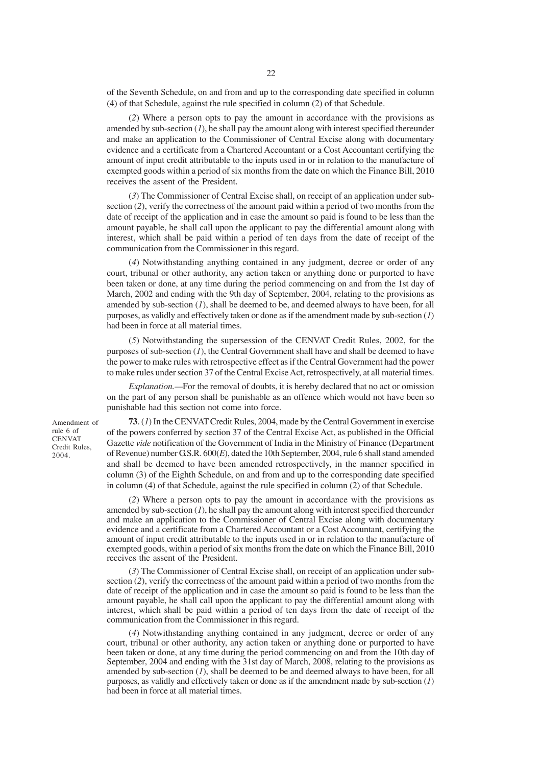of the Seventh Schedule, on and from and up to the corresponding date specified in column (4) of that Schedule, against the rule specified in column (2) of that Schedule.

(*2*) Where a person opts to pay the amount in accordance with the provisions as amended by sub-section (*1*), he shall pay the amount along with interest specified thereunder and make an application to the Commissioner of Central Excise along with documentary evidence and a certificate from a Chartered Accountant or a Cost Accountant certifying the amount of input credit attributable to the inputs used in or in relation to the manufacture of exempted goods within a period of six months from the date on which the Finance Bill, 2010 receives the assent of the President.

(*3*) The Commissioner of Central Excise shall, on receipt of an application under sub-section (*2*), verify the correctness of the amount paid within a period of two months from the date of receipt of the application and in case the amount so paid is found to be less than the amount payable, he shall call upon the applicant to pay the differential amount along with interest, which shall be paid within a period of ten days from the date of receipt of the communication from the Commissioner in this regard.

(*4*) Notwithstanding anything contained in any judgment, decree or order of any court, tribunal or other authority, any action taken or anything done or purported to have been taken or done, at any time during the period commencing on and from the 1st day of March, 2002 and ending with the 9th day of September, 2004, relating to the provisions as amended by sub-section (*1*), shall be deemed to be, and deemed always to have been, for all purposes, as validly and effectively taken or done as if the amendment made by sub-section (*1*) had been in force at all material times.

(*5*) Notwithstanding the supersession of the CENVAT Credit Rules, 2002, for the purposes of sub-section (*1*), the Central Government shall have and shall be deemed to have the power to make rules with retrospective effect as if the Central Government had the power to make rules under section 37 of the Central Excise Act, retrospectively, at all material times.

*Explanation.*—For the removal of doubts, it is hereby declared that no act or omission on the part of any person shall be punishable as an offence which would not have been so punishable had this section not come into force.

Amendment of rule 6 of CENVAT Credit Rules, 2004.

**73**. (*1*) In the CENVAT Credit Rules, 2004, made by the Central Government in exercise of the powers conferred by section 37 of the Central Excise Act, as published in the Official Gazette *vide* notification of the Government of India in the Ministry of Finance (Department of Revenue) number G.S.R. 600(*E*), dated the 10th September, 2004, rule 6 shall stand amended and shall be deemed to have been amended retrospectively, in the manner specified in column (3) of the Eighth Schedule, on and from and up to the corresponding date specified in column (4) of that Schedule, against the rule specified in column (2) of that Schedule.

(*2*) Where a person opts to pay the amount in accordance with the provisions as amended by sub-section (*1*), he shall pay the amount along with interest specified thereunder and make an application to the Commissioner of Central Excise along with documentary evidence and a certificate from a Chartered Accountant or a Cost Accountant, certifying the amount of input credit attributable to the inputs used in or in relation to the manufacture of exempted goods, within a period of six months from the date on which the Finance Bill, 2010 receives the assent of the President.

(*3*) The Commissioner of Central Excise shall, on receipt of an application under sub-section (*2*), verify the correctness of the amount paid within a period of two months from the date of receipt of the application and in case the amount so paid is found to be less than the amount payable, he shall call upon the applicant to pay the differential amount along with interest, which shall be paid within a period of ten days from the date of receipt of the communication from the Commissioner in this regard.

(*4*) Notwithstanding anything contained in any judgment, decree or order of any court, tribunal or other authority, any action taken or anything done or purported to have been taken or done, at any time during the period commencing on and from the 10th day of September, 2004 and ending with the 31st day of March, 2008, relating to the provisions as amended by sub-section (*1*), shall be deemed to be and deemed always to have been, for all purposes, as validly and effectively taken or done as if the amendment made by sub-section (*1*) had been in force at all material times.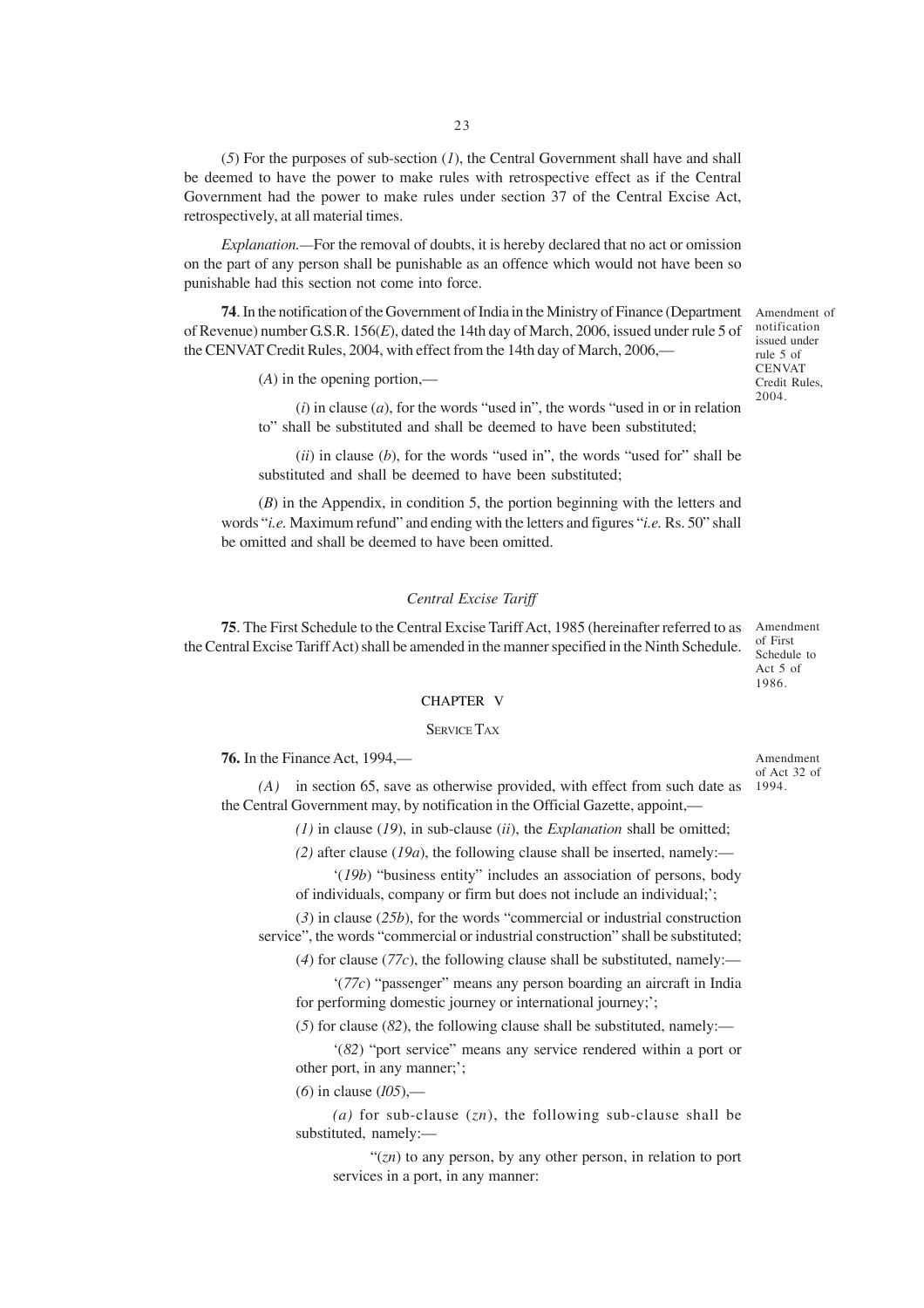(*5*) For the purposes of sub-section (*1*), the Central Government shall have and shall be deemed to have the power to make rules with retrospective effect as if the Central Government had the power to make rules under section 37 of the Central Excise Act, retrospectively, at all material times.

*Explanation.*—For the removal of doubts, it is hereby declared that no act or omission on the part of any person shall be punishable as an offence which would not have been so punishable had this section not come into force.

Amendment of notification issued under rule 5 of CENVAT Credit Rules, 2004.

**74**. In the notification of the Government of India in the Ministry of Finance (Department of Revenue) number G.S.R. 156(*E*), dated the 14th day of March, 2006, issued under rule 5 of the CENVAT Credit Rules, 2004, with effect from the 14th day of March, 2006,—

(*A*) in the opening portion,—

(*i*) in clause (*a*), for the words "used in", the words "used in or in relation to" shall be substituted and shall be deemed to have been substituted;

(*ii*) in clause (*b*), for the words "used in", the words "used for" shall be substituted and shall be deemed to have been substituted;

(*B*) in the Appendix, in condition 5, the portion beginning with the letters and words "*i.e.* Maximum refund" and ending with the letters and figures "*i.e.* Rs. 50" shall be omitted and shall be deemed to have been omitted.

*Central Excise Tariff*

Amendment of First Schedule to Act 5 of 1986.

**75**. The First Schedule to the Central Excise Tariff Act, 1985 (hereinafter referred to as the Central Excise Tariff Act) shall be amended in the manner specified in the Ninth Schedule.

## CHAPTER V

### SERVICE TAX

Amendment of Act 32 of 1994.

**76.** In the Finance Act, 1994,—

*(A)* in section 65, save as otherwise provided, with effect from such date as the Central Government may, by notification in the Official Gazette, appoint,—

*(1)* in clause (*19*), in sub-clause (*ii*), the *Explanation* shall be omitted;

*(2)* after clause (*19a*), the following clause shall be inserted, namely:—

'(*19b*) "business entity" includes an association of persons, body of individuals, company or firm but does not include an individual;';

(*3*) in clause (*25b*), for the words "commercial or industrial construction service", the words "commercial or industrial construction" shall be substituted;

(*4*) for clause (*77c*), the following clause shall be substituted, namely:—

'(*77c*) "passenger" means any person boarding an aircraft in India for performing domestic journey or international journey;';

(*5*) for clause (*82*), the following clause shall be substituted, namely:—

'(*82*) "port service" means any service rendered within a port or other port, in any manner;';

(*6*) in clause (*105*),—

*(a)* for sub-clause (*zn*), the following sub-clause shall be substituted, namely:—

"(*zn*) to any person, by any other person, in relation to port services in a port, in any manner: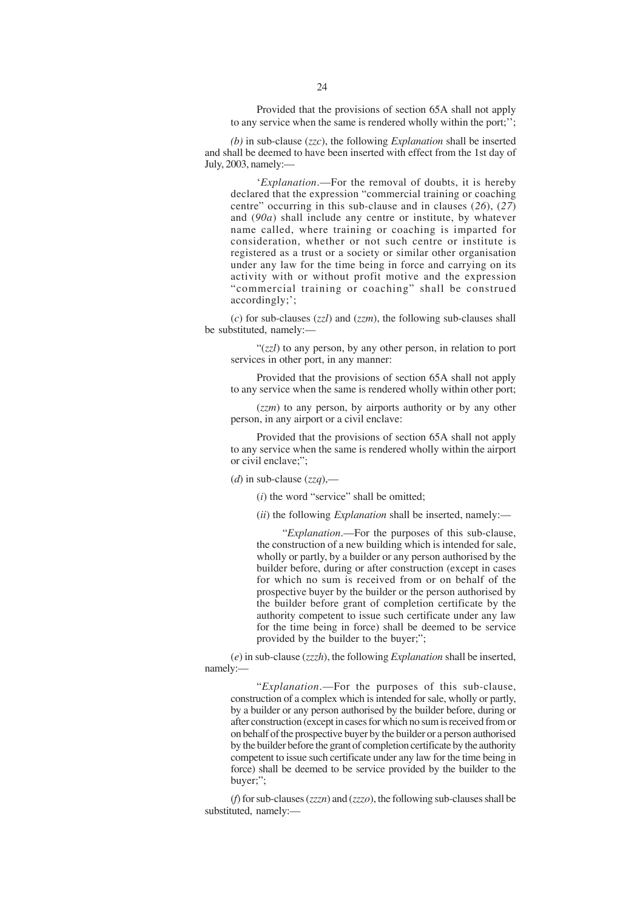Provided that the provisions of section 65A shall not apply to any service when the same is rendered wholly within the port;'';

*(b)* in sub-clause (*zzc*), the following *Explanation* shall be inserted and shall be deemed to have been inserted with effect from the 1st day of July, 2003, namely:—

'*Explanation*.—For the removal of doubts, it is hereby declared that the expression "commercial training or coaching centre" occurring in this sub-clause and in clauses (*26*), (*27*) and (*90a*) shall include any centre or institute, by whatever name called, where training or coaching is imparted for consideration, whether or not such centre or institute is registered as a trust or a society or similar other organisation under any law for the time being in force and carrying on its activity with or without profit motive and the expression "commercial training or coaching" shall be construed accordingly;';

(*c*) for sub-clauses (*zzl*) and (*zzm*), the following sub-clauses shall be substituted, namely:—

"(*zzl*) to any person, by any other person, in relation to port services in other port, in any manner:

Provided that the provisions of section 65A shall not apply to any service when the same is rendered wholly within other port;

(*zzm*) to any person, by airports authority or by any other person, in any airport or a civil enclave:

Provided that the provisions of section 65A shall not apply to any service when the same is rendered wholly within the airport or civil enclave;";

(*d*) in sub-clause (*zzq*),—

(*i*) the word "service" shall be omitted;

(*ii*) the following *Explanation* shall be inserted, namely:—

"*Explanation*.—For the purposes of this sub-clause, the construction of a new building which is intended for sale, wholly or partly, by a builder or any person authorised by the builder before, during or after construction (except in cases for which no sum is received from or on behalf of the prospective buyer by the builder or the person authorised by the builder before grant of completion certificate by the authority competent to issue such certificate under any law for the time being in force) shall be deemed to be service provided by the builder to the buyer;";

(*e*) in sub-clause (*zzzh*), the following *Explanation* shall be inserted, namely:—

"*Explanation*.—For the purposes of this sub-clause, construction of a complex which is intended for sale, wholly or partly, by a builder or any person authorised by the builder before, during or after construction (except in cases for which no sum is received from or on behalf of the prospective buyer by the builder or a person authorised by the builder before the grant of completion certificate by the authority competent to issue such certificate under any law for the time being in force) shall be deemed to be service provided by the builder to the buyer;";

(*f*) for sub-clauses (*zzzn*) and (*zzzo*), the following sub-clauses shall be substituted, namely:—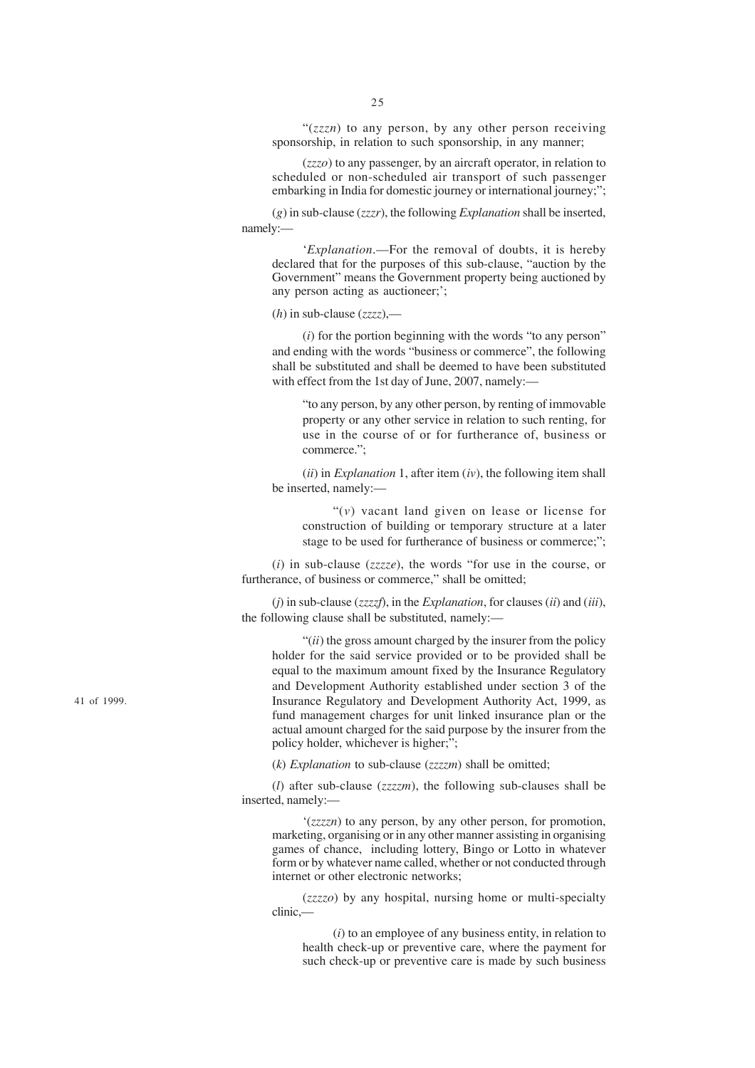"(*zzzn*) to any person, by any other person receiving sponsorship, in relation to such sponsorship, in any manner;

(*zzzo*) to any passenger, by an aircraft operator, in relation to scheduled or non-scheduled air transport of such passenger embarking in India for domestic journey or international journey;";

(*g*) in sub-clause (*zzzr*), the following *Explanation* shall be inserted, namely:—

'*Explanation*.—For the removal of doubts, it is hereby declared that for the purposes of this sub-clause, "auction by the Government" means the Government property being auctioned by any person acting as auctioneer;';

(*h*) in sub-clause (*zzzz*),—

(*i*) for the portion beginning with the words "to any person" and ending with the words "business or commerce", the following shall be substituted and shall be deemed to have been substituted with effect from the 1st day of June, 2007, namely:—

"to any person, by any other person, by renting of immovable property or any other service in relation to such renting, for use in the course of or for furtherance of, business or commerce.";

(*ii*) in *Explanation* 1, after item (*iv*), the following item shall be inserted, namely:—

"(*v*) vacant land given on lease or license for construction of building or temporary structure at a later stage to be used for furtherance of business or commerce;";

(*i*) in sub-clause (*zzzze*), the words "for use in the course, or furtherance, of business or commerce," shall be omitted;

(*j*) in sub-clause (*zzzzf*), in the *Explanation*, for clauses (*ii*) and (*iii*), the following clause shall be substituted, namely:—

"(*ii*) the gross amount charged by the insurer from the policy holder for the said service provided or to be provided shall be equal to the maximum amount fixed by the Insurance Regulatory and Development Authority established under section 3 of the Insurance Regulatory and Development Authority Act, 1999, as fund management charges for unit linked insurance plan or the actual amount charged for the said purpose by the insurer from the policy holder, whichever is higher;";

41 of 1999.

(*k*) *Explanation* to sub-clause (*zzzzm*) shall be omitted;

(*l*) after sub-clause (*zzzzm*), the following sub-clauses shall be inserted, namely:—

'(*zzzzn*) to any person, by any other person, for promotion, marketing, organising or in any other manner assisting in organising games of chance, including lottery, Bingo or Lotto in whatever form or by whatever name called, whether or not conducted through internet or other electronic networks;

(*zzzzo*) by any hospital, nursing home or multi-specialty clinic,—

(*i*) to an employee of any business entity, in relation to health check-up or preventive care, where the payment for such check-up or preventive care is made by such business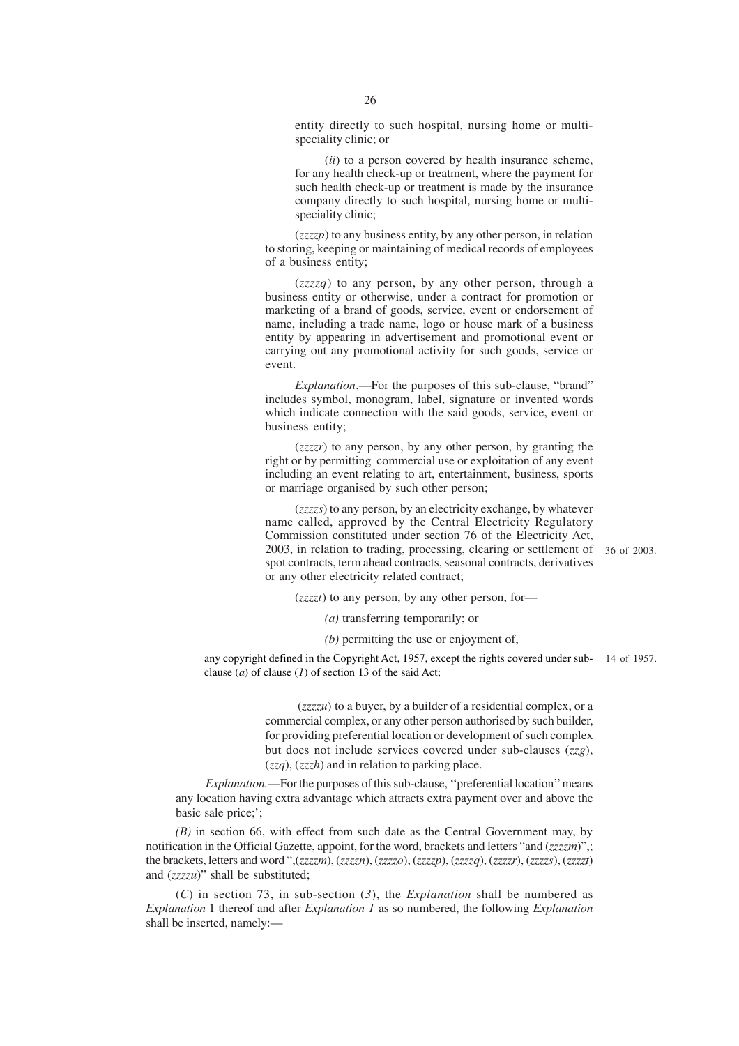entity directly to such hospital, nursing home or multi-speciality clinic; or

(*ii*) to a person covered by health insurance scheme, for any health check-up or treatment, where the payment for such health check-up or treatment is made by the insurance company directly to such hospital, nursing home or multi-speciality clinic;

(*zzzzp*) to any business entity, by any other person, in relation to storing, keeping or maintaining of medical records of employees of a business entity;

(*zzzzq*) to any person, by any other person, through a business entity or otherwise, under a contract for promotion or marketing of a brand of goods, service, event or endorsement of name, including a trade name, logo or house mark of a business entity by appearing in advertisement and promotional event or carrying out any promotional activity for such goods, service or event.

*Explanation*.—For the purposes of this sub-clause, "brand" includes symbol, monogram, label, signature or invented words which indicate connection with the said goods, service, event or business entity;

(*zzzzr*) to any person, by any other person, by granting the right or by permitting commercial use or exploitation of any event including an event relating to art, entertainment, business, sports or marriage organised by such other person;

(*zzzzs*) to any person, by an electricity exchange, by whatever name called, approved by the Central Electricity Regulatory Commission constituted under section 76 of the Electricity Act, 2003, in relation to trading, processing, clearing or settlement of spot contracts, term ahead contracts, seasonal contracts, derivatives or any other electricity related contract; 36 of 2003.

(*zzzzt*) to any person, by any other person, for—

*(a)* transferring temporarily; or

*(b)* permitting the use or enjoyment of,

any copyright defined in the Copyright Act, 1957, except the rights covered under sub-clause (*a*) of clause (*1*) of section 13 of the said Act; 14 of 1957.

(*zzzzu*) to a buyer, by a builder of a residential complex, or a commercial complex, or any other person authorised by such builder, for providing preferential location or development of such complex but does not include services covered under sub-clauses (*zzg*), (*zzq*), (*zzzh*) and in relation to parking place.

*Explanation.*—For the purposes of this sub-clause, ''preferential location'' means any location having extra advantage which attracts extra payment over and above the basic sale price;';

*(B)* in section 66, with effect from such date as the Central Government may, by notification in the Official Gazette, appoint, for the word, brackets and letters "and (*zzzzm*)",; the brackets, letters and word ",(*zzzzm*), (*zzzzn*), (*zzzzo*), (*zzzzp*), (*zzzzq*), (*zzzzr*), (*zzzzs*), (*zzzzt*) and (*zzzzu*)" shall be substituted;

(*C*) in section 73, in sub-section (*3*), the *Explanation* shall be numbered as *Explanation* 1 thereof and after *Explanation 1* as so numbered, the following *Explanation* shall be inserted, namely:—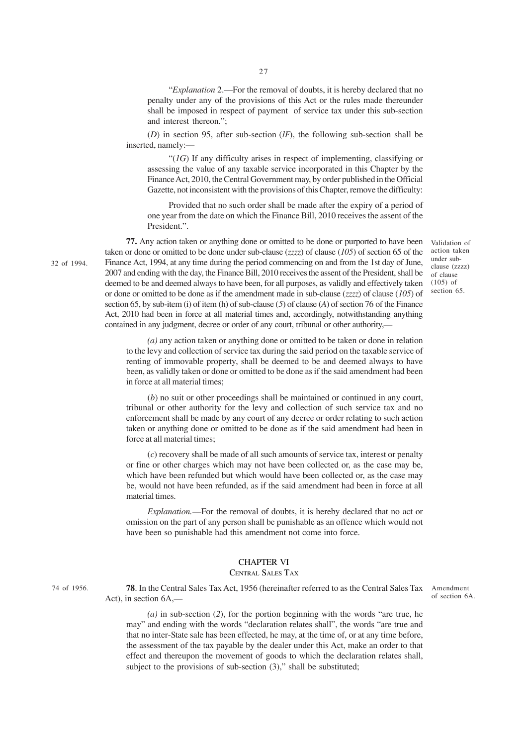"*Explanation* 2.—For the removal of doubts, it is hereby declared that no penalty under any of the provisions of this Act or the rules made thereunder shall be imposed in respect of payment of service tax under this sub-section and interest thereon.";

(*D*) in section 95, after sub-section (*IF*), the following sub-section shall be inserted, namely:—

"(*1G*) If any difficulty arises in respect of implementing, classifying or assessing the value of any taxable service incorporated in this Chapter by the Finance Act, 2010, the Central Government may, by order published in the Official Gazette, not inconsistent with the provisions of this Chapter, remove the difficulty:

Provided that no such order shall be made after the expiry of a period of one year from the date on which the Finance Bill, 2010 receives the assent of the President.".

Validation of action taken under sub-clause (zzzz) of clause (105) of section 65.

32 of 1994.

**77.** Any action taken or anything done or omitted to be done or purported to have been taken or done or omitted to be done under sub-clause (*zzzz*) of clause (*105*) of section 65 of the Finance Act, 1994, at any time during the period commencing on and from the 1st day of June, 2007 and ending with the day, the Finance Bill, 2010 receives the assent of the President, shall be deemed to be and deemed always to have been, for all purposes, as validly and effectively taken or done or omitted to be done as if the amendment made in sub-clause (*zzzz*) of clause (*105*) of section 65, by sub-item (i) of item (h) of sub-clause (*5*) of clause (*A*) of section 76 of the Finance Act, 2010 had been in force at all material times and, accordingly, notwithstanding anything contained in any judgment, decree or order of any court, tribunal or other authority,—

*(a)* any action taken or anything done or omitted to be taken or done in relation to the levy and collection of service tax during the said period on the taxable service of renting of immovable property, shall be deemed to be and deemed always to have been, as validly taken or done or omitted to be done as if the said amendment had been in force at all material times;

(*b*) no suit or other proceedings shall be maintained or continued in any court, tribunal or other authority for the levy and collection of such service tax and no enforcement shall be made by any court of any decree or order relating to such action taken or anything done or omitted to be done as if the said amendment had been in force at all material times;

(*c*) recovery shall be made of all such amounts of service tax, interest or penalty or fine or other charges which may not have been collected or, as the case may be, which have been refunded but which would have been collected or, as the case may be, would not have been refunded, as if the said amendment had been in force at all material times.

*Explanation.*—For the removal of doubts, it is hereby declared that no act or omission on the part of any person shall be punishable as an offence which would not have been so punishable had this amendment not come into force.

## CHAPTER VI

## CENTRAL SALES TAX

74 of 1956.

Amendment of section 6A.

**78**. In the Central Sales Tax Act, 1956 (hereinafter referred to as the Central Sales Tax Act), in section 6A,—

*(a)* in sub-section (*2*), for the portion beginning with the words "are true, he may" and ending with the words "declaration relates shall", the words "are true and that no inter-State sale has been effected, he may, at the time of, or at any time before, the assessment of the tax payable by the dealer under this Act, make an order to that effect and thereupon the movement of goods to which the declaration relates shall, subject to the provisions of sub-section (3)," shall be substituted;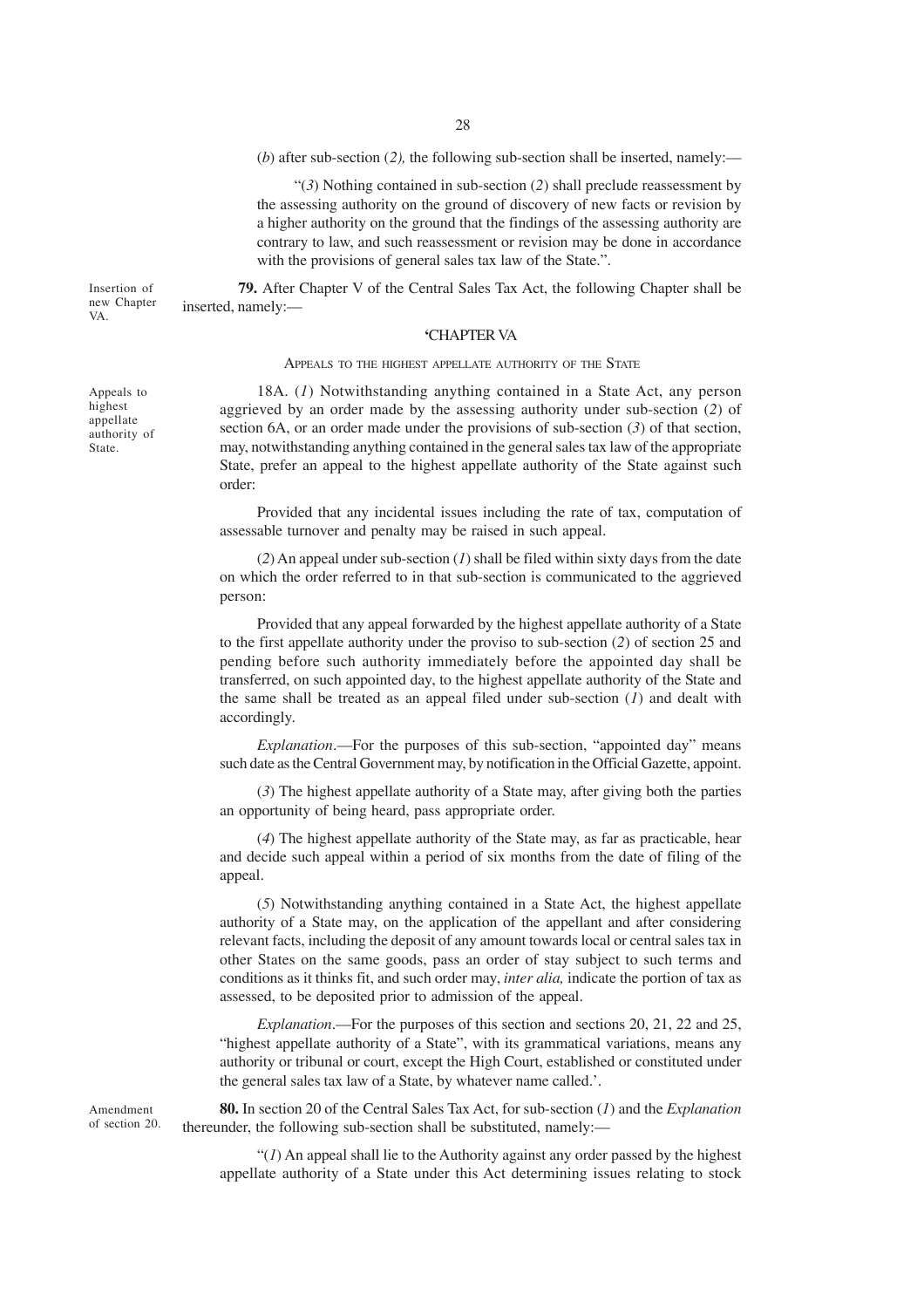(*b*) after sub-section (*2*), the following sub-section shall be inserted, namely:—

"(*3*) Nothing contained in sub-section (*2*) shall preclude reassessment by the assessing authority on the ground of discovery of new facts or revision by a higher authority on the ground that the findings of the assessing authority are contrary to law, and such reassessment or revision may be done in accordance with the provisions of general sales tax law of the State.".

Insertion of new Chapter VA.

**79.** After Chapter V of the Central Sales Tax Act, the following Chapter shall be inserted, namely:—

'CHAPTER VA

APPEALS TO THE HIGHEST APPELLATE AUTHORITY OF THE STATE

Appeals to highest appellate authority of State.

18A. (*1*) Notwithstanding anything contained in a State Act, any person aggrieved by an order made by the assessing authority under sub-section (*2*) of section 6A, or an order made under the provisions of sub-section (*3*) of that section, may, notwithstanding anything contained in the general sales tax law of the appropriate State, prefer an appeal to the highest appellate authority of the State against such order:

Provided that any incidental issues including the rate of tax, computation of assessable turnover and penalty may be raised in such appeal.

(*2*) An appeal under sub-section (*1*) shall be filed within sixty days from the date on which the order referred to in that sub-section is communicated to the aggrieved person:

Provided that any appeal forwarded by the highest appellate authority of a State to the first appellate authority under the proviso to sub-section (*2*) of section 25 and pending before such authority immediately before the appointed day shall be transferred, on such appointed day, to the highest appellate authority of the State and the same shall be treated as an appeal filed under sub-section (*1*) and dealt with accordingly.

*Explanation*.—For the purposes of this sub-section, "appointed day" means such date as the Central Government may, by notification in the Official Gazette, appoint.

(*3*) The highest appellate authority of a State may, after giving both the parties an opportunity of being heard, pass appropriate order.

(*4*) The highest appellate authority of the State may, as far as practicable, hear and decide such appeal within a period of six months from the date of filing of the appeal.

(*5*) Notwithstanding anything contained in a State Act, the highest appellate authority of a State may, on the application of the appellant and after considering relevant facts, including the deposit of any amount towards local or central sales tax in other States on the same goods, pass an order of stay subject to such terms and conditions as it thinks fit, and such order may, *inter alia,* indicate the portion of tax as assessed, to be deposited prior to admission of the appeal.

*Explanation*.—For the purposes of this section and sections 20, 21, 22 and 25, "highest appellate authority of a State", with its grammatical variations, means any authority or tribunal or court, except the High Court, established or constituted under the general sales tax law of a State, by whatever name called.'.

Amendment of section 20.

**80.** In section 20 of the Central Sales Tax Act, for sub-section (*1*) and the *Explanation* thereunder, the following sub-section shall be substituted, namely:—

"(*1*) An appeal shall lie to the Authority against any order passed by the highest appellate authority of a State under this Act determining issues relating to stock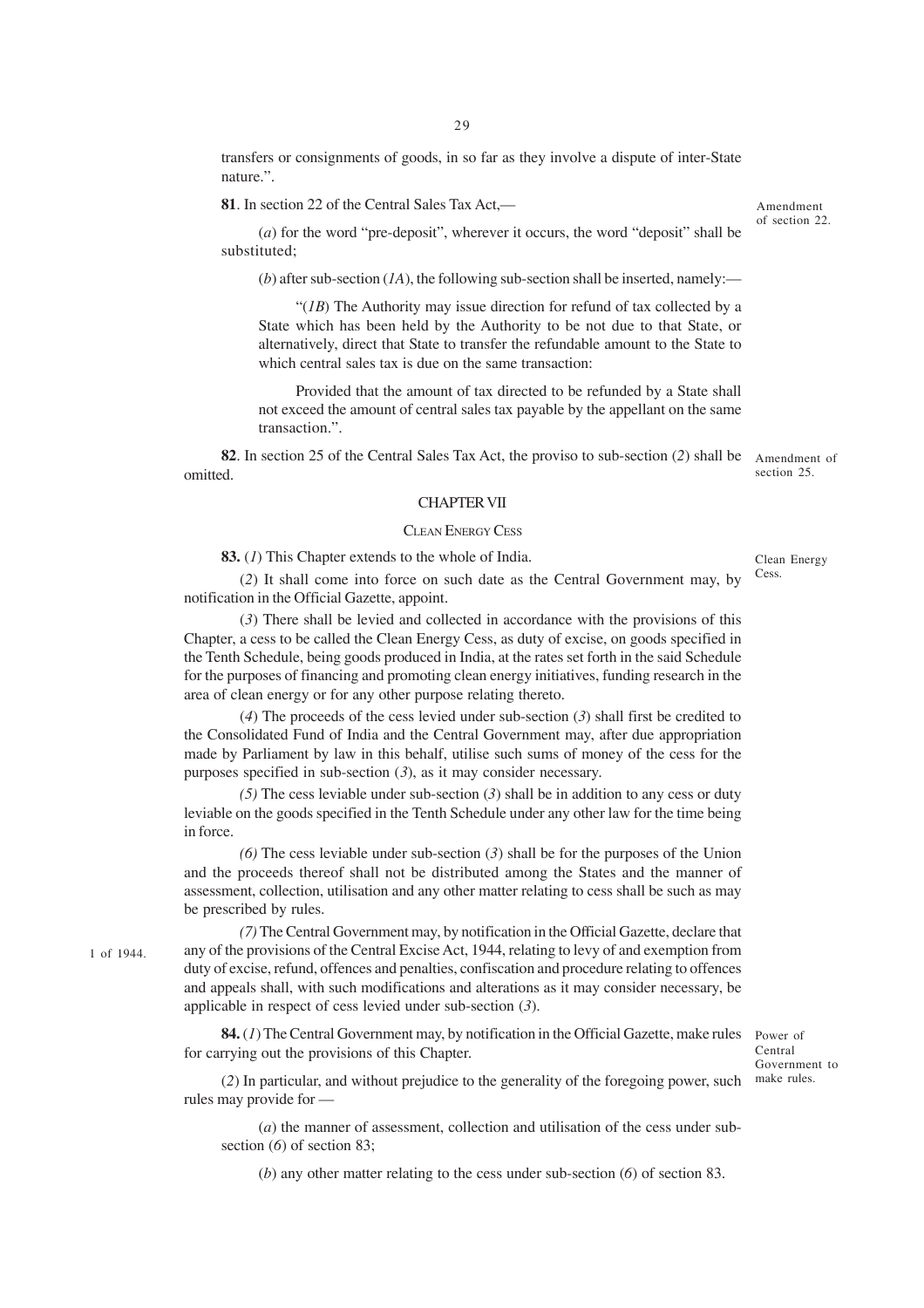transfers or consignments of goods, in so far as they involve a dispute of inter-State nature.".

Amendment of section 22.

**81**. In section 22 of the Central Sales Tax Act,—

(*a*) for the word "pre-deposit", wherever it occurs, the word "deposit" shall be substituted;

(*b*) after sub-section (*1A*), the following sub-section shall be inserted, namely:—

"(*1B*) The Authority may issue direction for refund of tax collected by a State which has been held by the Authority to be not due to that State, or alternatively, direct that State to transfer the refundable amount to the State to which central sales tax is due on the same transaction:

Provided that the amount of tax directed to be refunded by a State shall not exceed the amount of central sales tax payable by the appellant on the same transaction.".

Amendment of section 25.

**82**. In section 25 of the Central Sales Tax Act, the proviso to sub-section (*2*) shall be omitted.

## CHAPTER VII

### CLEAN ENERGY CESS

Clean Energy Cess.

**83.** (*1*) This Chapter extends to the whole of India.

(*2*) It shall come into force on such date as the Central Government may, by notification in the Official Gazette, appoint.

(*3*) There shall be levied and collected in accordance with the provisions of this Chapter, a cess to be called the Clean Energy Cess, as duty of excise, on goods specified in the Tenth Schedule, being goods produced in India, at the rates set forth in the said Schedule for the purposes of financing and promoting clean energy initiatives, funding research in the area of clean energy or for any other purpose relating thereto.

(*4*) The proceeds of the cess levied under sub-section (*3*) shall first be credited to the Consolidated Fund of India and the Central Government may, after due appropriation made by Parliament by law in this behalf, utilise such sums of money of the cess for the purposes specified in sub-section (*3*), as it may consider necessary.

*(5)* The cess leviable under sub-section (*3*) shall be in addition to any cess or duty leviable on the goods specified in the Tenth Schedule under any other law for the time being in force.

*(6)* The cess leviable under sub-section (*3*) shall be for the purposes of the Union and the proceeds thereof shall not be distributed among the States and the manner of assessment, collection, utilisation and any other matter relating to cess shall be such as may be prescribed by rules.

1 of 1944.

*(7)* The Central Government may, by notification in the Official Gazette, declare that any of the provisions of the Central Excise Act, 1944, relating to levy of and exemption from duty of excise, refund, offences and penalties, confiscation and procedure relating to offences and appeals shall, with such modifications and alterations as it may consider necessary, be applicable in respect of cess levied under sub-section (*3*).

Power of Central Government to make rules.

**84.** (*1*) The Central Government may, by notification in the Official Gazette, make rules for carrying out the provisions of this Chapter.

(*2*) In particular, and without prejudice to the generality of the foregoing power, such rules may provide for —

(*a*) the manner of assessment, collection and utilisation of the cess under sub-section (*6*) of section 83;

(*b*) any other matter relating to the cess under sub-section (*6*) of section 83.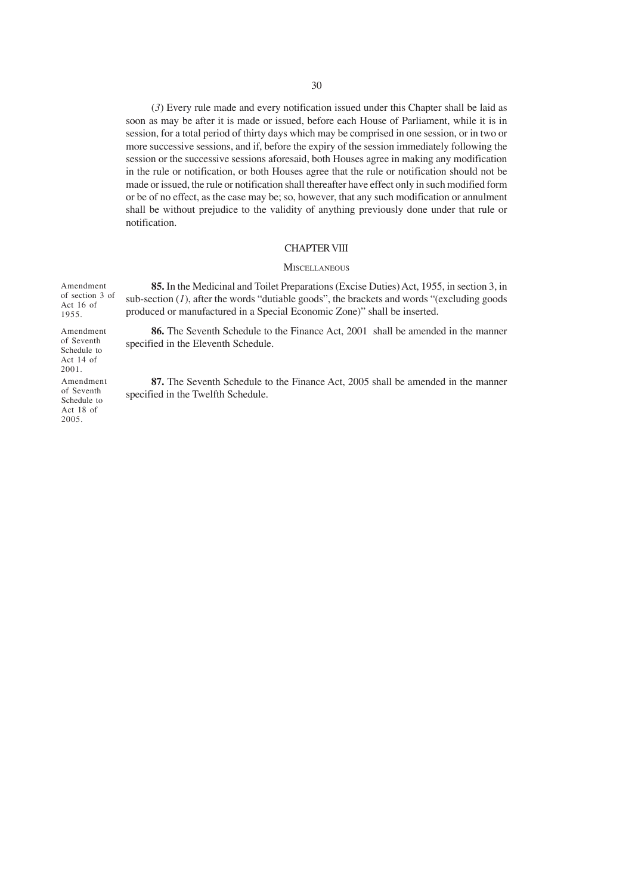(*3*) Every rule made and every notification issued under this Chapter shall be laid as soon as may be after it is made or issued, before each House of Parliament, while it is in session, for a total period of thirty days which may be comprised in one session, or in two or more successive sessions, and if, before the expiry of the session immediately following the session or the successive sessions aforesaid, both Houses agree in making any modification in the rule or notification, or both Houses agree that the rule or notification should not be made or issued, the rule or notification shall thereafter have effect only in such modified form or be of no effect, as the case may be; so, however, that any such modification or annulment shall be without prejudice to the validity of anything previously done under that rule or notification.

## CHAPTER VIII

### MISCELLANEOUS

Amendment of section 3 of Act 16 of 1955.

**85.** In the Medicinal and Toilet Preparations (Excise Duties) Act, 1955, in section 3, in sub-section (*1*), after the words "dutiable goods", the brackets and words "(excluding goods produced or manufactured in a Special Economic Zone)" shall be inserted.

Amendment of Seventh Schedule to Act 14 of 2001.

**86.** The Seventh Schedule to the Finance Act, 2001 shall be amended in the manner specified in the Eleventh Schedule.

Amendment of Seventh Schedule to Act 18 of 2005.

**87.** The Seventh Schedule to the Finance Act, 2005 shall be amended in the manner specified in the Twelfth Schedule.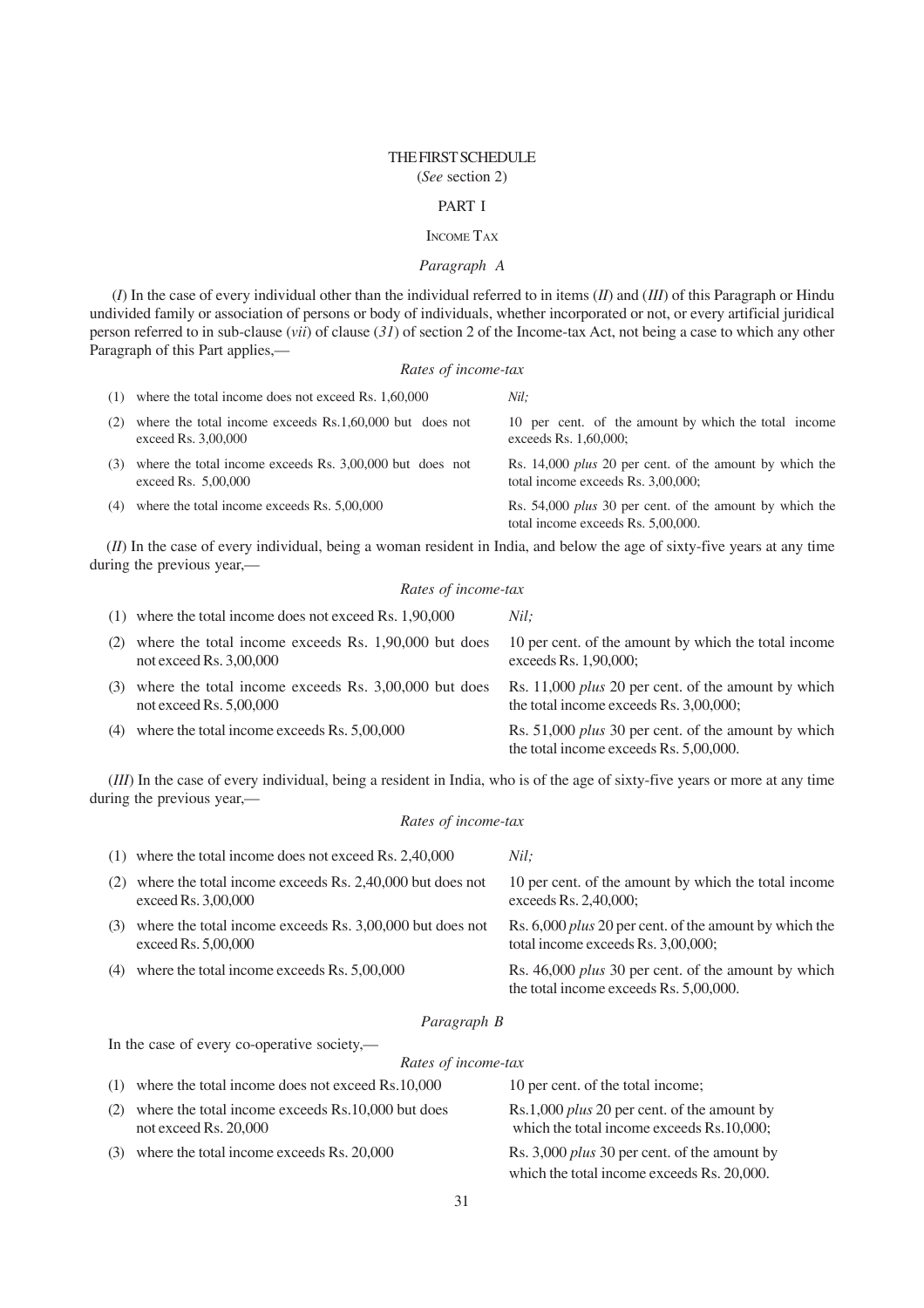# THE FIRST SCHEDULE

(*See* section 2)

## PART I

### INCOME TAX

*Paragraph A*

(*I*) In the case of every individual other than the individual referred to in items (*II*) and (*III*) of this Paragraph or Hindu undivided family or association of persons or body of individuals, whether incorporated or not, or every artificial juridical person referred to in sub-clause (*vii*) of clause (*31*) of section 2 of the Income-tax Act, not being a case to which any other Paragraph of this Part applies,—

*Rates of income-tax*

| | |
|---|---|
| (1) where the total income does not exceed Rs. 1,60,000 | *Nil;* |
| (2) where the total income exceeds Rs.1,60,000 but does not exceed Rs. 3,00,000 | 10 per cent. of the amount by which the total income exceeds Rs. 1,60,000; |
| (3) where the total income exceeds Rs. 3,00,000 but does not exceed Rs. 5,00,000 | Rs. 14,000 *plus* 20 per cent. of the amount by which the total income exceeds Rs. 3,00,000; |
| (4) where the total income exceeds Rs. 5,00,000 | Rs. 54,000 *plus* 30 per cent. of the amount by which the total income exceeds Rs. 5,00,000. |

(*II*) In the case of every individual, being a woman resident in India, and below the age of sixty-five years at any time during the previous year,—

*Rates of income-tax*

| | |
|---|---|
| (1) where the total income does not exceed Rs. 1,90,000 | *Nil;* |
| (2) where the total income exceeds Rs. 1,90,000 but does not exceed Rs. 3,00,000 | 10 per cent. of the amount by which the total income exceeds Rs. 1,90,000; |
| (3) where the total income exceeds Rs. 3,00,000 but does not exceed Rs. 5,00,000 | Rs. 11,000 *plus* 20 per cent. of the amount by which the total income exceeds Rs. 3,00,000; |
| (4) where the total income exceeds Rs. 5,00,000 | Rs. 51,000 *plus* 30 per cent. of the amount by which the total income exceeds Rs. 5,00,000. |

(*III*) In the case of every individual, being a resident in India, who is of the age of sixty-five years or more at any time during the previous year,—

*Rates of income-tax*

| | |
|---|---|
| (1) where the total income does not exceed Rs. 2,40,000 | *Nil;* |
| (2) where the total income exceeds Rs. 2,40,000 but does not exceed Rs. 3,00,000 | 10 per cent. of the amount by which the total income exceeds Rs. 2,40,000; |
| (3) where the total income exceeds Rs. 3,00,000 but does not exceed Rs. 5,00,000 | Rs. 6,000 *plus* 20 per cent. of the amount by which the total income exceeds Rs. 3,00,000; |
| (4) where the total income exceeds Rs. 5,00,000 | Rs. 46,000 *plus* 30 per cent. of the amount by which the total income exceeds Rs. 5,00,000. |

*Paragraph B*

In the case of every co-operative society,—

*Rates of income-tax*

| | |
|---|---|
| (1) where the total income does not exceed Rs.10,000 | 10 per cent. of the total income; |
| (2) where the total income exceeds Rs.10,000 but does not exceed Rs. 20,000 | Rs.1,000 *plus* 20 per cent. of the amount by which the total income exceeds Rs.10,000; |
| (3) where the total income exceeds Rs. 20,000 | Rs. 3,000 *plus* 30 per cent. of the amount by which the total income exceeds Rs. 20,000. |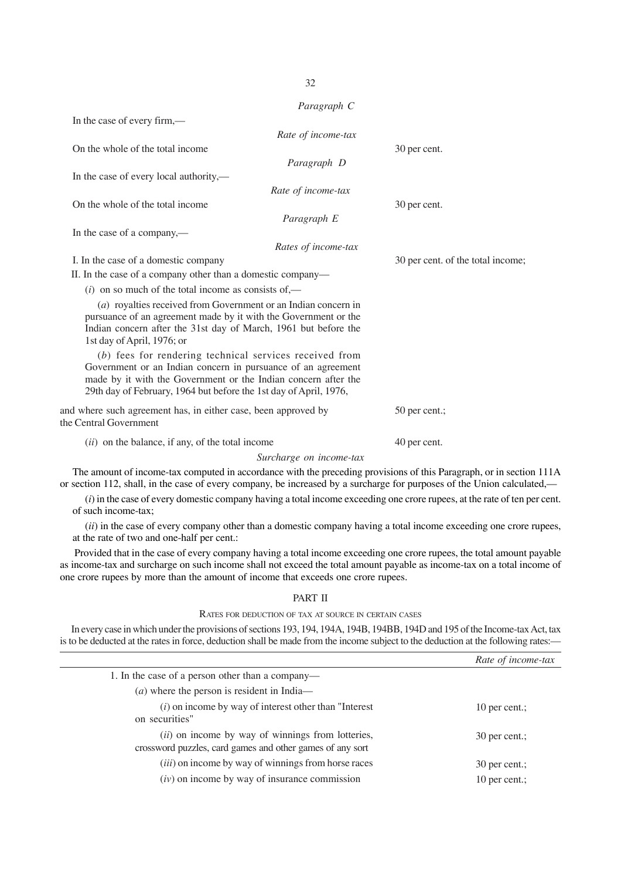### *Paragraph C*

In the case of every firm,—

*Rate of income-tax*

| | |
|---|---|
| On the whole of the total income | 30 per cent. |

### *Paragraph D*

In the case of every local authority,—

*Rate of income-tax*

| | |
|---|---|
| On the whole of the total income | 30 per cent. |

### *Paragraph E*

In the case of a company,—

*Rates of income-tax*

I. In the case of a domestic company — 30 per cent. of the total income;

II. In the case of a company other than a domestic company—

(*i*) on so much of the total income as consists of,—

(*a*) royalties received from Government or an Indian concern in pursuance of an agreement made by it with the Government or the Indian concern after the 31st day of March, 1961 but before the 1st day of April, 1976; or

(*b*) fees for rendering technical services received from Government or an Indian concern in pursuance of an agreement made by it with the Government or the Indian concern after the 29th day of February, 1964 but before the 1st day of April, 1976,

and where such agreement has, in either case, been approved by the Central Government — 50 per cent.;

(*ii*) on the balance, if any, of the total income — 40 per cent.

*Surcharge on income-tax*

The amount of income-tax computed in accordance with the preceding provisions of this Paragraph, or in section 111A or section 112, shall, in the case of every company, be increased by a surcharge for purposes of the Union calculated,—

(*i*) in the case of every domestic company having a total income exceeding one crore rupees, at the rate of ten per cent. of such income-tax;

(*ii*) in the case of every company other than a domestic company having a total income exceeding one crore rupees, at the rate of two and one-half per cent.:

Provided that in the case of every company having a total income exceeding one crore rupees, the total amount payable as income-tax and surcharge on such income shall not exceed the total amount payable as income-tax on a total income of one crore rupees by more than the amount of income that exceeds one crore rupees.

## PART II

### RATES FOR DEDUCTION OF TAX AT SOURCE IN CERTAIN CASES

In every case in which under the provisions of sections 193, 194, 194A, 194B, 194BB, 194D and 195 of the Income-tax Act, tax is to be deducted at the rates in force, deduction shall be made from the income subject to the deduction at the following rates:—

| | *Rate of income-tax* |
|---|---|
| 1. In the case of a person other than a company— | |
| (*a*) where the person is resident in India— | |
| (*i*) on income by way of interest other than "Interest on securities" | 10 per cent.; |
| (*ii*) on income by way of winnings from lotteries, crossword puzzles, card games and other games of any sort | 30 per cent.; |
| (*iii*) on income by way of winnings from horse races | 30 per cent.; |
| (*iv*) on income by way of insurance commission | 10 per cent.; |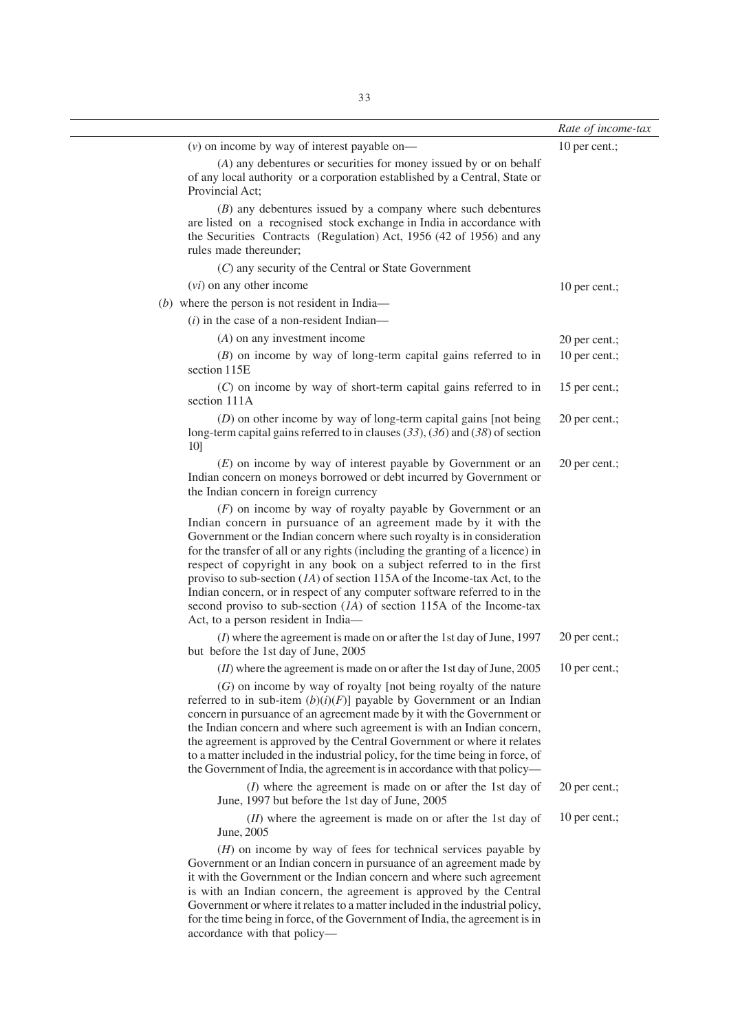| | Rate of income-tax |
|---|---|
| (*v*) on income by way of interest payable on— | 10 per cent.; |
| (*A*) any debentures or securities for money issued by or on behalf of any local authority or a corporation established by a Central, State or Provincial Act; | |
| (*B*) any debentures issued by a company where such debentures are listed on a recognised stock exchange in India in accordance with the Securities Contracts (Regulation) Act, 1956 (42 of 1956) and any rules made thereunder; | |
| (*C*) any security of the Central or State Government | |
| (*vi*) on any other income | 10 per cent.; |
| (*b*) where the person is not resident in India— | |
| (*i*) in the case of a non-resident Indian— | |
| (*A*) on any investment income | 20 per cent.; |
| (*B*) on income by way of long-term capital gains referred to in section 115E | 10 per cent.; |
| (*C*) on income by way of short-term capital gains referred to in section 111A | 15 per cent.; |
| (*D*) on other income by way of long-term capital gains [not being long-term capital gains referred to in clauses (*33*), (*36*) and (*38*) of section 10] | 20 per cent.; |
| (*E*) on income by way of interest payable by Government or an Indian concern on moneys borrowed or debt incurred by Government or the Indian concern in foreign currency | 20 per cent.; |
| (*F*) on income by way of royalty payable by Government or an Indian concern in pursuance of an agreement made by it with the Government or the Indian concern where such royalty is in consideration for the transfer of all or any rights (including the granting of a licence) in respect of copyright in any book on a subject referred to in the first proviso to sub-section (*1A*) of section 115A of the Income-tax Act, to the Indian concern, or in respect of any computer software referred to in the second proviso to sub-section (*1A*) of section 115A of the Income-tax Act, to a person resident in India— | |
| (*I*) where the agreement is made on or after the 1st day of June, 1997 but before the 1st day of June, 2005 | 20 per cent.; |
| (*II*) where the agreement is made on or after the 1st day of June, 2005 | 10 per cent.; |
| (*G*) on income by way of royalty [not being royalty of the nature referred to in sub-item (*b*)(*i*)(*F*)] payable by Government or an Indian concern in pursuance of an agreement made by it with the Government or the Indian concern and where such agreement is with an Indian concern, the agreement is approved by the Central Government or where it relates to a matter included in the industrial policy, for the time being in force, of the Government of India, the agreement is in accordance with that policy— | |
| (*I*) where the agreement is made on or after the 1st day of June, 1997 but before the 1st day of June, 2005 | 20 per cent.; |
| (*II*) where the agreement is made on or after the 1st day of June, 2005 | 10 per cent.; |
| (*H*) on income by way of fees for technical services payable by Government or an Indian concern in pursuance of an agreement made by it with the Government or the Indian concern and where such agreement is with an Indian concern, the agreement is approved by the Central Government or where it relates to a matter included in the industrial policy, for the time being in force, of the Government of India, the agreement is in accordance with that policy— | |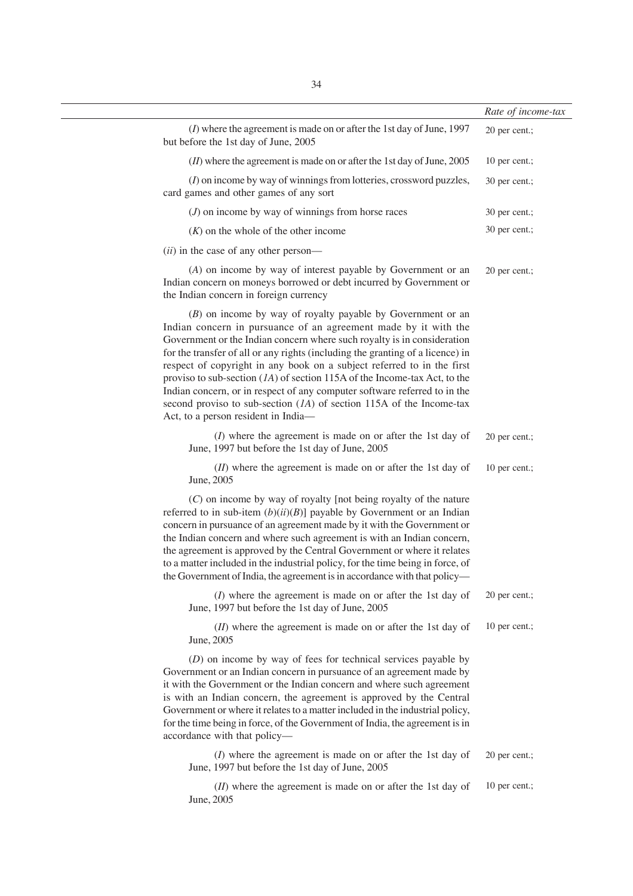| | *Rate of income-tax* |
|---|---|
| (*I*) where the agreement is made on or after the 1st day of June, 1997 but before the 1st day of June, 2005 | 20 per cent.; |
| (*II*) where the agreement is made on or after the 1st day of June, 2005 | 10 per cent.; |
| (*I*) on income by way of winnings from lotteries, crossword puzzles, card games and other games of any sort | 30 per cent.; |
| (*J*) on income by way of winnings from horse races | 30 per cent.; |
| (*K*) on the whole of the other income | 30 per cent.; |
| (*ii*) in the case of any other person— | |
| (*A*) on income by way of interest payable by Government or an Indian concern on moneys borrowed or debt incurred by Government or the Indian concern in foreign currency | 20 per cent.; |
| (*B*) on income by way of royalty payable by Government or an Indian concern in pursuance of an agreement made by it with the Government or the Indian concern where such royalty is in consideration for the transfer of all or any rights (including the granting of a licence) in respect of copyright in any book on a subject referred to in the first proviso to sub-section (*1A*) of section 115A of the Income-tax Act, to the Indian concern, or in respect of any computer software referred to in the second proviso to sub-section (*1A*) of section 115A of the Income-tax Act, to a person resident in India— | |
| (*I*) where the agreement is made on or after the 1st day of June, 1997 but before the 1st day of June, 2005 | 20 per cent.; |
| (*II*) where the agreement is made on or after the 1st day of June, 2005 | 10 per cent.; |
| (*C*) on income by way of royalty [not being royalty of the nature referred to in sub-item (*b*)(*ii*)(*B*)] payable by Government or an Indian concern in pursuance of an agreement made by it with the Government or the Indian concern and where such agreement is with an Indian concern, the agreement is approved by the Central Government or where it relates to a matter included in the industrial policy, for the time being in force, of the Government of India, the agreement is in accordance with that policy— | |
| (*I*) where the agreement is made on or after the 1st day of June, 1997 but before the 1st day of June, 2005 | 20 per cent.; |
| (*II*) where the agreement is made on or after the 1st day of June, 2005 | 10 per cent.; |
| (*D*) on income by way of fees for technical services payable by Government or an Indian concern in pursuance of an agreement made by it with the Government or the Indian concern and where such agreement is with an Indian concern, the agreement is approved by the Central Government or where it relates to a matter included in the industrial policy, for the time being in force, of the Government of India, the agreement is in accordance with that policy— | |
| (*I*) where the agreement is made on or after the 1st day of June, 1997 but before the 1st day of June, 2005 | 20 per cent.; |
| (*II*) where the agreement is made on or after the 1st day of June, 2005 | 10 per cent.; |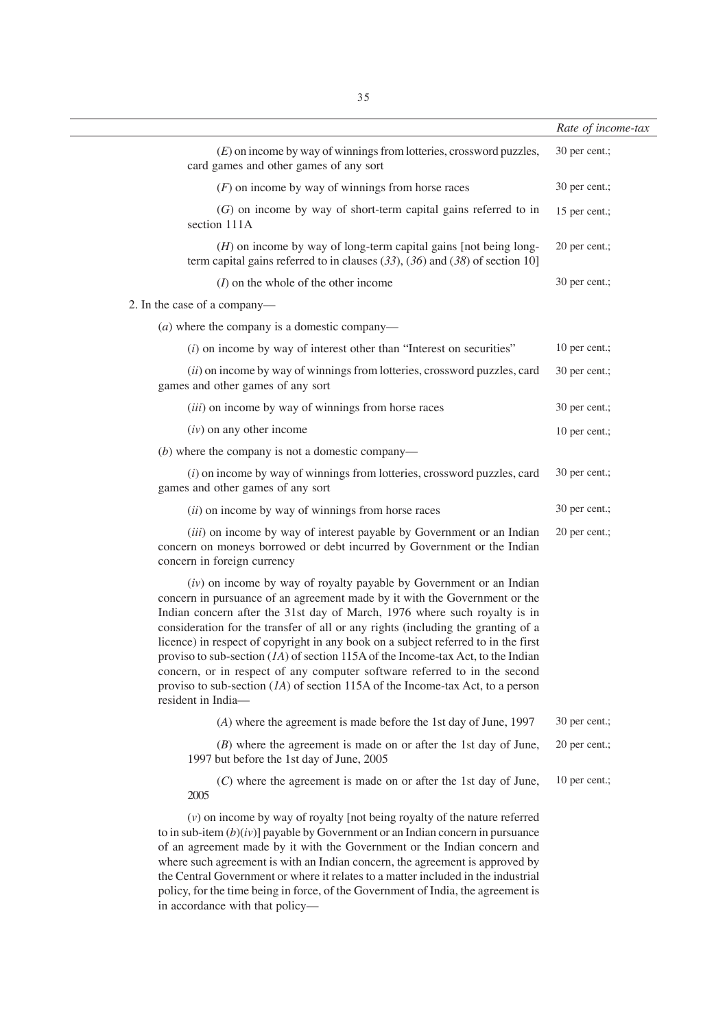| | Rate of income-tax |
|---|---|
| (*E*) on income by way of winnings from lotteries, crossword puzzles, card games and other games of any sort | 30 per cent.; |
| (*F*) on income by way of winnings from horse races | 30 per cent.; |
| (*G*) on income by way of short-term capital gains referred to in section 111A | 15 per cent.; |
| (*H*) on income by way of long-term capital gains [not being long-term capital gains referred to in clauses (*33*), (*36*) and (*38*) of section 10] | 20 per cent.; |
| (*I*) on the whole of the other income | 30 per cent.; |
| 2. In the case of a company— | |
| (*a*) where the company is a domestic company— | |
| (*i*) on income by way of interest other than "Interest on securities" | 10 per cent.; |
| (*ii*) on income by way of winnings from lotteries, crossword puzzles, card games and other games of any sort | 30 per cent.; |
| (*iii*) on income by way of winnings from horse races | 30 per cent.; |
| (*iv*) on any other income | 10 per cent.; |
| (*b*) where the company is not a domestic company— | |
| (*i*) on income by way of winnings from lotteries, crossword puzzles, card games and other games of any sort | 30 per cent.; |
| (*ii*) on income by way of winnings from horse races | 30 per cent.; |
| (*iii*) on income by way of interest payable by Government or an Indian concern on moneys borrowed or debt incurred by Government or the Indian concern in foreign currency | 20 per cent.; |
| (*iv*) on income by way of royalty payable by Government or an Indian concern in pursuance of an agreement made by it with the Government or the Indian concern after the 31st day of March, 1976 where such royalty is in consideration for the transfer of all or any rights (including the granting of a licence) in respect of copyright in any book on a subject referred to in the first proviso to sub-section (*1A*) of section 115A of the Income-tax Act, to the Indian concern, or in respect of any computer software referred to in the second proviso to sub-section (*1A*) of section 115A of the Income-tax Act, to a person resident in India— | |
| (*A*) where the agreement is made before the 1st day of June, 1997 | 30 per cent.; |
| (*B*) where the agreement is made on or after the 1st day of June, 1997 but before the 1st day of June, 2005 | 20 per cent.; |
| (*C*) where the agreement is made on or after the 1st day of June, 2005 | 10 per cent.; |
| (*v*) on income by way of royalty [not being royalty of the nature referred to in sub-item (*b*)(*iv*)] payable by Government or an Indian concern in pursuance of an agreement made by it with the Government or the Indian concern and where such agreement is with an Indian concern, the agreement is approved by the Central Government or where it relates to a matter included in the industrial policy, for the time being in force, of the Government of India, the agreement is in accordance with that policy— | |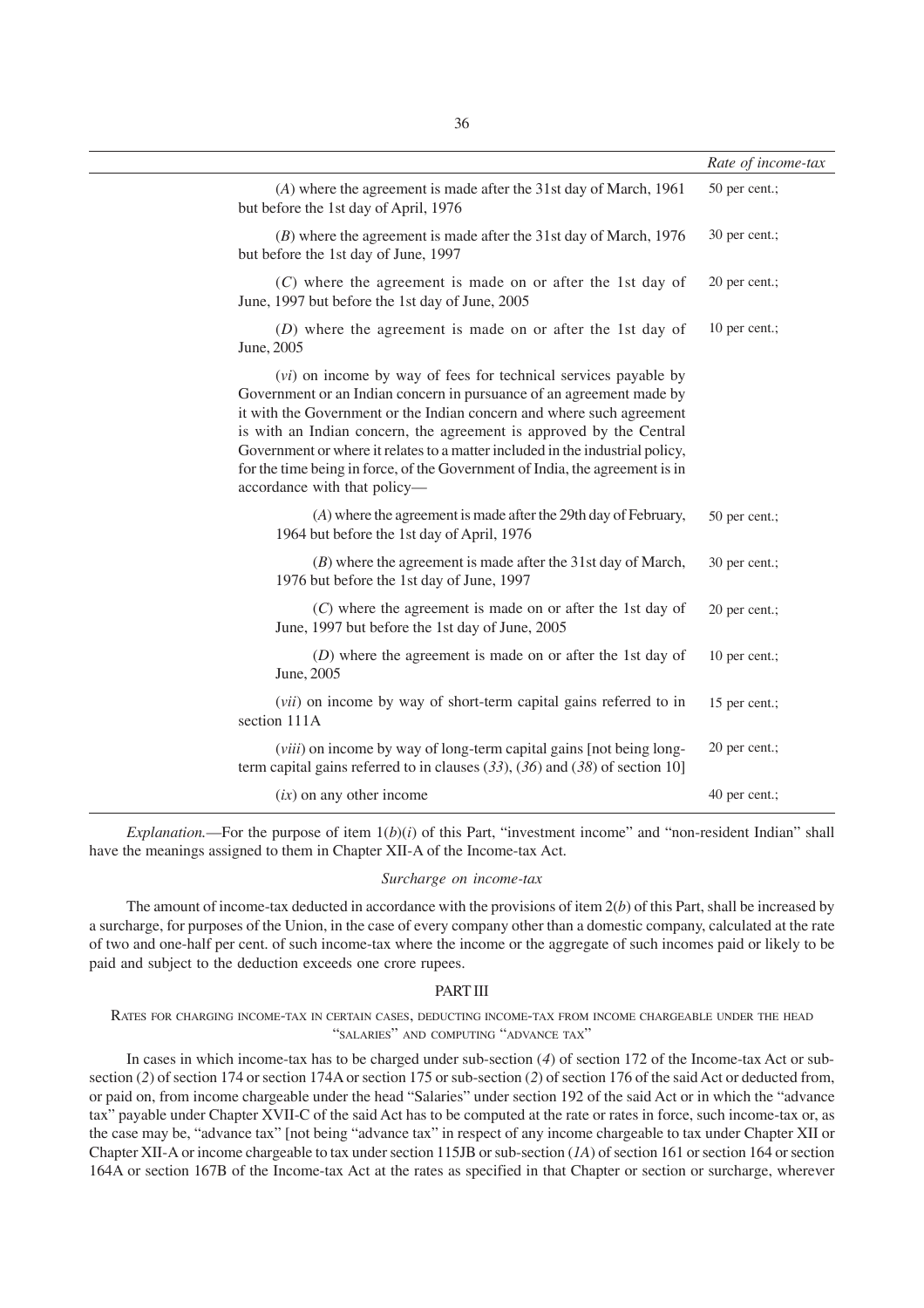| | Rate of income-tax |
|---|---|
| (*A*) where the agreement is made after the 31st day of March, 1961 but before the 1st day of April, 1976 | 50 per cent.; |
| (*B*) where the agreement is made after the 31st day of March, 1976 but before the 1st day of June, 1997 | 30 per cent.; |
| (*C*) where the agreement is made on or after the 1st day of June, 1997 but before the 1st day of June, 2005 | 20 per cent.; |
| (*D*) where the agreement is made on or after the 1st day of June, 2005 | 10 per cent.; |
| (*vi*) on income by way of fees for technical services payable by Government or an Indian concern in pursuance of an agreement made by it with the Government or the Indian concern and where such agreement is with an Indian concern, the agreement is approved by the Central Government or where it relates to a matter included in the industrial policy, for the time being in force, of the Government of India, the agreement is in accordance with that policy— | |
| (*A*) where the agreement is made after the 29th day of February, 1964 but before the 1st day of April, 1976 | 50 per cent.; |
| (*B*) where the agreement is made after the 31st day of March, 1976 but before the 1st day of June, 1997 | 30 per cent.; |
| (*C*) where the agreement is made on or after the 1st day of June, 1997 but before the 1st day of June, 2005 | 20 per cent.; |
| (*D*) where the agreement is made on or after the 1st day of June, 2005 | 10 per cent.; |
| (*vii*) on income by way of short-term capital gains referred to in section 111A | 15 per cent.; |
| (*viii*) on income by way of long-term capital gains [not being long-term capital gains referred to in clauses (*33*), (*36*) and (*38*) of section 10] | 20 per cent.; |
| (*ix*) on any other income | 40 per cent.; |

*Explanation.*—For the purpose of item 1(*b*)(*i*) of this Part, "investment income" and "non-resident Indian" shall have the meanings assigned to them in Chapter XII-A of the Income-tax Act.

*Surcharge on income-tax*

The amount of income-tax deducted in accordance with the provisions of item 2(*b*) of this Part, shall be increased by a surcharge, for purposes of the Union, in the case of every company other than a domestic company, calculated at the rate of two and one-half per cent. of such income-tax where the income or the aggregate of such incomes paid or likely to be paid and subject to the deduction exceeds one crore rupees.

## PART III

### RATES FOR CHARGING INCOME-TAX IN CERTAIN CASES, DEDUCTING INCOME-TAX FROM INCOME CHARGEABLE UNDER THE HEAD "SALARIES" AND COMPUTING "ADVANCE TAX"

In cases in which income-tax has to be charged under sub-section (*4*) of section 172 of the Income-tax Act or sub-section (*2*) of section 174 or section 174A or section 175 or sub-section (*2*) of section 176 of the said Act or deducted from, or paid on, from income chargeable under the head "Salaries" under section 192 of the said Act or in which the "advance tax" payable under Chapter XVII-C of the said Act has to be computed at the rate or rates in force, such income-tax or, as the case may be, "advance tax" [not being "advance tax" in respect of any income chargeable to tax under Chapter XII or Chapter XII-A or income chargeable to tax under section 115JB or sub-section (*1A*) of section 161 or section 164 or section 164A or section 167B of the Income-tax Act at the rates as specified in that Chapter or section or surcharge, wherever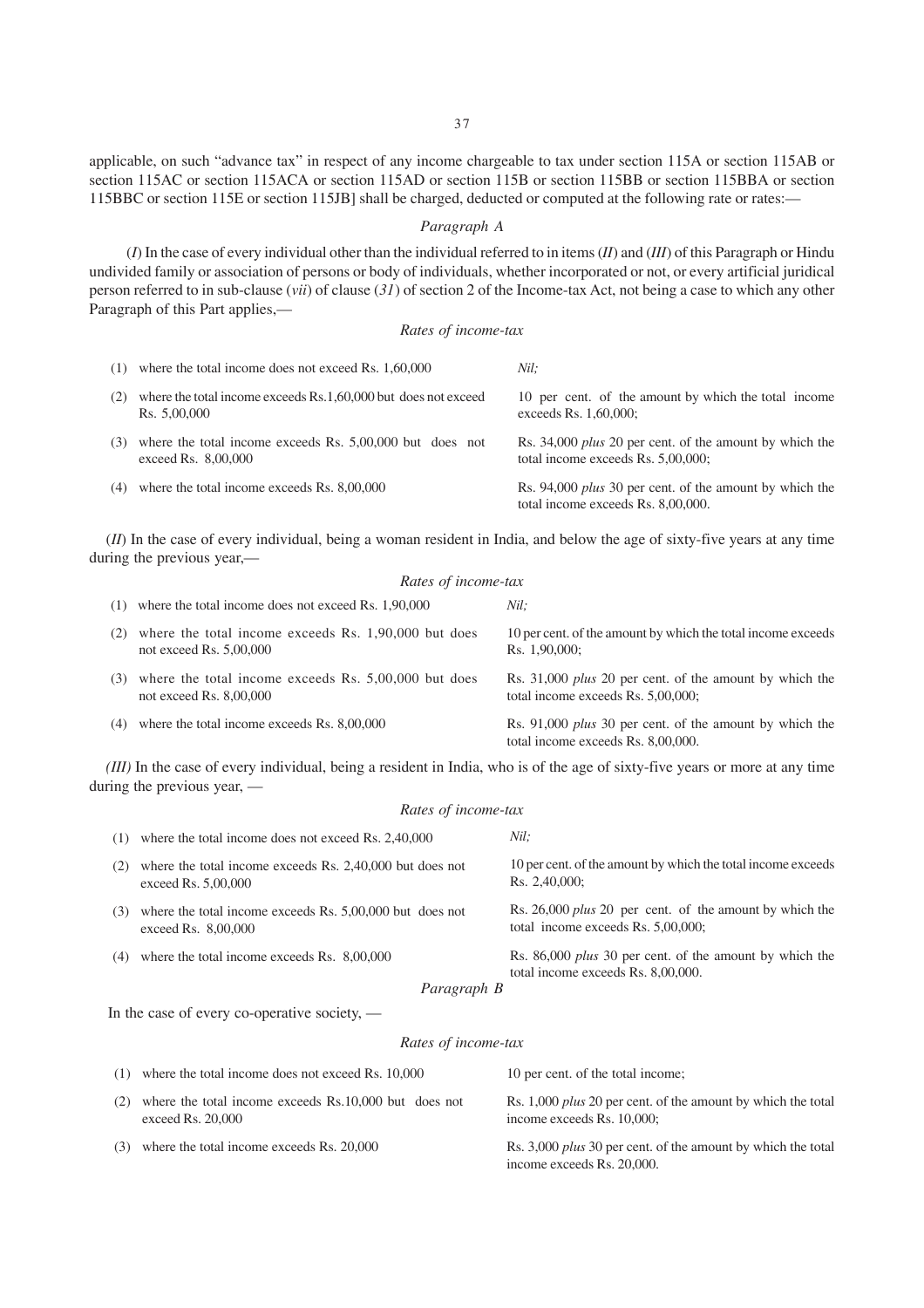applicable, on such "advance tax" in respect of any income chargeable to tax under section 115A or section 115AB or section 115AC or section 115ACA or section 115AD or section 115B or section 115BB or section 115BBA or section 115BBC or section 115E or section 115JB] shall be charged, deducted or computed at the following rate or rates:—

*Paragraph A*

(*I*) In the case of every individual other than the individual referred to in items (*II*) and (*III*) of this Paragraph or Hindu undivided family or association of persons or body of individuals, whether incorporated or not, or every artificial juridical person referred to in sub-clause (*vii*) of clause (*31*) of section 2 of the Income-tax Act, not being a case to which any other Paragraph of this Part applies,—

*Rates of income-tax*

| | |
|---|---|
| (1) where the total income does not exceed Rs. 1,60,000 | *Nil;* |
| (2) where the total income exceeds Rs.1,60,000 but does not exceed Rs. 5,00,000 | 10 per cent. of the amount by which the total income exceeds Rs. 1,60,000; |
| (3) where the total income exceeds Rs. 5,00,000 but does not exceed Rs. 8,00,000 | Rs. 34,000 *plus* 20 per cent. of the amount by which the total income exceeds Rs. 5,00,000; |
| (4) where the total income exceeds Rs. 8,00,000 | Rs. 94,000 *plus* 30 per cent. of the amount by which the total income exceeds Rs. 8,00,000. |

(*II*) In the case of every individual, being a woman resident in India, and below the age of sixty-five years at any time during the previous year,—

*Rates of income-tax*

| | |
|---|---|
| (1) where the total income does not exceed Rs. 1,90,000 | *Nil;* |
| (2) where the total income exceeds Rs. 1,90,000 but does not exceed Rs. 5,00,000 | 10 per cent. of the amount by which the total income exceeds Rs. 1,90,000; |
| (3) where the total income exceeds Rs. 5,00,000 but does not exceed Rs. 8,00,000 | Rs. 31,000 *plus* 20 per cent. of the amount by which the total income exceeds Rs. 5,00,000; |
| (4) where the total income exceeds Rs. 8,00,000 | Rs. 91,000 *plus* 30 per cent. of the amount by which the total income exceeds Rs. 8,00,000. |

*(III)* In the case of every individual, being a resident in India, who is of the age of sixty-five years or more at any time during the previous year, —

*Rates of income-tax*

| | |
|---|---|
| (1) where the total income does not exceed Rs. 2,40,000 | *Nil;* |
| (2) where the total income exceeds Rs. 2,40,000 but does not exceed Rs. 5,00,000 | 10 per cent. of the amount by which the total income exceeds Rs. 2,40,000; |
| (3) where the total income exceeds Rs. 5,00,000 but does not exceed Rs. 8,00,000 | Rs. 26,000 *plus* 20 per cent. of the amount by which the total income exceeds Rs. 5,00,000; |
| (4) where the total income exceeds Rs. 8,00,000 | Rs. 86,000 *plus* 30 per cent. of the amount by which the total income exceeds Rs. 8,00,000. |

*Paragraph B*

In the case of every co-operative society, —

*Rates of income-tax*

| | |
|---|---|
| (1) where the total income does not exceed Rs. 10,000 | 10 per cent. of the total income; |
| (2) where the total income exceeds Rs.10,000 but does not exceed Rs. 20,000 | Rs. 1,000 *plus* 20 per cent. of the amount by which the total income exceeds Rs. 10,000; |
| (3) where the total income exceeds Rs. 20,000 | Rs. 3,000 *plus* 30 per cent. of the amount by which the total income exceeds Rs. 20,000. |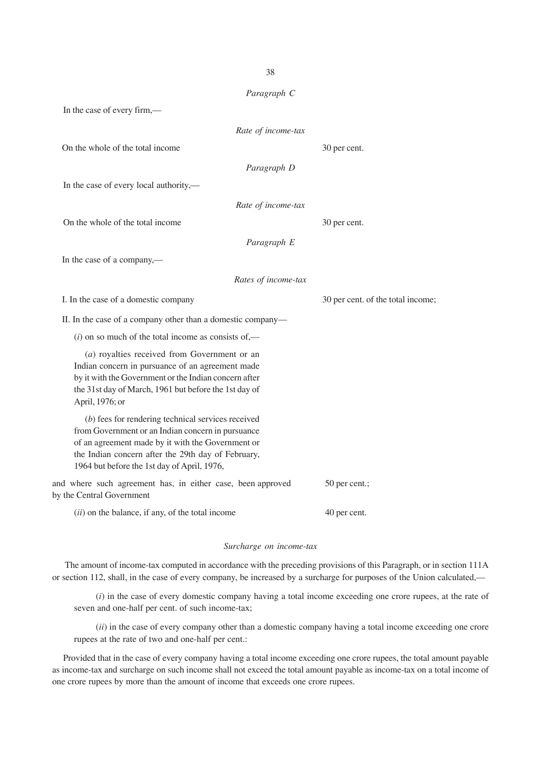*Paragraph C*

In the case of every firm,—

*Rate of income-tax*

On the whole of the total income — 30 per cent.

*Paragraph D*

In the case of every local authority,—

*Rate of income-tax*

On the whole of the total income — 30 per cent.

*Paragraph E*

In the case of a company,—

*Rates of income-tax*

I. In the case of a domestic company — 30 per cent. of the total income;

II. In the case of a company other than a domestic company—

(*i*) on so much of the total income as consists of,—

(*a*) royalties received from Government or an Indian concern in pursuance of an agreement made by it with the Government or the Indian concern after the 31st day of March, 1961 but before the 1st day of April, 1976; or

(*b*) fees for rendering technical services received from Government or an Indian concern in pursuance of an agreement made by it with the Government or the Indian concern after the 29th day of February, 1964 but before the 1st day of April, 1976,

and where such agreement has, in either case, been approved by the Central Government — 50 per cent.;

(*ii*) on the balance, if any, of the total income — 40 per cent.

*Surcharge on income-tax*

The amount of income-tax computed in accordance with the preceding provisions of this Paragraph, or in section 111A or section 112, shall, in the case of every company, be increased by a surcharge for purposes of the Union calculated,—

(*i*) in the case of every domestic company having a total income exceeding one crore rupees, at the rate of seven and one-half per cent. of such income-tax;

(*ii*) in the case of every company other than a domestic company having a total income exceeding one crore rupees at the rate of two and one-half per cent.:

Provided that in the case of every company having a total income exceeding one crore rupees, the total amount payable as income-tax and surcharge on such income shall not exceed the total amount payable as income-tax on a total income of one crore rupees by more than the amount of income that exceeds one crore rupees.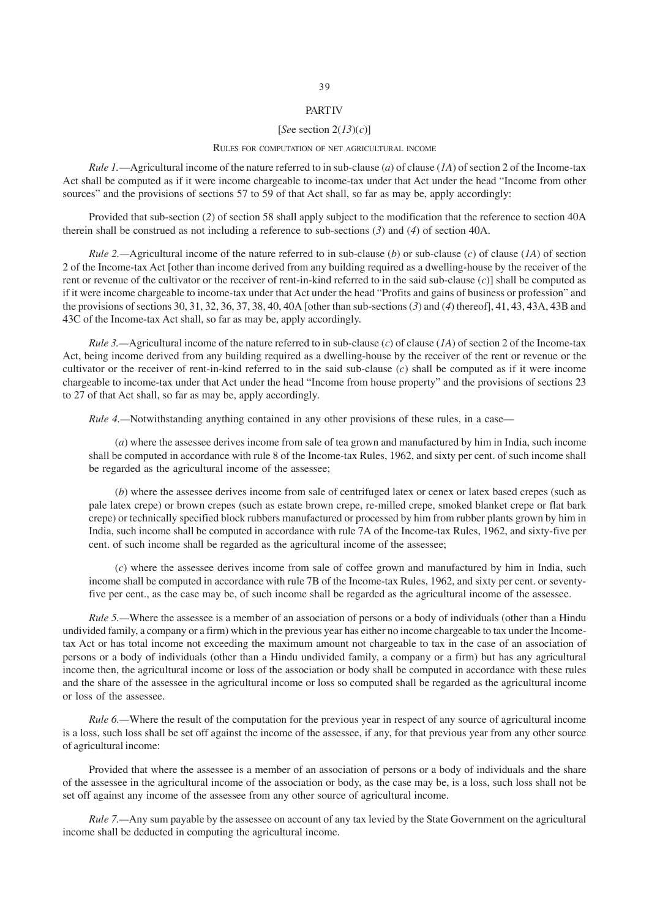## PART IV

[*See* section 2(*13*)(*c*)]

### RULES FOR COMPUTATION OF NET AGRICULTURAL INCOME

*Rule 1.*—Agricultural income of the nature referred to in sub-clause (*a*) of clause (*1A*) of section 2 of the Income-tax Act shall be computed as if it were income chargeable to income-tax under that Act under the head "Income from other sources" and the provisions of sections 57 to 59 of that Act shall, so far as may be, apply accordingly:

Provided that sub-section (*2*) of section 58 shall apply subject to the modification that the reference to section 40A therein shall be construed as not including a reference to sub-sections (*3*) and (*4*) of section 40A.

*Rule 2.*—Agricultural income of the nature referred to in sub-clause (*b*) or sub-clause (*c*) of clause (*1A*) of section 2 of the Income-tax Act [other than income derived from any building required as a dwelling-house by the receiver of the rent or revenue of the cultivator or the receiver of rent-in-kind referred to in the said sub-clause (*c*)] shall be computed as if it were income chargeable to income-tax under that Act under the head "Profits and gains of business or profession" and the provisions of sections 30, 31, 32, 36, 37, 38, 40, 40A [other than sub-sections (*3*) and (*4*) thereof], 41, 43, 43A, 43B and 43C of the Income-tax Act shall, so far as may be, apply accordingly.

*Rule 3.*—Agricultural income of the nature referred to in sub-clause (*c*) of clause (*1A*) of section 2 of the Income-tax Act, being income derived from any building required as a dwelling-house by the receiver of the rent or revenue or the cultivator or the receiver of rent-in-kind referred to in the said sub-clause (*c*) shall be computed as if it were income chargeable to income-tax under that Act under the head "Income from house property" and the provisions of sections 23 to 27 of that Act shall, so far as may be, apply accordingly.

*Rule 4.*—Notwithstanding anything contained in any other provisions of these rules, in a case—

(*a*) where the assessee derives income from sale of tea grown and manufactured by him in India, such income shall be computed in accordance with rule 8 of the Income-tax Rules, 1962, and sixty per cent. of such income shall be regarded as the agricultural income of the assessee;

(*b*) where the assessee derives income from sale of centrifuged latex or cenex or latex based crepes (such as pale latex crepe) or brown crepes (such as estate brown crepe, re-milled crepe, smoked blanket crepe or flat bark crepe) or technically specified block rubbers manufactured or processed by him from rubber plants grown by him in India, such income shall be computed in accordance with rule 7A of the Income-tax Rules, 1962, and sixty-five per cent. of such income shall be regarded as the agricultural income of the assessee;

(*c*) where the assessee derives income from sale of coffee grown and manufactured by him in India, such income shall be computed in accordance with rule 7B of the Income-tax Rules, 1962, and sixty per cent. or seventy-five per cent., as the case may be, of such income shall be regarded as the agricultural income of the assessee.

*Rule 5.*—Where the assessee is a member of an association of persons or a body of individuals (other than a Hindu undivided family, a company or a firm) which in the previous year has either no income chargeable to tax under the Income-tax Act or has total income not exceeding the maximum amount not chargeable to tax in the case of an association of persons or a body of individuals (other than a Hindu undivided family, a company or a firm) but has any agricultural income then, the agricultural income or loss of the association or body shall be computed in accordance with these rules and the share of the assessee in the agricultural income or loss so computed shall be regarded as the agricultural income or loss of the assessee.

*Rule 6.*—Where the result of the computation for the previous year in respect of any source of agricultural income is a loss, such loss shall be set off against the income of the assessee, if any, for that previous year from any other source of agricultural income:

Provided that where the assessee is a member of an association of persons or a body of individuals and the share of the assessee in the agricultural income of the association or body, as the case may be, is a loss, such loss shall not be set off against any income of the assessee from any other source of agricultural income.

*Rule 7.*—Any sum payable by the assessee on account of any tax levied by the State Government on the agricultural income shall be deducted in computing the agricultural income.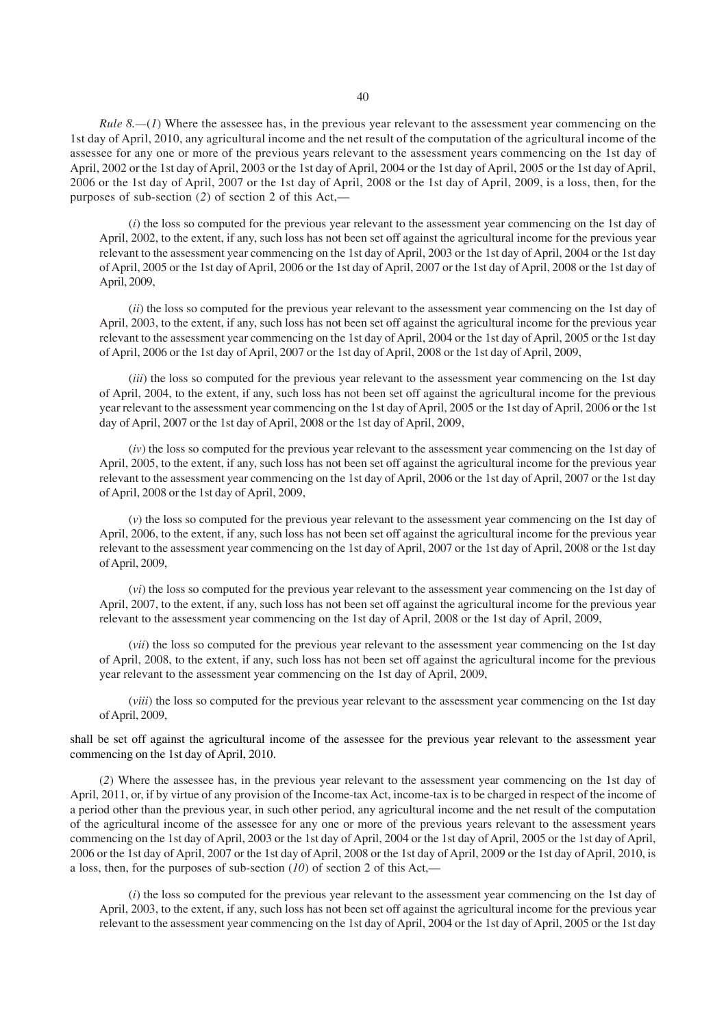*Rule 8.*—(*1*) Where the assessee has, in the previous year relevant to the assessment year commencing on the 1st day of April, 2010, any agricultural income and the net result of the computation of the agricultural income of the assessee for any one or more of the previous years relevant to the assessment years commencing on the 1st day of April, 2002 or the 1st day of April, 2003 or the 1st day of April, 2004 or the 1st day of April, 2005 or the 1st day of April, 2006 or the 1st day of April, 2007 or the 1st day of April, 2008 or the 1st day of April, 2009, is a loss, then, for the purposes of sub-section (*2*) of section 2 of this Act,—

(*i*) the loss so computed for the previous year relevant to the assessment year commencing on the 1st day of April, 2002, to the extent, if any, such loss has not been set off against the agricultural income for the previous year relevant to the assessment year commencing on the 1st day of April, 2003 or the 1st day of April, 2004 or the 1st day of April, 2005 or the 1st day of April, 2006 or the 1st day of April, 2007 or the 1st day of April, 2008 or the 1st day of April, 2009,

(*ii*) the loss so computed for the previous year relevant to the assessment year commencing on the 1st day of April, 2003, to the extent, if any, such loss has not been set off against the agricultural income for the previous year relevant to the assessment year commencing on the 1st day of April, 2004 or the 1st day of April, 2005 or the 1st day of April, 2006 or the 1st day of April, 2007 or the 1st day of April, 2008 or the 1st day of April, 2009,

(*iii*) the loss so computed for the previous year relevant to the assessment year commencing on the 1st day of April, 2004, to the extent, if any, such loss has not been set off against the agricultural income for the previous year relevant to the assessment year commencing on the 1st day of April, 2005 or the 1st day of April, 2006 or the 1st day of April, 2007 or the 1st day of April, 2008 or the 1st day of April, 2009,

(*iv*) the loss so computed for the previous year relevant to the assessment year commencing on the 1st day of April, 2005, to the extent, if any, such loss has not been set off against the agricultural income for the previous year relevant to the assessment year commencing on the 1st day of April, 2006 or the 1st day of April, 2007 or the 1st day of April, 2008 or the 1st day of April, 2009,

(*v*) the loss so computed for the previous year relevant to the assessment year commencing on the 1st day of April, 2006, to the extent, if any, such loss has not been set off against the agricultural income for the previous year relevant to the assessment year commencing on the 1st day of April, 2007 or the 1st day of April, 2008 or the 1st day of April, 2009,

(*vi*) the loss so computed for the previous year relevant to the assessment year commencing on the 1st day of April, 2007, to the extent, if any, such loss has not been set off against the agricultural income for the previous year relevant to the assessment year commencing on the 1st day of April, 2008 or the 1st day of April, 2009,

(*vii*) the loss so computed for the previous year relevant to the assessment year commencing on the 1st day of April, 2008, to the extent, if any, such loss has not been set off against the agricultural income for the previous year relevant to the assessment year commencing on the 1st day of April, 2009,

(*viii*) the loss so computed for the previous year relevant to the assessment year commencing on the 1st day of April, 2009,

shall be set off against the agricultural income of the assessee for the previous year relevant to the assessment year commencing on the 1st day of April, 2010.

(*2*) Where the assessee has, in the previous year relevant to the assessment year commencing on the 1st day of April, 2011, or, if by virtue of any provision of the Income-tax Act, income-tax is to be charged in respect of the income of a period other than the previous year, in such other period, any agricultural income and the net result of the computation of the agricultural income of the assessee for any one or more of the previous years relevant to the assessment years commencing on the 1st day of April, 2003 or the 1st day of April, 2004 or the 1st day of April, 2005 or the 1st day of April, 2006 or the 1st day of April, 2007 or the 1st day of April, 2008 or the 1st day of April, 2009 or the 1st day of April, 2010, is a loss, then, for the purposes of sub-section (*10*) of section 2 of this Act,—

(*i*) the loss so computed for the previous year relevant to the assessment year commencing on the 1st day of April, 2003, to the extent, if any, such loss has not been set off against the agricultural income for the previous year relevant to the assessment year commencing on the 1st day of April, 2004 or the 1st day of April, 2005 or the 1st day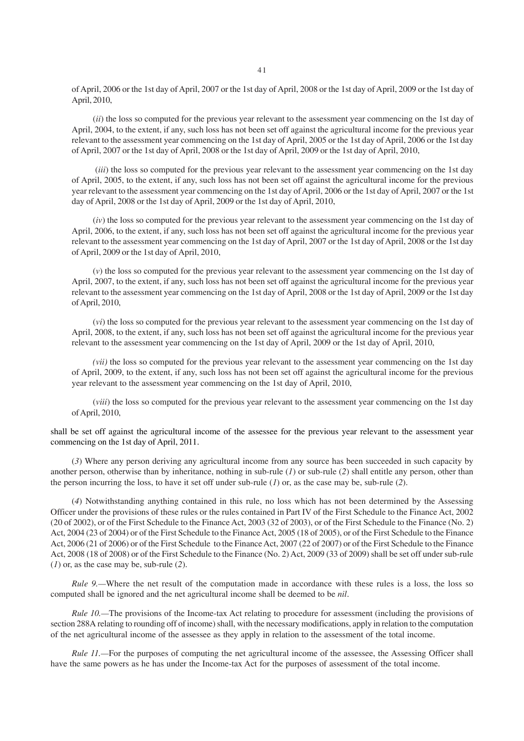of April, 2006 or the 1st day of April, 2007 or the 1st day of April, 2008 or the 1st day of April, 2009 or the 1st day of April, 2010,

(*ii*) the loss so computed for the previous year relevant to the assessment year commencing on the 1st day of April, 2004, to the extent, if any, such loss has not been set off against the agricultural income for the previous year relevant to the assessment year commencing on the 1st day of April, 2005 or the 1st day of April, 2006 or the 1st day of April, 2007 or the 1st day of April, 2008 or the 1st day of April, 2009 or the 1st day of April, 2010,

(*iii*) the loss so computed for the previous year relevant to the assessment year commencing on the 1st day of April, 2005, to the extent, if any, such loss has not been set off against the agricultural income for the previous year relevant to the assessment year commencing on the 1st day of April, 2006 or the 1st day of April, 2007 or the 1st day of April, 2008 or the 1st day of April, 2009 or the 1st day of April, 2010,

(*iv*) the loss so computed for the previous year relevant to the assessment year commencing on the 1st day of April, 2006, to the extent, if any, such loss has not been set off against the agricultural income for the previous year relevant to the assessment year commencing on the 1st day of April, 2007 or the 1st day of April, 2008 or the 1st day of April, 2009 or the 1st day of April, 2010,

(*v*) the loss so computed for the previous year relevant to the assessment year commencing on the 1st day of April, 2007, to the extent, if any, such loss has not been set off against the agricultural income for the previous year relevant to the assessment year commencing on the 1st day of April, 2008 or the 1st day of April, 2009 or the 1st day of April, 2010,

(*vi*) the loss so computed for the previous year relevant to the assessment year commencing on the 1st day of April, 2008, to the extent, if any, such loss has not been set off against the agricultural income for the previous year relevant to the assessment year commencing on the 1st day of April, 2009 or the 1st day of April, 2010,

(*vii*) the loss so computed for the previous year relevant to the assessment year commencing on the 1st day of April, 2009, to the extent, if any, such loss has not been set off against the agricultural income for the previous year relevant to the assessment year commencing on the 1st day of April, 2010,

(*viii*) the loss so computed for the previous year relevant to the assessment year commencing on the 1st day of April, 2010,

shall be set off against the agricultural income of the assessee for the previous year relevant to the assessment year commencing on the 1st day of April, 2011.

(*3*) Where any person deriving any agricultural income from any source has been succeeded in such capacity by another person, otherwise than by inheritance, nothing in sub-rule (*1*) or sub-rule (*2*) shall entitle any person, other than the person incurring the loss, to have it set off under sub-rule (*1*) or, as the case may be, sub-rule (*2*).

(*4*) Notwithstanding anything contained in this rule, no loss which has not been determined by the Assessing Officer under the provisions of these rules or the rules contained in Part IV of the First Schedule to the Finance Act, 2002 (20 of 2002), or of the First Schedule to the Finance Act, 2003 (32 of 2003), or of the First Schedule to the Finance (No. 2) Act, 2004 (23 of 2004) or of the First Schedule to the Finance Act, 2005 (18 of 2005), or of the First Schedule to the Finance Act, 2006 (21 of 2006) or of the First Schedule to the Finance Act, 2007 (22 of 2007) or of the First Schedule to the Finance Act, 2008 (18 of 2008) or of the First Schedule to the Finance (No. 2) Act, 2009 (33 of 2009) shall be set off under sub-rule (*1*) or, as the case may be, sub-rule (*2*).

*Rule 9.*—Where the net result of the computation made in accordance with these rules is a loss, the loss so computed shall be ignored and the net agricultural income shall be deemed to be *nil*.

*Rule 10.*—The provisions of the Income-tax Act relating to procedure for assessment (including the provisions of section 288A relating to rounding off of income) shall, with the necessary modifications, apply in relation to the computation of the net agricultural income of the assessee as they apply in relation to the assessment of the total income.

*Rule 11.*—For the purposes of computing the net agricultural income of the assessee, the Assessing Officer shall have the same powers as he has under the Income-tax Act for the purposes of assessment of the total income.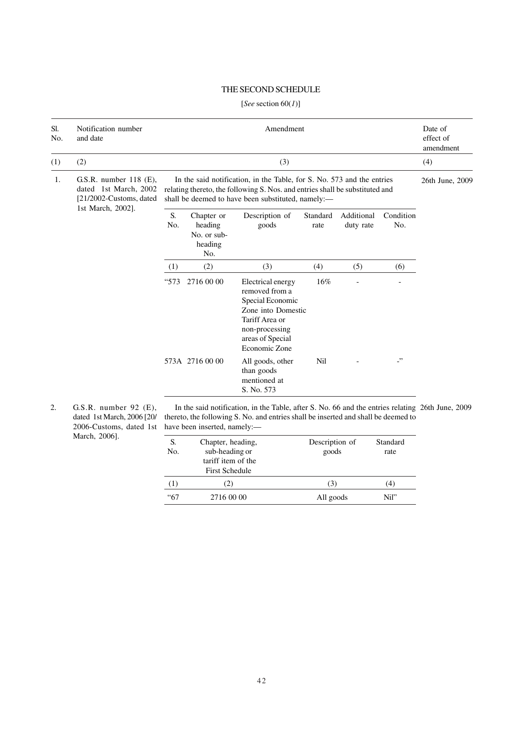# THE SECOND SCHEDULE

[*See* section 60(*1*)]

| Sl. No. | Notification number and date | Amendment | Date of effect of amendment |
|---|---|---|---|
| (1) | (2) | (3) | (4) |
| 1. | G.S.R. number 118 (E), dated 1st March, 2002 [21/2002-Customs, dated 1st March, 2002]. | In the said notification, in the Table, for S. No. 573 and the entries relating thereto, the following S. Nos. and entries shall be substituted and shall be deemed to have been substituted, namely:— | 26th June, 2009 |

| S. No. | Chapter or heading No. or sub-heading No. | Description of goods | Standard rate | Additional duty rate | Condition No. |
|---|---|---|---|---|---|
| (1) | (2) | (3) | (4) | (5) | (6) |
| "573 | 2716 00 00 | Electrical energy removed from a Special Economic Zone into Domestic Tariff Area or non-processing areas of Special Economic Zone | 16% | - | - |
| 573A | 2716 00 00 | All goods, other than goods mentioned at S. No. 573 | Nil | - | -" |

| Sl. No. | Notification number and date | Amendment | Date of effect of amendment |
|---|---|---|---|
| 2. | G.S.R. number 92 (E), dated 1st March, 2006 [20/2006-Customs, dated 1st March, 2006]. | In the said notification, in the Table, after S. No. 66 and the entries relating thereto, the following S. No. and entries shall be inserted and shall be deemed to have been inserted, namely:— | 26th June, 2009 |

| S. No. | Chapter, heading, sub-heading or tariff item of the First Schedule | Description of goods | Standard rate |
|---|---|---|---|
| (1) | (2) | (3) | (4) |
| "67 | 2716 00 00 | All goods | Nil" |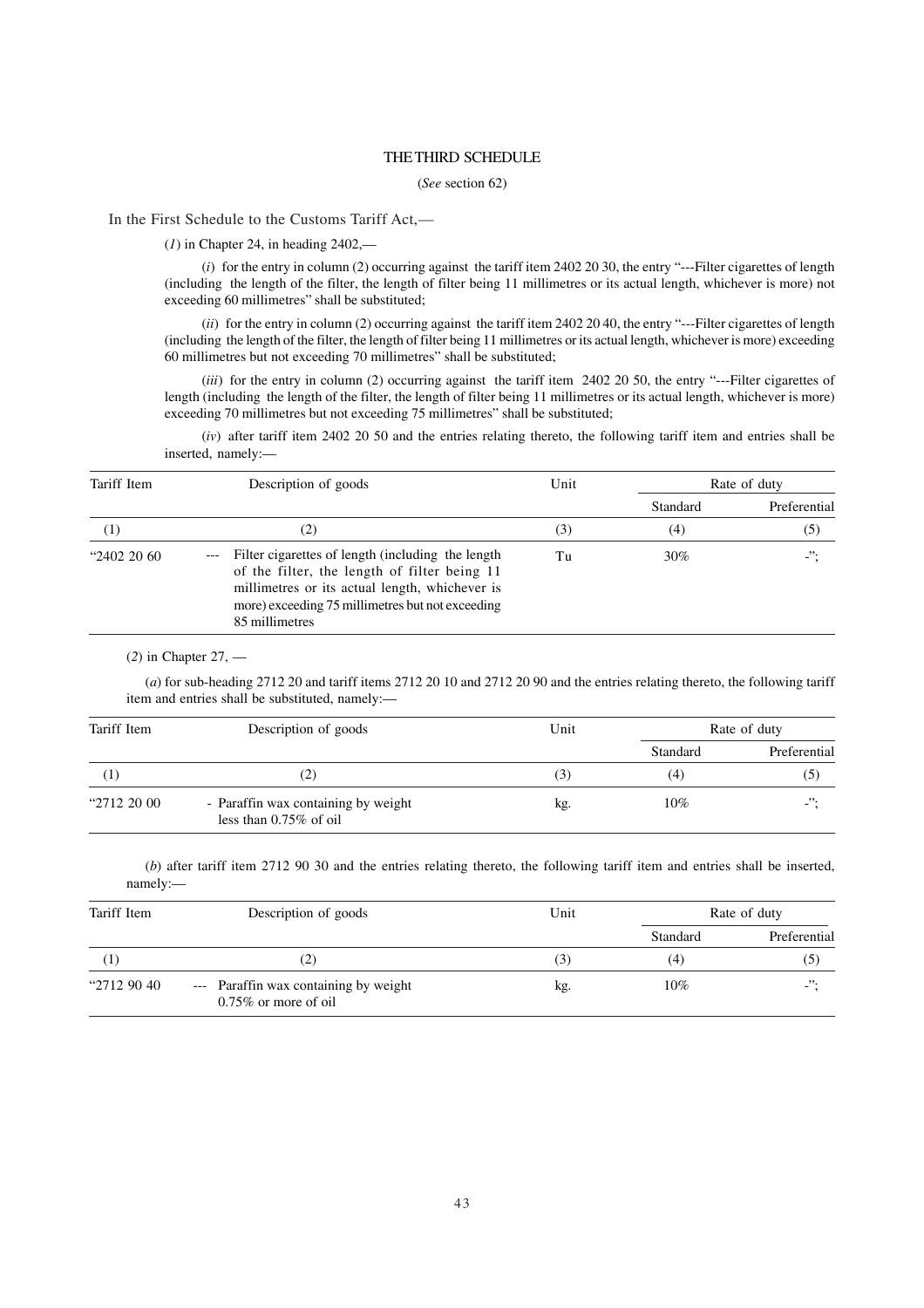## THE THIRD SCHEDULE

(*See* section 62)

In the First Schedule to the Customs Tariff Act,—

(*1*) in Chapter 24, in heading 2402,—

(*i*) for the entry in column (2) occurring against the tariff item 2402 20 30, the entry "---Filter cigarettes of length (including the length of the filter, the length of filter being 11 millimetres or its actual length, whichever is more) not exceeding 60 millimetres" shall be substituted;

(*ii*) for the entry in column (2) occurring against the tariff item 2402 20 40, the entry "---Filter cigarettes of length (including the length of the filter, the length of filter being 11 millimetres or its actual length, whichever is more) exceeding 60 millimetres but not exceeding 70 millimetres" shall be substituted;

(*iii*) for the entry in column (2) occurring against the tariff item 2402 20 50, the entry "---Filter cigarettes of length (including the length of the filter, the length of filter being 11 millimetres or its actual length, whichever is more) exceeding 70 millimetres but not exceeding 75 millimetres" shall be substituted;

(*iv*) after tariff item 2402 20 50 and the entries relating thereto, the following tariff item and entries shall be inserted, namely:—

| Tariff Item | Description of goods | Unit | Rate of duty | |
|---|---|---|---|---|
| | | | Standard | Preferential |
| (1) | (2) | (3) | (4) | (5) |
| "2402 20 60 | --- Filter cigarettes of length (including the length of the filter, the length of filter being 11 millimetres or its actual length, whichever is more) exceeding 75 millimetres but not exceeding 85 millimetres | Tu | 30% | -"; |

(*2*) in Chapter 27, —

(*a*) for sub-heading 2712 20 and tariff items 2712 20 10 and 2712 20 90 and the entries relating thereto, the following tariff item and entries shall be substituted, namely:—

| Tariff Item | Description of goods | Unit | Rate of duty | |
|---|---|---|---|---|
| | | | Standard | Preferential |
| (1) | (2) | (3) | (4) | (5) |
| "2712 20 00 | - Paraffin wax containing by weight less than 0.75% of oil | kg. | 10% | -"; |

(*b*) after tariff item 2712 90 30 and the entries relating thereto, the following tariff item and entries shall be inserted, namely:—

| Tariff Item | Description of goods | Unit | Rate of duty | |
|---|---|---|---|---|
| | | | Standard | Preferential |
| (1) | (2) | (3) | (4) | (5) |
| "2712 90 40 | --- Paraffin wax containing by weight 0.75% or more of oil | kg. | 10% | -"; |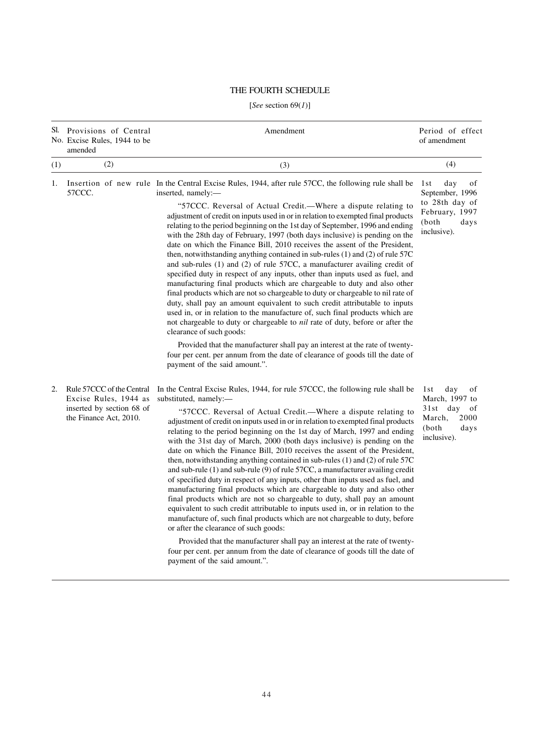# THE FOURTH SCHEDULE

[*See* section 69(*1*)]

| Sl. No. | Provisions of Central Excise Rules, 1944 to be amended | Amendment | Period of effect of amendment |
|---|---|---|---|
| (1) | (2) | (3) | (4) |
| 1. | Insertion of new rule 57CCC. | In the Central Excise Rules, 1944, after rule 57CC, the following rule shall be inserted, namely:— "57CCC. Reversal of Actual Credit.—Where a dispute relating to adjustment of credit on inputs used in or in relation to exempted final products relating to the period beginning on the 1st day of September, 1996 and ending with the 28th day of February, 1997 (both days inclusive) is pending on the date on which the Finance Bill, 2010 receives the assent of the President, then, notwithstanding anything contained in sub-rules (1) and (2) of rule 57C and sub-rules (1) and (2) of rule 57CC, a manufacturer availing credit of specified duty in respect of any inputs, other than inputs used as fuel, and manufacturing final products which are chargeable to duty and also other final products which are not so chargeable to duty or chargeable to nil rate of duty, shall pay an amount equivalent to such credit attributable to inputs used in, or in relation to the manufacture of, such final products which are not chargeable to duty or chargeable to *nil* rate of duty, before or after the clearance of such goods: Provided that the manufacturer shall pay an interest at the rate of twenty-four per cent. per annum from the date of clearance of goods till the date of payment of the said amount.". | 1st day of September, 1996 to 28th day of February, 1997 (both days inclusive). |
| 2. | Rule 57CCC of the Central Excise Rules, 1944 as inserted by section 68 of the Finance Act, 2010. | In the Central Excise Rules, 1944, for rule 57CCC, the following rule shall be substituted, namely:— "57CCC. Reversal of Actual Credit.—Where a dispute relating to adjustment of credit on inputs used in or in relation to exempted final products relating to the period beginning on the 1st day of March, 1997 and ending with the 31st day of March, 2000 (both days inclusive) is pending on the date on which the Finance Bill, 2010 receives the assent of the President, then, notwithstanding anything contained in sub-rules (1) and (2) of rule 57C and sub-rule (1) and sub-rule (9) of rule 57CC, a manufacturer availing credit of specified duty in respect of any inputs, other than inputs used as fuel, and manufacturing final products which are chargeable to duty and also other final products which are not so chargeable to duty, shall pay an amount equivalent to such credit attributable to inputs used in, or in relation to the manufacture of, such final products which are not chargeable to duty, before or after the clearance of such goods: Provided that the manufacturer shall pay an interest at the rate of twenty-four per cent. per annum from the date of clearance of goods till the date of payment of the said amount.". | 1st day of March, 1997 to 31st day of March, 2000 (both days inclusive). |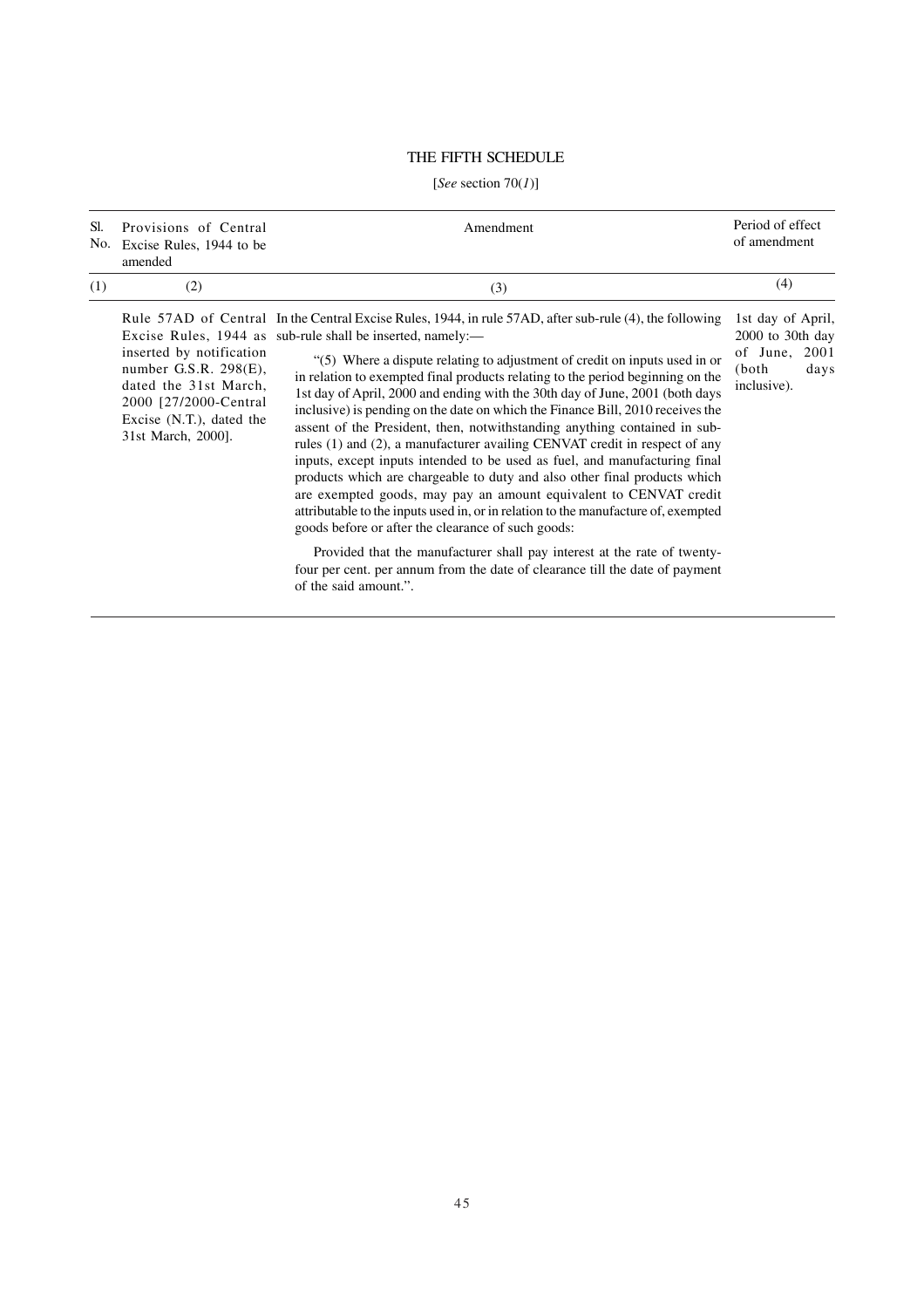# THE FIFTH SCHEDULE

[*See* section 70(*1*)]

| Sl. No. | Provisions of Central Excise Rules, 1944 to be amended | Amendment | Period of effect of amendment |
|---|---|---|---|
| (1) | (2) | (3) | (4) |
| | Rule 57AD of Central Excise Rules, 1944 as inserted by notification number G.S.R. 298(E), dated the 31st March, 2000 [27/2000-Central Excise (N.T.), dated the 31st March, 2000]. | In the Central Excise Rules, 1944, in rule 57AD, after sub-rule (4), the following sub-rule shall be inserted, namely:—<br><br>"(5) Where a dispute relating to adjustment of credit on inputs used in or in relation to exempted final products relating to the period beginning on the 1st day of April, 2000 and ending with the 30th day of June, 2001 (both days inclusive) is pending on the date on which the Finance Bill, 2010 receives the assent of the President, then, notwithstanding anything contained in sub-rules (1) and (2), a manufacturer availing CENVAT credit in respect of any inputs, except inputs intended to be used as fuel, and manufacturing final products which are chargeable to duty and also other final products which are exempted goods, may pay an amount equivalent to CENVAT credit attributable to the inputs used in, or in relation to the manufacture of, exempted goods before or after the clearance of such goods:<br><br>Provided that the manufacturer shall pay interest at the rate of twenty-four per cent. per annum from the date of clearance till the date of payment of the said amount.". | 1st day of April, 2000 to 30th day of June, 2001 (both days inclusive). |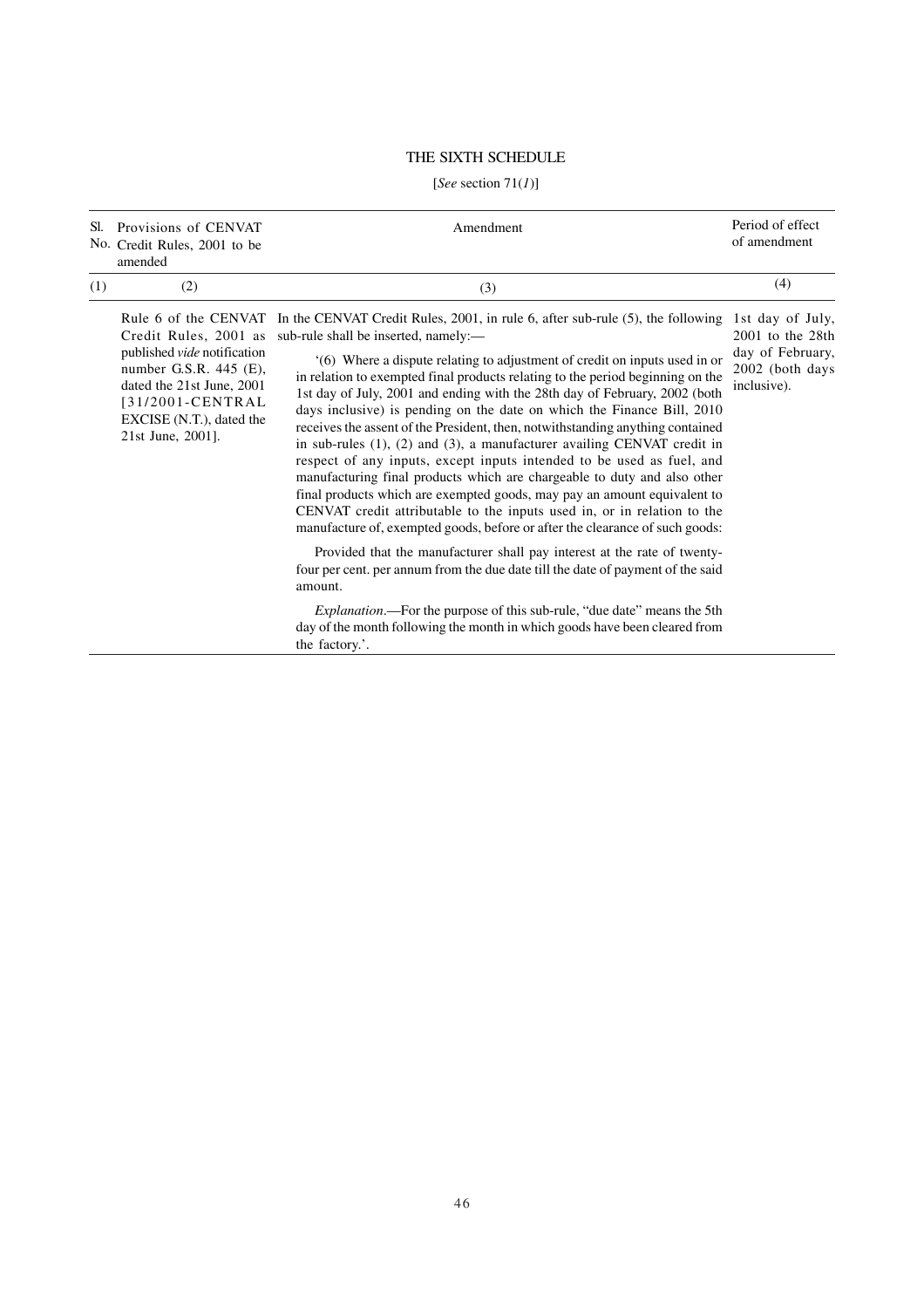# THE SIXTH SCHEDULE

[*See* section 71(*1*)]

| Sl. No. | Provisions of CENVAT Credit Rules, 2001 to be amended | Amendment | Period of effect of amendment |
|---|---|---|---|
| (1) | (2) | (3) | (4) |
| | Rule 6 of the CENVAT Credit Rules, 2001 as published *vide* notification number G.S.R. 445 (E), dated the 21st June, 2001 [31/2001-CENTRAL EXCISE (N.T.), dated the 21st June, 2001]. | In the CENVAT Credit Rules, 2001, in rule 6, after sub-rule (5), the following sub-rule shall be inserted, namely:—<br><br>'(6) Where a dispute relating to adjustment of credit on inputs used in or in relation to exempted final products relating to the period beginning on the 1st day of July, 2001 and ending with the 28th day of February, 2002 (both days inclusive) is pending on the date on which the Finance Bill, 2010 receives the assent of the President, then, notwithstanding anything contained in sub-rules (1), (2) and (3), a manufacturer availing CENVAT credit in respect of any inputs, except inputs intended to be used as fuel, and manufacturing final products which are chargeable to duty and also other final products which are exempted goods, may pay an amount equivalent to CENVAT credit attributable to the inputs used in, or in relation to the manufacture of, exempted goods, before or after the clearance of such goods:<br><br>Provided that the manufacturer shall pay interest at the rate of twenty-four per cent. per annum from the due date till the date of payment of the said amount.<br><br>*Explanation*.—For the purpose of this sub-rule, "due date" means the 5th day of the month following the month in which goods have been cleared from the factory.'. | 1st day of July, 2001 to the 28th day of February, 2002 (both days inclusive). |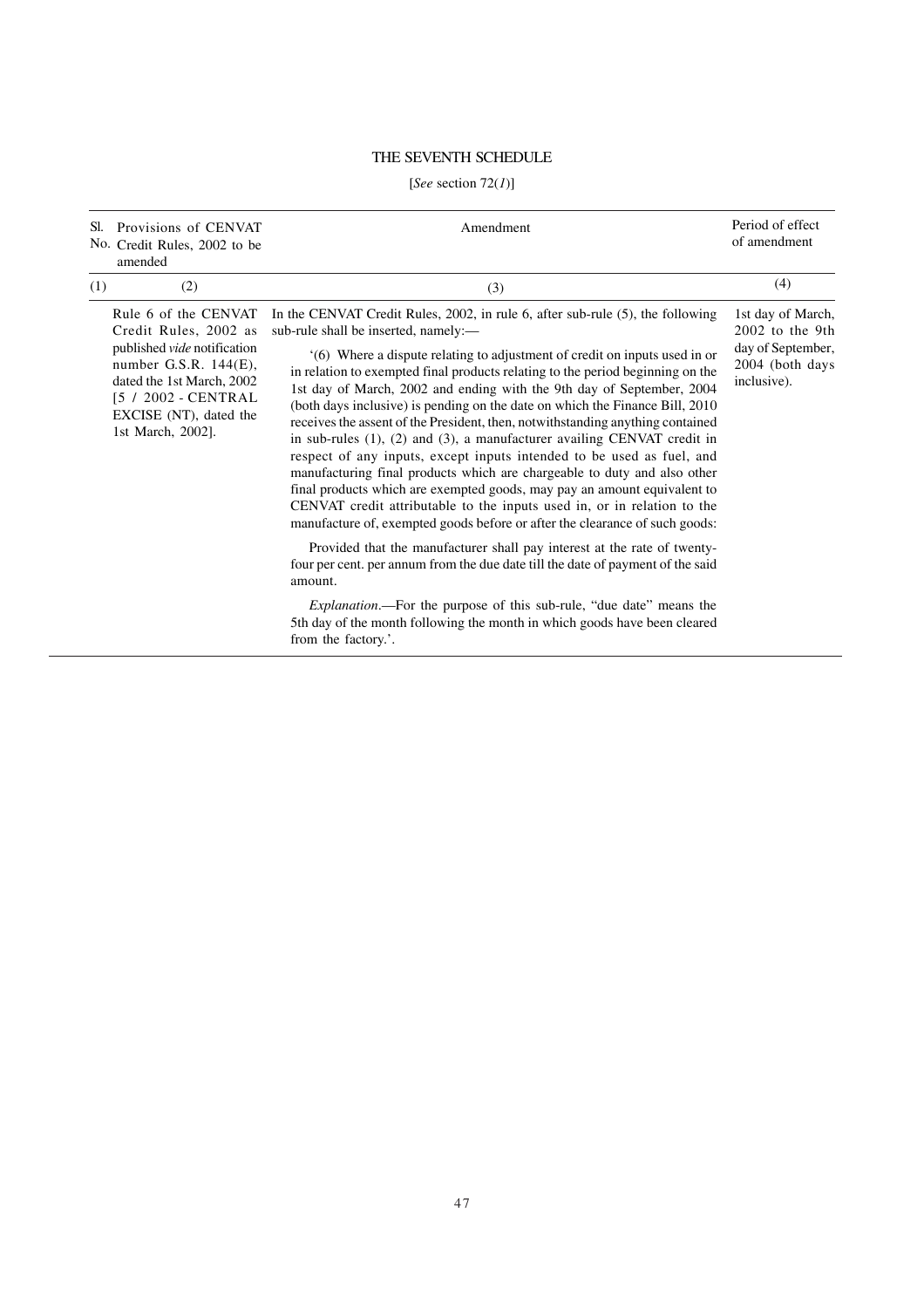# THE SEVENTH SCHEDULE

[*See* section 72(*1*)]

| Sl. No. | Provisions of CENVAT Credit Rules, 2002 to be amended | Amendment | Period of effect of amendment |
|---|---|---|---|
| (1) | (2) | (3) | (4) |
| | Rule 6 of the CENVAT Credit Rules, 2002 as published *vide* notification number G.S.R. 144(E), dated the 1st March, 2002 [5 / 2002 - CENTRAL EXCISE (NT), dated the 1st March, 2002]. | In the CENVAT Credit Rules, 2002, in rule 6, after sub-rule (5), the following sub-rule shall be inserted, namely:— <br><br> '(6) Where a dispute relating to adjustment of credit on inputs used in or in relation to exempted final products relating to the period beginning on the 1st day of March, 2002 and ending with the 9th day of September, 2004 (both days inclusive) is pending on the date on which the Finance Bill, 2010 receives the assent of the President, then, notwithstanding anything contained in sub-rules (1), (2) and (3), a manufacturer availing CENVAT credit in respect of any inputs, except inputs intended to be used as fuel, and manufacturing final products which are chargeable to duty and also other final products which are exempted goods, may pay an amount equivalent to CENVAT credit attributable to the inputs used in, or in relation to the manufacture of, exempted goods before or after the clearance of such goods: <br><br> Provided that the manufacturer shall pay interest at the rate of twenty-four per cent. per annum from the due date till the date of payment of the said amount. <br><br> *Explanation*.—For the purpose of this sub-rule, "due date" means the 5th day of the month following the month in which goods have been cleared from the factory.'. | 1st day of March, 2002 to the 9th day of September, 2004 (both days inclusive). |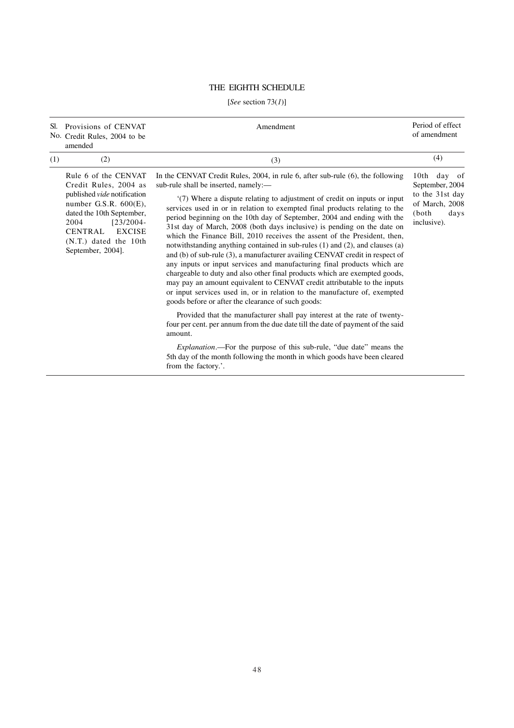# THE EIGHTH SCHEDULE

[*See* section 73(*1*)]

| Sl. No. | Provisions of CENVAT Credit Rules, 2004 to be amended | Amendment | Period of effect of amendment |
|---|---|---|---|
| (1) | (2) | (3) | (4) |
| | Rule 6 of the CENVAT Credit Rules, 2004 as published *vide* notification number G.S.R. 600(E), dated the 10th September, 2004 [23/2004-CENTRAL EXCISE (N.T.) dated the 10th September, 2004]. | In the CENVAT Credit Rules, 2004, in rule 6, after sub-rule (6), the following sub-rule shall be inserted, namely:—<br><br>'(7) Where a dispute relating to adjustment of credit on inputs or input services used in or in relation to exempted final products relating to the period beginning on the 10th day of September, 2004 and ending with the 31st day of March, 2008 (both days inclusive) is pending on the date on which the Finance Bill, 2010 receives the assent of the President, then, notwithstanding anything contained in sub-rules (1) and (2), and clauses (a) and (b) of sub-rule (3), a manufacturer availing CENVAT credit in respect of any inputs or input services and manufacturing final products which are chargeable to duty and also other final products which are exempted goods, may pay an amount equivalent to CENVAT credit attributable to the inputs or input services used in, or in relation to the manufacture of, exempted goods before or after the clearance of such goods:<br><br>Provided that the manufacturer shall pay interest at the rate of twenty-four per cent. per annum from the due date till the date of payment of the said amount.<br><br>*Explanation*.—For the purpose of this sub-rule, "due date" means the 5th day of the month following the month in which goods have been cleared from the factory.'. | 10th day of September, 2004 to the 31st day of March, 2008 (both days inclusive). |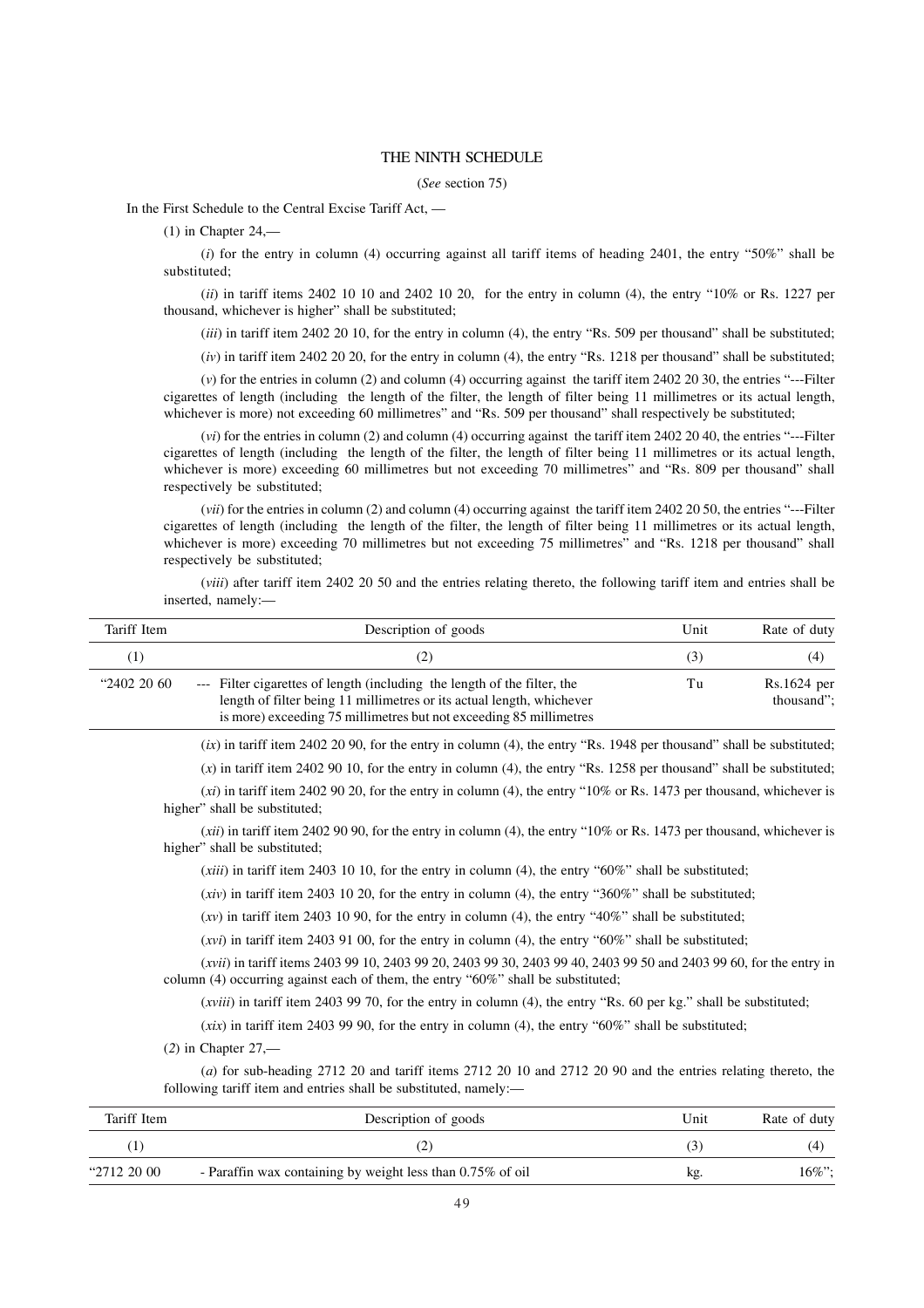## THE NINTH SCHEDULE

(*See* section 75)

In the First Schedule to the Central Excise Tariff Act, —

(1) in Chapter 24,—

(*i*) for the entry in column (4) occurring against all tariff items of heading 2401, the entry "50%" shall be substituted;

(*ii*) in tariff items 2402 10 10 and 2402 10 20, for the entry in column (4), the entry "10% or Rs. 1227 per thousand, whichever is higher" shall be substituted;

(*iii*) in tariff item 2402 20 10, for the entry in column (4), the entry "Rs. 509 per thousand" shall be substituted;

(*iv*) in tariff item 2402 20 20, for the entry in column (4), the entry "Rs. 1218 per thousand" shall be substituted;

(*v*) for the entries in column (2) and column (4) occurring against the tariff item 2402 20 30, the entries "---Filter cigarettes of length (including the length of the filter, the length of filter being 11 millimetres or its actual length, whichever is more) not exceeding 60 millimetres" and "Rs. 509 per thousand" shall respectively be substituted;

(*vi*) for the entries in column (2) and column (4) occurring against the tariff item 2402 20 40, the entries "---Filter cigarettes of length (including the length of the filter, the length of filter being 11 millimetres or its actual length, whichever is more) exceeding 60 millimetres but not exceeding 70 millimetres" and "Rs. 809 per thousand" shall respectively be substituted;

(*vii*) for the entries in column (2) and column (4) occurring against the tariff item 2402 20 50, the entries "---Filter cigarettes of length (including the length of the filter, the length of filter being 11 millimetres or its actual length, whichever is more) exceeding 70 millimetres but not exceeding 75 millimetres" and "Rs. 1218 per thousand" shall respectively be substituted;

(*viii*) after tariff item 2402 20 50 and the entries relating thereto, the following tariff item and entries shall be inserted, namely:—

| Tariff Item | Description of goods | Unit | Rate of duty |
|---|---|---|---|
| (1) | (2) | (3) | (4) |
| "2402 20 60 | --- Filter cigarettes of length (including the length of the filter, the length of filter being 11 millimetres or its actual length, whichever is more) exceeding 75 millimetres but not exceeding 85 millimetres | Tu | Rs.1624 per thousand"; |

(*ix*) in tariff item 2402 20 90, for the entry in column (4), the entry "Rs. 1948 per thousand" shall be substituted;

(*x*) in tariff item 2402 90 10, for the entry in column (4), the entry "Rs. 1258 per thousand" shall be substituted;

(*xi*) in tariff item 2402 90 20, for the entry in column (4), the entry "10% or Rs. 1473 per thousand, whichever is higher" shall be substituted;

(*xii*) in tariff item 2402 90 90, for the entry in column (4), the entry "10% or Rs. 1473 per thousand, whichever is higher" shall be substituted;

(*xiii*) in tariff item 2403 10 10, for the entry in column (4), the entry "60%" shall be substituted;

(*xiv*) in tariff item 2403 10 20, for the entry in column (4), the entry "360%" shall be substituted;

(*xv*) in tariff item 2403 10 90, for the entry in column (4), the entry "40%" shall be substituted;

(*xvi*) in tariff item 2403 91 00, for the entry in column (4), the entry "60%" shall be substituted;

(*xvii*) in tariff items 2403 99 10, 2403 99 20, 2403 99 30, 2403 99 40, 2403 99 50 and 2403 99 60, for the entry in column (4) occurring against each of them, the entry "60%" shall be substituted;

(*xviii*) in tariff item 2403 99 70, for the entry in column (4), the entry "Rs. 60 per kg." shall be substituted;

(*xix*) in tariff item 2403 99 90, for the entry in column (4), the entry "60%" shall be substituted;

(*2*) in Chapter 27,—

(*a*) for sub-heading 2712 20 and tariff items 2712 20 10 and 2712 20 90 and the entries relating thereto, the following tariff item and entries shall be substituted, namely:—

| Tariff Item | Description of goods | Unit | Rate of duty |
|---|---|---|---|
| (1) | (2) | (3) | (4) |
| "2712 20 00 | - Paraffin wax containing by weight less than 0.75% of oil | kg. | 16%"; |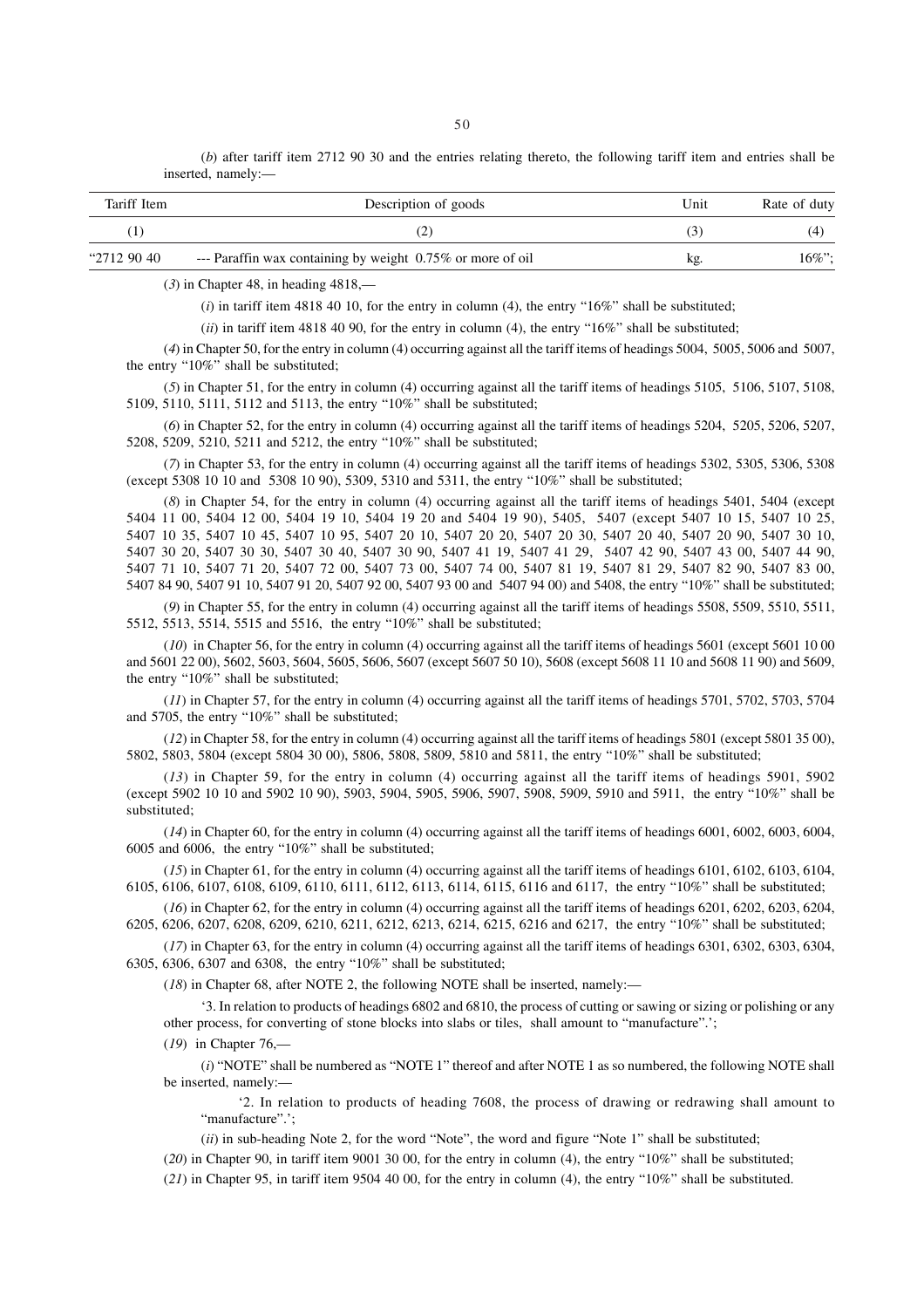(*b*) after tariff item 2712 90 30 and the entries relating thereto, the following tariff item and entries shall be inserted, namely:—

| Tariff Item | Description of goods | Unit | Rate of duty |
|---|---|---|---|
| (1) | (2) | (3) | (4) |
| "2712 90 40 | --- Paraffin wax containing by weight 0.75% or more of oil | kg. | 16%"; |

(*3*) in Chapter 48, in heading 4818,—

(*i*) in tariff item 4818 40 10, for the entry in column (4), the entry "16%" shall be substituted;

(*ii*) in tariff item 4818 40 90, for the entry in column (4), the entry "16%" shall be substituted;

(*4*) in Chapter 50, for the entry in column (4) occurring against all the tariff items of headings 5004, 5005, 5006 and 5007, the entry "10%" shall be substituted;

(*5*) in Chapter 51, for the entry in column (4) occurring against all the tariff items of headings 5105, 5106, 5107, 5108, 5109, 5110, 5111, 5112 and 5113, the entry "10%" shall be substituted;

(*6*) in Chapter 52, for the entry in column (4) occurring against all the tariff items of headings 5204, 5205, 5206, 5207, 5208, 5209, 5210, 5211 and 5212, the entry "10%" shall be substituted;

(*7*) in Chapter 53, for the entry in column (4) occurring against all the tariff items of headings 5302, 5305, 5306, 5308 (except 5308 10 10 and 5308 10 90), 5309, 5310 and 5311, the entry "10%" shall be substituted;

(*8*) in Chapter 54, for the entry in column (4) occurring against all the tariff items of headings 5401, 5404 (except 5404 11 00, 5404 12 00, 5404 19 10, 5404 19 20 and 5404 19 90), 5405, 5407 (except 5407 10 15, 5407 10 25, 5407 10 35, 5407 10 45, 5407 10 95, 5407 20 10, 5407 20 20, 5407 20 30, 5407 20 40, 5407 20 90, 5407 30 10, 5407 30 20, 5407 30 30, 5407 30 40, 5407 30 90, 5407 41 19, 5407 41 29, 5407 42 90, 5407 43 00, 5407 44 90, 5407 71 10, 5407 71 20, 5407 73 00, 5407 74 00, 5407 81 19, 5407 81 29, 5407 82 90, 5407 83 00, 5407 84 90, 5407 91 10, 5407 91 20, 5407 92 00, 5407 93 00 and 5407 94 00) and 5408, the entry "10%" shall be substituted;

(*9*) in Chapter 55, for the entry in column (4) occurring against all the tariff items of headings 5508, 5509, 5510, 5511, 5512, 5513, 5514, 5515 and 5516, the entry "10%" shall be substituted;

(*10*) in Chapter 56, for the entry in column (4) occurring against all the tariff items of headings 5601 (except 5601 10 00 and 5601 22 00), 5602, 5603, 5604, 5605, 5606, 5607 (except 5607 50 10), 5608 (except 5608 11 10 and 5608 11 90) and 5609, the entry "10%" shall be substituted;

(*11*) in Chapter 57, for the entry in column (4) occurring against all the tariff items of headings 5701, 5702, 5703, 5704 and 5705, the entry "10%" shall be substituted;

(*12*) in Chapter 58, for the entry in column (4) occurring against all the tariff items of headings 5801 (except 5801 35 00), 5802, 5803, 5804 (except 5804 30 00), 5806, 5808, 5809, 5810 and 5811, the entry "10%" shall be substituted;

(*13*) in Chapter 59, for the entry in column (4) occurring against all the tariff items of headings 5901, 5902 (except 5902 10 10 and 5902 10 90), 5903, 5904, 5905, 5906, 5907, 5908, 5909, 5910 and 5911, the entry "10%" shall be substituted;

(*14*) in Chapter 60, for the entry in column (4) occurring against all the tariff items of headings 6001, 6002, 6003, 6004, 6005 and 6006, the entry "10%" shall be substituted;

(*15*) in Chapter 61, for the entry in column (4) occurring against all the tariff items of headings 6101, 6102, 6103, 6104, 6105, 6106, 6107, 6108, 6109, 6110, 6111, 6112, 6113, 6114, 6115, 6116 and 6117, the entry "10%" shall be substituted;

(*16*) in Chapter 62, for the entry in column (4) occurring against all the tariff items of headings 6201, 6202, 6203, 6204, 6205, 6206, 6207, 6208, 6209, 6210, 6211, 6212, 6213, 6214, 6215, 6216 and 6217, the entry "10%" shall be substituted;

(*17*) in Chapter 63, for the entry in column (4) occurring against all the tariff items of headings 6301, 6302, 6303, 6304, 6305, 6306, 6307 and 6308, the entry "10%" shall be substituted;

(*18*) in Chapter 68, after NOTE 2, the following NOTE shall be inserted, namely:—

'3. In relation to products of headings 6802 and 6810, the process of cutting or sawing or sizing or polishing or any other process, for converting of stone blocks into slabs or tiles, shall amount to "manufacture".';

(*19*) in Chapter 76,—

(*i*) "NOTE" shall be numbered as "NOTE 1" thereof and after NOTE 1 as so numbered, the following NOTE shall be inserted, namely:—

'2. In relation to products of heading 7608, the process of drawing or redrawing shall amount to "manufacture".';

(*ii*) in sub-heading Note 2, for the word "Note", the word and figure "Note 1" shall be substituted;

(*20*) in Chapter 90, in tariff item 9001 30 00, for the entry in column (4), the entry "10%" shall be substituted;

(*21*) in Chapter 95, in tariff item 9504 40 00, for the entry in column (4), the entry "10%" shall be substituted.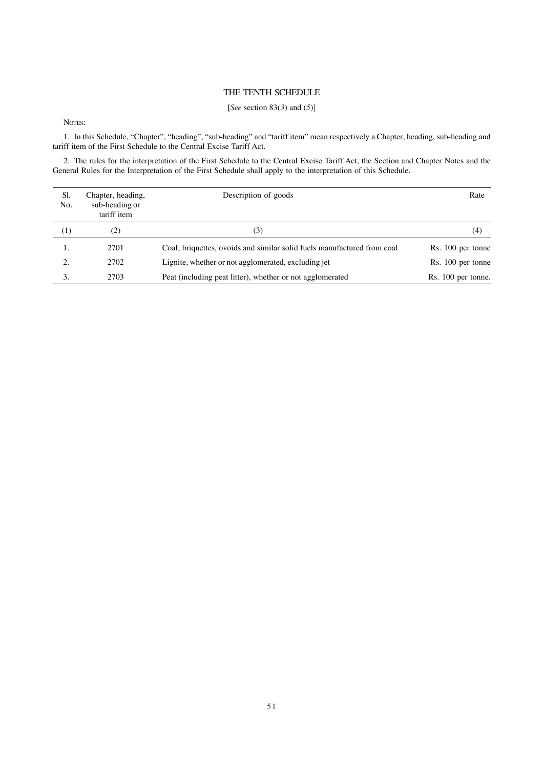## THE TENTH SCHEDULE

[*See* section 83(*3*) and (*5*)]

NOTES:

1. In this Schedule, "Chapter", "heading", "sub-heading" and "tariff item" mean respectively a Chapter, heading, sub-heading and tariff item of the First Schedule to the Central Excise Tariff Act.

2. The rules for the interpretation of the First Schedule to the Central Excise Tariff Act, the Section and Chapter Notes and the General Rules for the Interpretation of the First Schedule shall apply to the interpretation of this Schedule.

| Sl. No. | Chapter, heading, sub-heading or tariff item | Description of goods | Rate |
|---|---|---|---|
| (1) | (2) | (3) | (4) |
| 1. | 2701 | Coal; briquettes, ovoids and similar solid fuels manufactured from coal | Rs. 100 per tonne |
| 2. | 2702 | Lignite, whether or not agglomerated, excluding jet | Rs. 100 per tonne |
| 3. | 2703 | Peat (including peat litter), whether or not agglomerated | Rs. 100 per tonne. |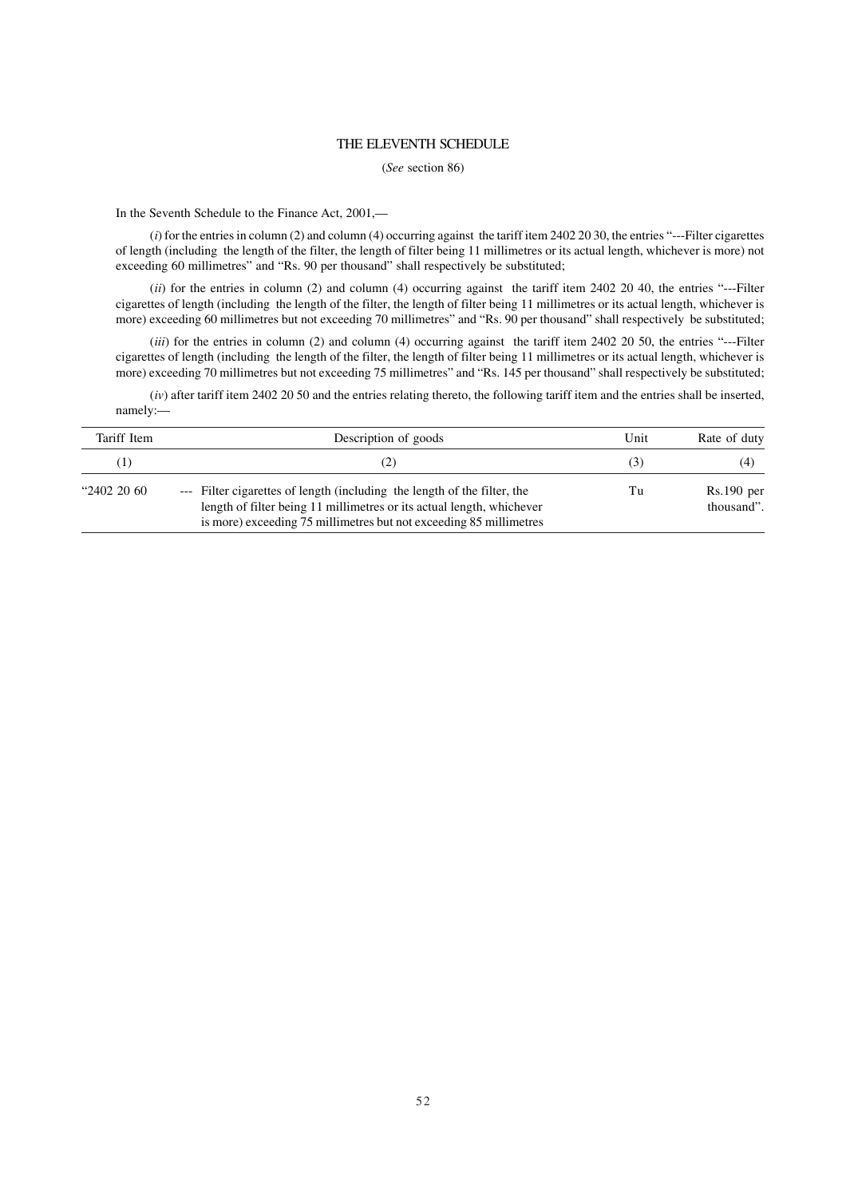# THE ELEVENTH SCHEDULE

(*See* section 86)

In the Seventh Schedule to the Finance Act, 2001,—

(*i*) for the entries in column (2) and column (4) occurring against the tariff item 2402 20 30, the entries "---Filter cigarettes of length (including the length of the filter, the length of filter being 11 millimetres or its actual length, whichever is more) not exceeding 60 millimetres" and "Rs. 90 per thousand" shall respectively be substituted;

(*ii*) for the entries in column (2) and column (4) occurring against the tariff item 2402 20 40, the entries "---Filter cigarettes of length (including the length of the filter, the length of filter being 11 millimetres or its actual length, whichever is more) exceeding 60 millimetres but not exceeding 70 millimetres" and "Rs. 90 per thousand" shall respectively be substituted;

(*iii*) for the entries in column (2) and column (4) occurring against the tariff item 2402 20 50, the entries "---Filter cigarettes of length (including the length of the filter, the length of filter being 11 millimetres or its actual length, whichever is more) exceeding 70 millimetres but not exceeding 75 millimetres" and "Rs. 145 per thousand" shall respectively be substituted;

(*iv*) after tariff item 2402 20 50 and the entries relating thereto, the following tariff item and the entries shall be inserted, namely:—

| Tariff Item | Description of goods | Unit | Rate of duty |
|---|---|---|---|
| (1) | (2) | (3) | (4) |
| "2402 20 60 | --- Filter cigarettes of length (including the length of the filter, the length of filter being 11 millimetres or its actual length, whichever is more) exceeding 75 millimetres but not exceeding 85 millimetres | Tu | Rs.190 per thousand". |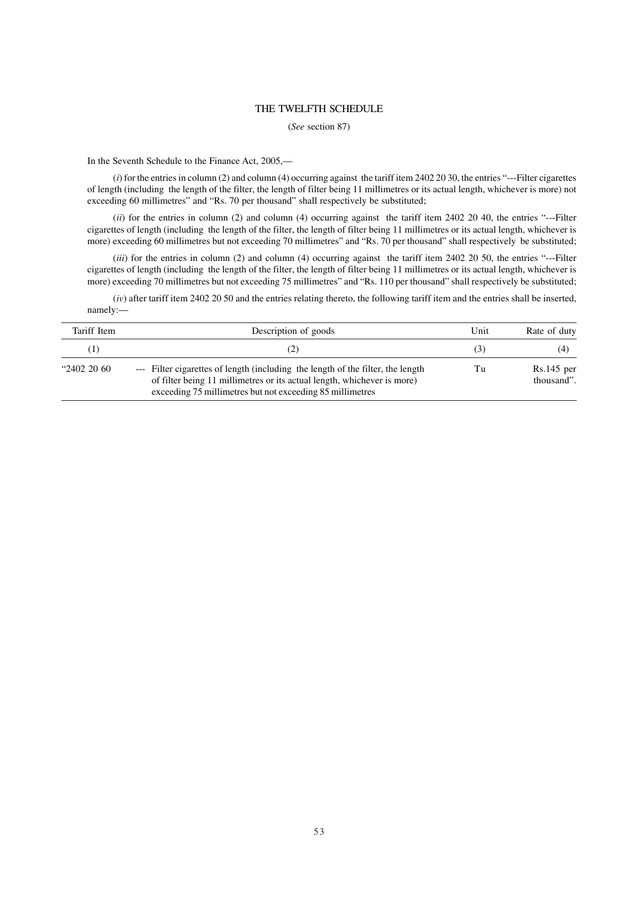## THE TWELFTH SCHEDULE

(*See* section 87)

In the Seventh Schedule to the Finance Act, 2005,—

(*i*) for the entries in column (2) and column (4) occurring against the tariff item 2402 20 30, the entries "---Filter cigarettes of length (including the length of the filter, the length of filter being 11 millimetres or its actual length, whichever is more) not exceeding 60 millimetres" and "Rs. 70 per thousand" shall respectively be substituted;

(*ii*) for the entries in column (2) and column (4) occurring against the tariff item 2402 20 40, the entries "---Filter cigarettes of length (including the length of the filter, the length of filter being 11 millimetres or its actual length, whichever is more) exceeding 60 millimetres but not exceeding 70 millimetres" and "Rs. 70 per thousand" shall respectively be substituted;

(*iii*) for the entries in column (2) and column (4) occurring against the tariff item 2402 20 50, the entries "---Filter cigarettes of length (including the length of the filter, the length of filter being 11 millimetres or its actual length, whichever is more) exceeding 70 millimetres but not exceeding 75 millimetres" and "Rs. 110 per thousand" shall respectively be substituted;

(*iv*) after tariff item 2402 20 50 and the entries relating thereto, the following tariff item and the entries shall be inserted, namely:—

| Tariff Item | Description of goods | Unit | Rate of duty |
|---|---|---|---|
| (1) | (2) | (3) | (4) |
| "2402 20 60 | --- Filter cigarettes of length (including the length of the filter, the length of filter being 11 millimetres or its actual length, whichever is more) exceeding 75 millimetres but not exceeding 85 millimetres | Tu | Rs.145 per thousand". |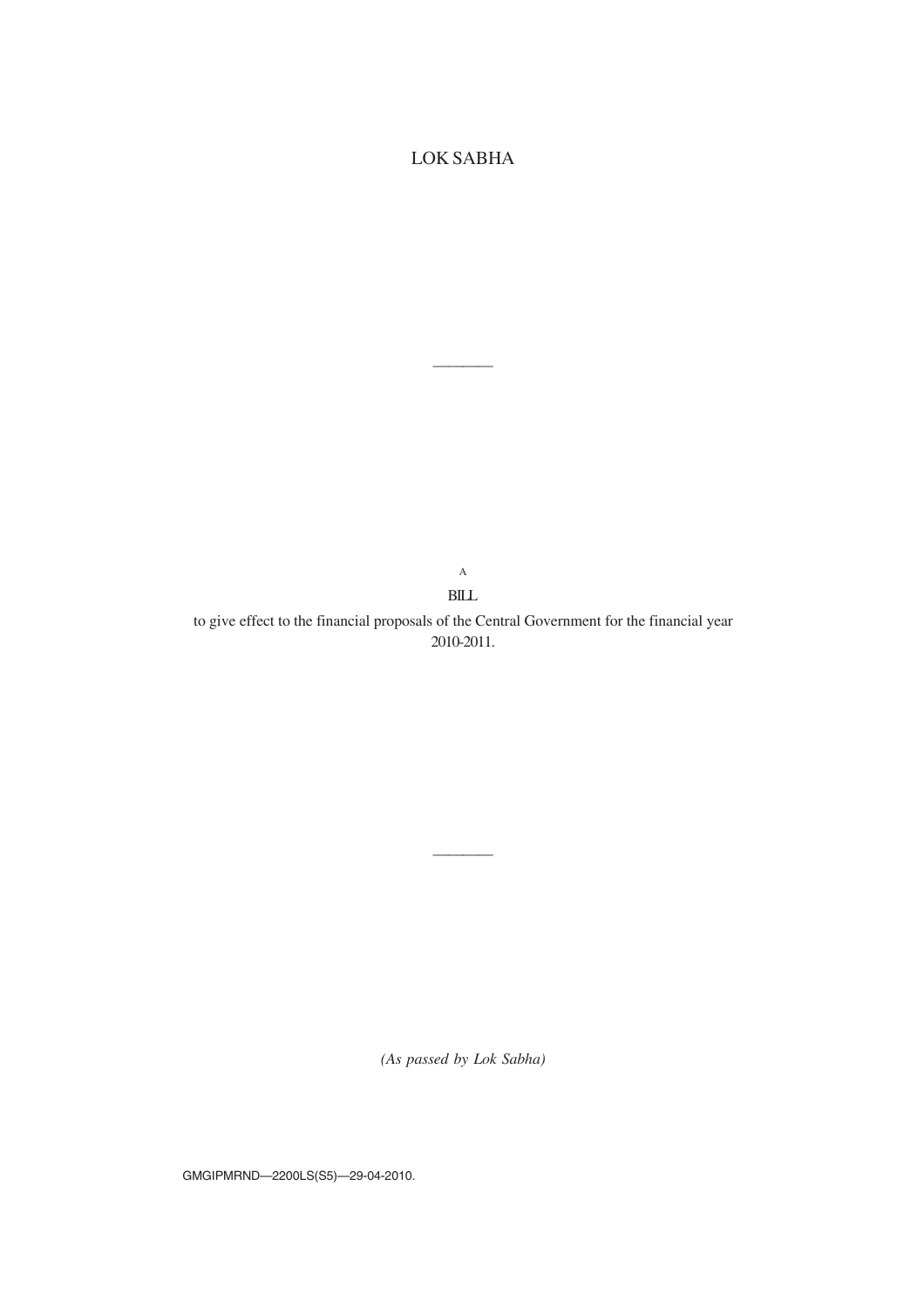# LOK SABHA

————

A

BILL

to give effect to the financial proposals of the Central Government for the financial year 2010-2011.

————

*(As passed by Lok Sabha)*

GMGIPMRND—2200LS(S5)—29-04-2010.